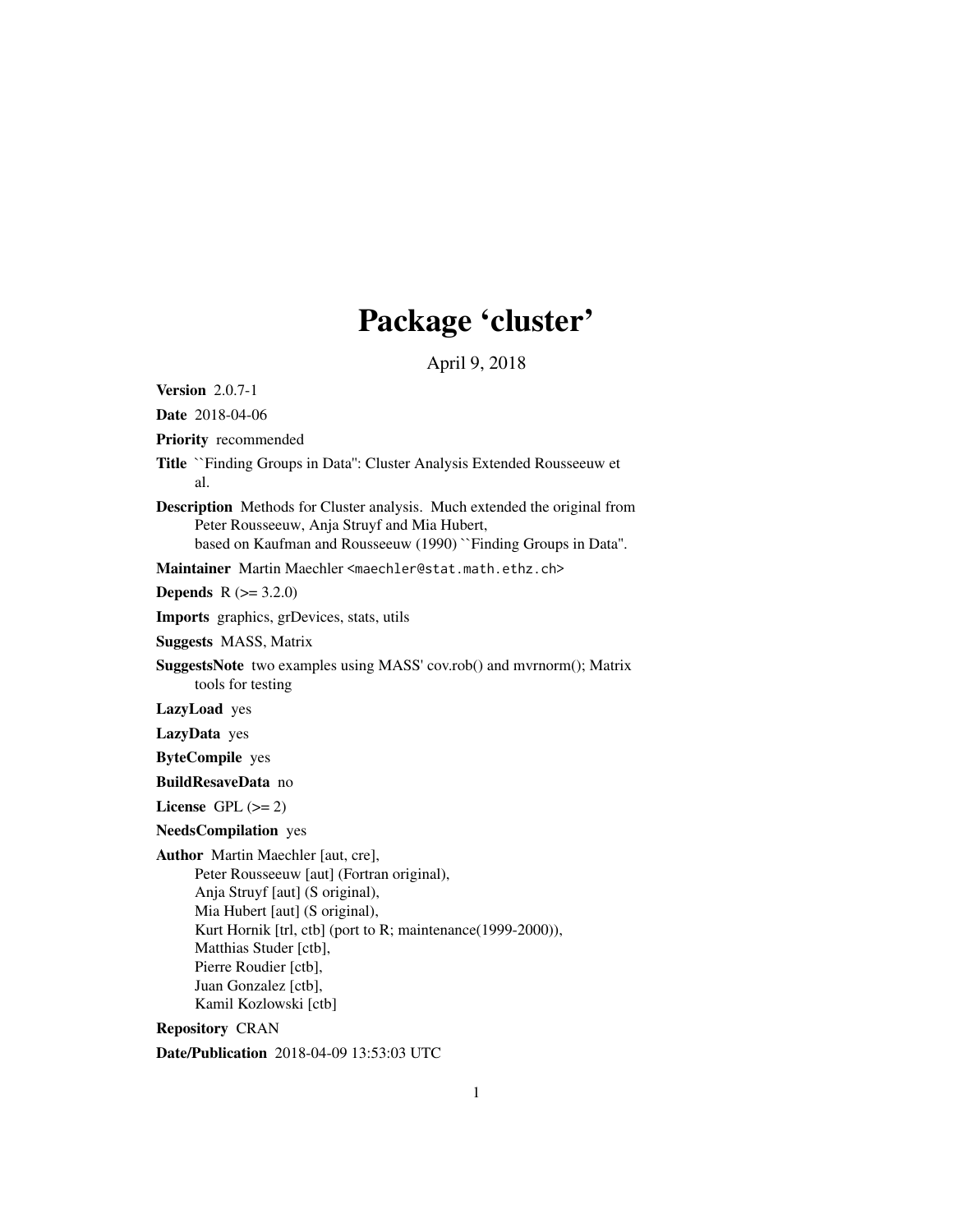# Package 'cluster'

April 9, 2018

**Version** 2.0.7-1

**Date** 2018-04-06

**Priority** recommended

**Title** ``Finding Groups in Data'': Cluster Analysis Extended Rousseeuw et al.

**Description** Methods for Cluster analysis. Much extended the original from Peter Rousseeuw, Anja Struyf and Mia Hubert, based on Kaufman and Rousseeuw (1990) ``Finding Groups in Data''.

**Maintainer** Martin Maechler <maechler@stat.math.ethz.ch>

**Depends** R (>= 3.2.0)

**Imports** graphics, grDevices, stats, utils

**Suggests** MASS, Matrix

**SuggestsNote** two examples using MASS' cov.rob() and mvrnorm(); Matrix tools for testing

**LazyLoad** yes

**LazyData** yes

**ByteCompile** yes

**BuildResaveData** no

**License** GPL (>= 2)

**NeedsCompilation** yes

**Author** Martin Maechler [aut, cre],
Peter Rousseeuw [aut] (Fortran original),
Anja Struyf [aut] (S original),
Mia Hubert [aut] (S original),
Kurt Hornik [trl, ctb] (port to R; maintenance(1999-2000)),
Matthias Studer [ctb],
Pierre Roudier [ctb],
Juan Gonzalez [ctb],
Kamil Kozlowski [ctb]

**Repository** CRAN

**Date/Publication** 2018-04-09 13:53:03 UTC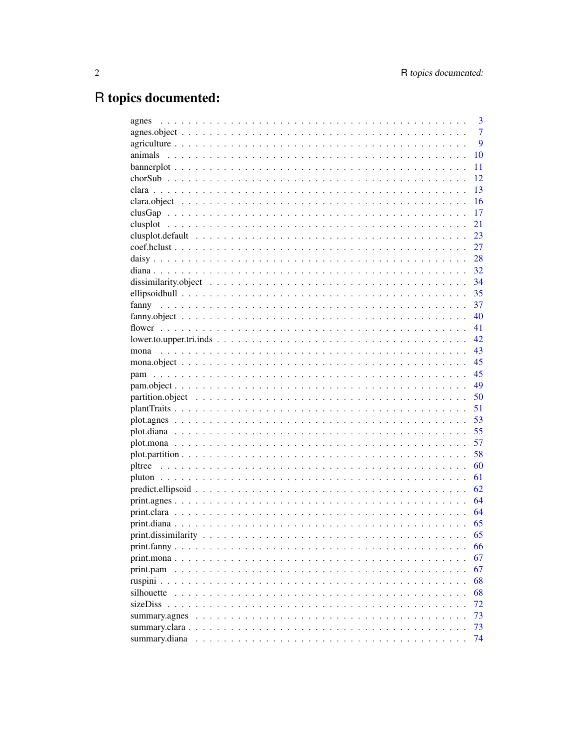# R topics documented:

| | |
|---|---|
| agnes | 3 |
| agnes.object | 7 |
| agriculture | 9 |
| animals | 10 |
| bannerplot | 11 |
| chorSub | 12 |
| clara | 13 |
| clara.object | 16 |
| clusGap | 17 |
| clusplot | 21 |
| clusplot.default | 23 |
| coef.hclust | 27 |
| daisy | 28 |
| diana | 32 |
| dissimilarity.object | 34 |
| ellipsoidhull | 35 |
| fanny | 37 |
| fanny.object | 40 |
| flower | 41 |
| lower.to.upper.tri.inds | 42 |
| mona | 43 |
| mona.object | 45 |
| pam | 45 |
| pam.object | 49 |
| partition.object | 50 |
| plantTraits | 51 |
| plot.agnes | 53 |
| plot.diana | 55 |
| plot.mona | 57 |
| plot.partition | 58 |
| pltree | 60 |
| pluton | 61 |
| predict.ellipsoid | 62 |
| print.agnes | 64 |
| print.clara | 64 |
| print.diana | 65 |
| print.dissimilarity | 65 |
| print.fanny | 66 |
| print.mona | 67 |
| print.pam | 67 |
| ruspini | 68 |
| silhouette | 68 |
| sizeDiss | 72 |
| summary.agnes | 73 |
| summary.clara | 73 |
| summary.diana | 74 |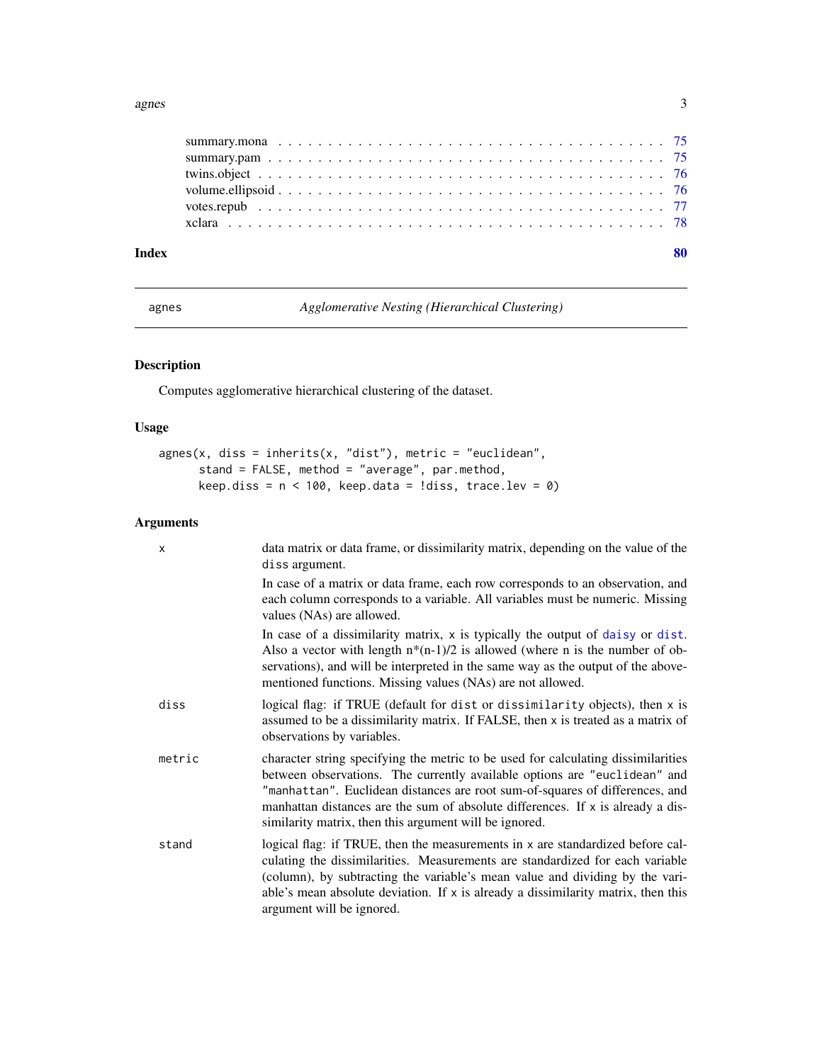summary.mona . . . . . . . . . . . . . . . . . . . . . . . . . . . . . . . . . . . . . 75
summary.pam . . . . . . . . . . . . . . . . . . . . . . . . . . . . . . . . . . . . . . 75
twins.object . . . . . . . . . . . . . . . . . . . . . . . . . . . . . . . . . . . . . . 76
volume.ellipsoid . . . . . . . . . . . . . . . . . . . . . . . . . . . . . . . . . . . . 76
votes.repub . . . . . . . . . . . . . . . . . . . . . . . . . . . . . . . . . . . . . . 77
xclara . . . . . . . . . . . . . . . . . . . . . . . . . . . . . . . . . . . . . . . . . 78

**Index** **80**

---

agnes — *Agglomerative Nesting (Hierarchical Clustering)*

---

## Description

Computes agglomerative hierarchical clustering of the dataset.

## Usage

```
agnes(x, diss = inherits(x, "dist"), metric = "euclidean",
      stand = FALSE, method = "average", par.method,
      keep.diss = n < 100, keep.data = !diss, trace.lev = 0)
```

## Arguments

`x` — data matrix or data frame, or dissimilarity matrix, depending on the value of the `diss` argument.

In case of a matrix or data frame, each row corresponds to an observation, and each column corresponds to a variable. All variables must be numeric. Missing values (NAs) are allowed.

In case of a dissimilarity matrix, `x` is typically the output of `daisy` or `dist`. Also a vector with length n*(n-1)/2 is allowed (where n is the number of observations), and will be interpreted in the same way as the output of the above-mentioned functions. Missing values (NAs) are not allowed.

`diss` — logical flag: if TRUE (default for `dist` or `dissimilarity` objects), then `x` is assumed to be a dissimilarity matrix. If FALSE, then `x` is treated as a matrix of observations by variables.

`metric` — character string specifying the metric to be used for calculating dissimilarities between observations. The currently available options are `"euclidean"` and `"manhattan"`. Euclidean distances are root sum-of-squares of differences, and manhattan distances are the sum of absolute differences. If `x` is already a dissimilarity matrix, then this argument will be ignored.

`stand` — logical flag: if TRUE, then the measurements in `x` are standardized before calculating the dissimilarities. Measurements are standardized for each variable (column), by subtracting the variable's mean value and dividing by the variable's mean absolute deviation. If `x` is already a dissimilarity matrix, then this argument will be ignored.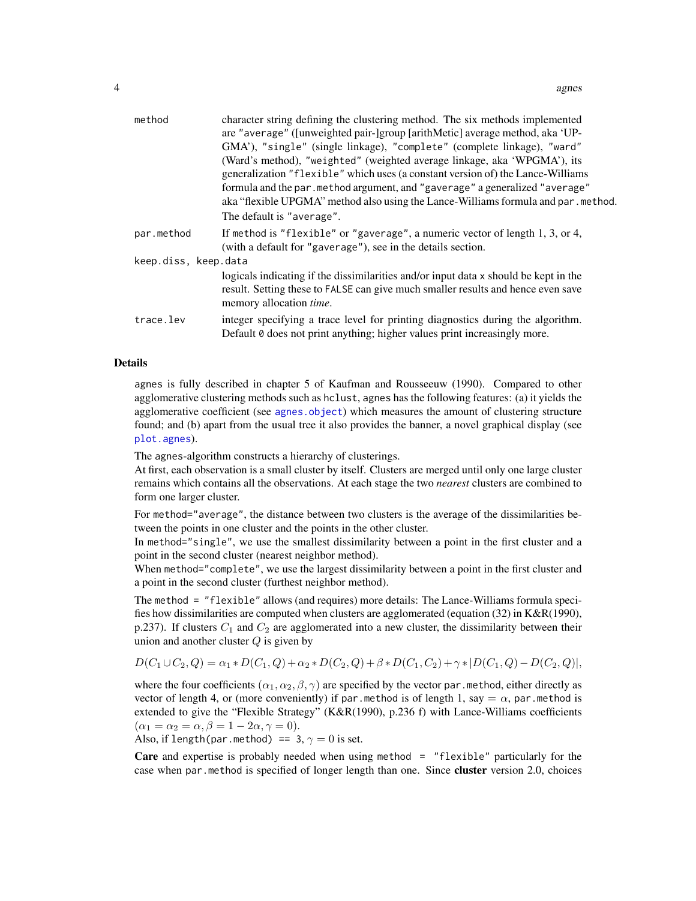| | |
|---|---|
| `method` | character string defining the clustering method. The six methods implemented are `"average"` ([unweighted pair-]group [arithMetic] average method, aka 'UPGMA'), `"single"` (single linkage), `"complete"` (complete linkage), `"ward"` (Ward's method), `"weighted"` (weighted average linkage, aka 'WPGMA'), its generalization `"flexible"` which uses (a constant version of) the Lance-Williams formula and the `par.method` argument, and `"gaverage"` a generalized `"average"` aka "flexible UPGMA" method also using the Lance-Williams formula and `par.method`. The default is `"average"`. |
| `par.method` | If `method` is `"flexible"` or `"gaverage"`, a numeric vector of length 1, 3, or 4, (with a default for `"gaverage"`), see in the details section. |
| `keep.diss, keep.data` | logicals indicating if the dissimilarities and/or input data `x` should be kept in the result. Setting these to `FALSE` can give much smaller results and hence even save memory allocation *time*. |
| `trace.lev` | integer specifying a trace level for printing diagnostics during the algorithm. Default `0` does not print anything; higher values print increasingly more. |

## Details

`agnes` is fully described in chapter 5 of Kaufman and Rousseeuw (1990). Compared to other agglomerative clustering methods such as `hclust`, `agnes` has the following features: (a) it yields the agglomerative coefficient (see `agnes.object`) which measures the amount of clustering structure found; and (b) apart from the usual tree it also provides the banner, a novel graphical display (see `plot.agnes`).

The `agnes`-algorithm constructs a hierarchy of clusterings.
At first, each observation is a small cluster by itself. Clusters are merged until only one large cluster remains which contains all the observations. At each stage the two *nearest* clusters are combined to form one larger cluster.

For `method="average"`, the distance between two clusters is the average of the dissimilarities between the points in one cluster and the points in the other cluster.
In `method="single"`, we use the smallest dissimilarity between a point in the first cluster and a point in the second cluster (nearest neighbor method).
When `method="complete"`, we use the largest dissimilarity between a point in the first cluster and a point in the second cluster (furthest neighbor method).

The `method = "flexible"` allows (and requires) more details: The Lance-Williams formula specifies how dissimilarities are computed when clusters are agglomerated (equation (32) in K&R(1990), p.237). If clusters $C_1$ and $C_2$ are agglomerated into a new cluster, the dissimilarity between their union and another cluster $Q$ is given by

$$D(C_1 \cup C_2, Q) = \alpha_1 * D(C_1, Q) + \alpha_2 * D(C_2, Q) + \beta * D(C_1, C_2) + \gamma * |D(C_1, Q) - D(C_2, Q)|,$$

where the four coefficients $(\alpha_1, \alpha_2, \beta, \gamma)$ are specified by the vector `par.method`, either directly as vector of length 4, or (more conveniently) if `par.method` is of length 1, say $= \alpha$, `par.method` is extended to give the "Flexible Strategy" (K&R(1990), p.236 f) with Lance-Williams coefficients $(\alpha_1 = \alpha_2 = \alpha, \beta = 1 - 2\alpha, \gamma = 0)$.
Also, if `length(par.method) == 3`, $\gamma = 0$ is set.

**Care** and expertise is probably needed when using `method = "flexible"` particularly for the case when `par.method` is specified of longer length than one. Since **cluster** version 2.0, choices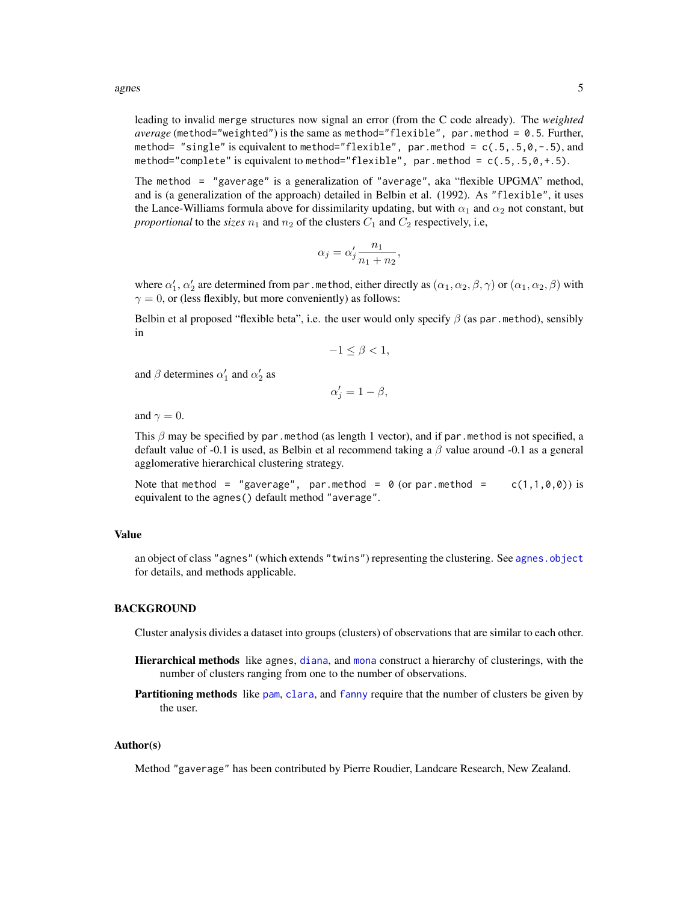leading to invalid `merge` structures now signal an error (from the C code already). The *weighted average* (`method="weighted"`) is the same as `method="flexible", par.method = 0.5`. Further, `method= "single"` is equivalent to `method="flexible", par.method = c(.5,.5,0,-.5)`, and `method="complete"` is equivalent to `method="flexible", par.method = c(.5,.5,0,+.5)`.

The `method = "gaverage"` is a generalization of `"average"`, aka "flexible UPGMA" method, and is (a generalization of the approach) detailed in Belbin et al. (1992). As `"flexible"`, it uses the Lance-Williams formula above for dissimilarity updating, but with $\alpha_1$ and $\alpha_2$ not constant, but *proportional* to the *sizes* $n_1$ and $n_2$ of the clusters $C_1$ and $C_2$ respectively, i.e,

$$\alpha_j = \alpha'_j \frac{n_1}{n_1 + n_2},$$

where $\alpha'_1$, $\alpha'_2$ are determined from `par.method`, either directly as $(\alpha_1, \alpha_2, \beta, \gamma)$ or $(\alpha_1, \alpha_2, \beta)$ with $\gamma = 0$, or (less flexibly, but more conveniently) as follows:

Belbin et al proposed "flexible beta", i.e. the user would only specify $\beta$ (as `par.method`), sensibly in

$$-1 \leq \beta < 1,$$

and $\beta$ determines $\alpha'_1$ and $\alpha'_2$ as

$$\alpha'_j = 1 - \beta,$$

and $\gamma = 0$.

This $\beta$ may be specified by `par.method` (as length 1 vector), and if `par.method` is not specified, a default value of -0.1 is used, as Belbin et al recommend taking a $\beta$ value around -0.1 as a general agglomerative hierarchical clustering strategy.

Note that `method = "gaverage", par.method = 0` (or `par.method = c(1,1,0,0)`) is equivalent to the `agnes()` default method `"average"`.

## Value

an object of class `"agnes"` (which extends `"twins"`) representing the clustering. See `agnes.object` for details, and methods applicable.

## BACKGROUND

Cluster analysis divides a dataset into groups (clusters) of observations that are similar to each other.

**Hierarchical methods** like `agnes`, `diana`, and `mona` construct a hierarchy of clusterings, with the number of clusters ranging from one to the number of observations.

**Partitioning methods** like `pam`, `clara`, and `fanny` require that the number of clusters be given by the user.

## Author(s)

Method `"gaverage"` has been contributed by Pierre Roudier, Landcare Research, New Zealand.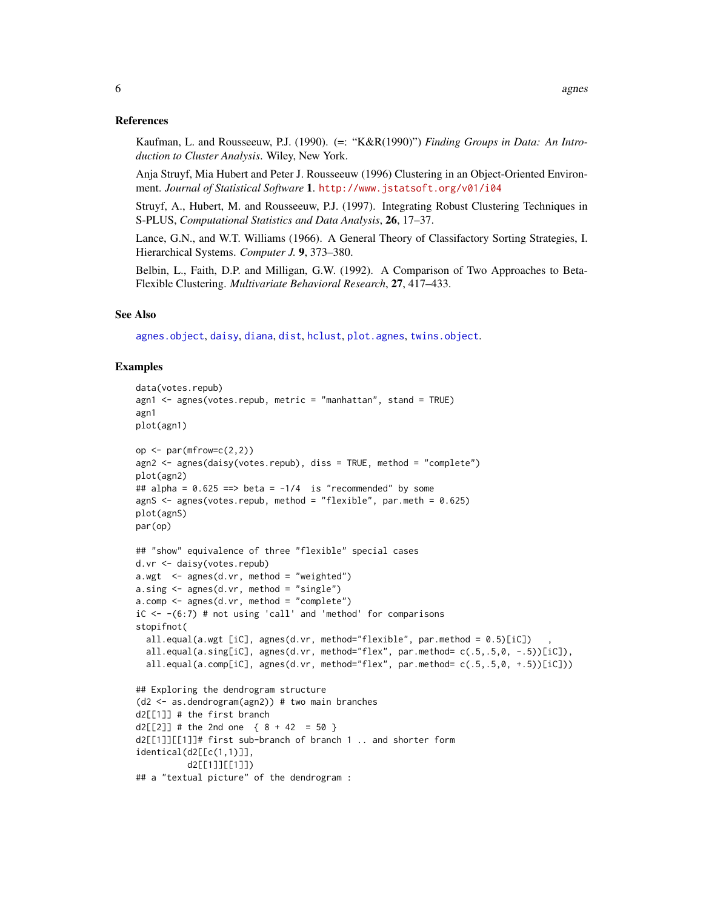## References

Kaufman, L. and Rousseeuw, P.J. (1990). (=: "K&R(1990)") *Finding Groups in Data: An Introduction to Cluster Analysis*. Wiley, New York.

Anja Struyf, Mia Hubert and Peter J. Rousseeuw (1996) Clustering in an Object-Oriented Environment. *Journal of Statistical Software* **1**. http://www.jstatsoft.org/v01/i04

Struyf, A., Hubert, M. and Rousseeuw, P.J. (1997). Integrating Robust Clustering Techniques in S-PLUS, *Computational Statistics and Data Analysis*, **26**, 17–37.

Lance, G.N., and W.T. Williams (1966). A General Theory of Classifactory Sorting Strategies, I. Hierarchical Systems. *Computer J.* **9**, 373–380.

Belbin, L., Faith, D.P. and Milligan, G.W. (1992). A Comparison of Two Approaches to Beta-Flexible Clustering. *Multivariate Behavioral Research*, **27**, 417–433.

## See Also

agnes.object, daisy, diana, dist, hclust, plot.agnes, twins.object.

## Examples

```
data(votes.repub)
agn1 <- agnes(votes.repub, metric = "manhattan", stand = TRUE)
agn1
plot(agn1)

op <- par(mfrow=c(2,2))
agn2 <- agnes(daisy(votes.repub), diss = TRUE, method = "complete")
plot(agn2)
## alpha = 0.625 ==> beta = -1/4  is "recommended" by some
agnS <- agnes(votes.repub, method = "flexible", par.meth = 0.625)
plot(agnS)
par(op)

## "show" equivalence of three "flexible" special cases
d.vr <- daisy(votes.repub)
a.wgt  <- agnes(d.vr, method = "weighted")
a.sing <- agnes(d.vr, method = "single")
a.comp <- agnes(d.vr, method = "complete")
iC <- -(6:7) # not using 'call' and 'method' for comparisons
stopifnot(
  all.equal(a.wgt [iC], agnes(d.vr, method="flexible", par.method = 0.5)[iC])   ,
  all.equal(a.sing[iC], agnes(d.vr, method="flex", par.method= c(.5,.5,0, -.5))[iC]),
  all.equal(a.comp[iC], agnes(d.vr, method="flex", par.method= c(.5,.5,0, +.5))[iC]))

## Exploring the dendrogram structure
(d2 <- as.dendrogram(agn2)) # two main branches
d2[[1]] # the first branch
d2[[2]] # the 2nd one  { 8 + 42  = 50 }
d2[[1]][[1]]# first sub-branch of branch 1 .. and shorter form
identical(d2[[c(1,1)]],
          d2[[1]][[1]])
## a "textual picture" of the dendrogram :
```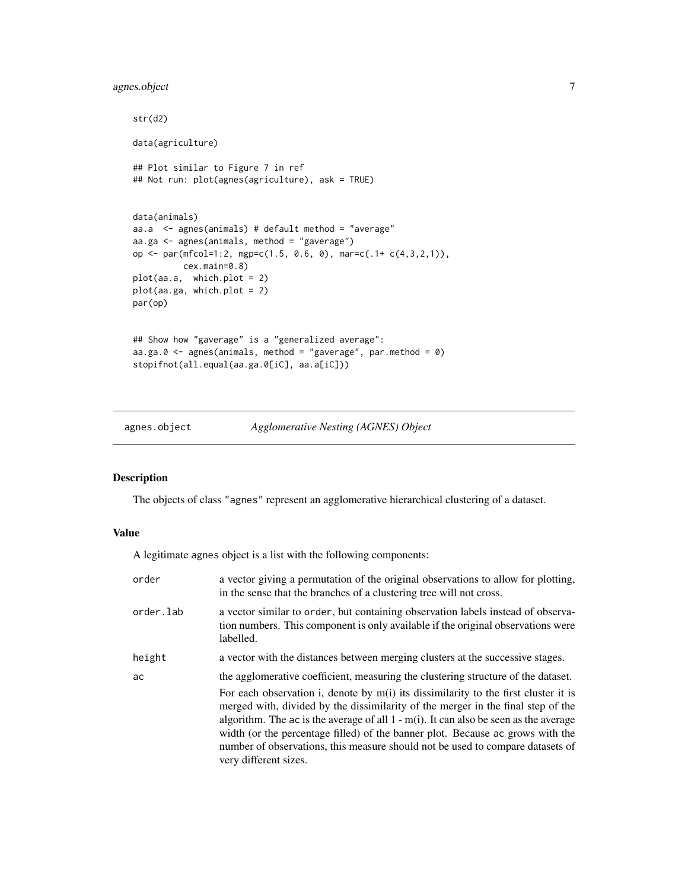```
str(d2)

data(agriculture)

## Plot similar to Figure 7 in ref
## Not run: plot(agnes(agriculture), ask = TRUE)


data(animals)
aa.a  <- agnes(animals) # default method = "average"
aa.ga <- agnes(animals, method = "gaverage")
op <- par(mfcol=1:2, mgp=c(1.5, 0.6, 0), mar=c(.1+ c(4,3,2,1)),
          cex.main=0.8)
plot(aa.a,  which.plot = 2)
plot(aa.ga, which.plot = 2)
par(op)


## Show how "gaverage" is a "generalized average":
aa.ga.0 <- agnes(animals, method = "gaverage", par.method = 0)
stopifnot(all.equal(aa.ga.0[iC], aa.a[iC]))
```

---

## agnes.object *Agglomerative Nesting (AGNES) Object*

### Description

The objects of class "agnes" represent an agglomerative hierarchical clustering of a dataset.

### Value

A legitimate agnes object is a list with the following components:

`order` a vector giving a permutation of the original observations to allow for plotting, in the sense that the branches of a clustering tree will not cross.

`order.lab` a vector similar to `order`, but containing observation labels instead of observation numbers. This component is only available if the original observations were labelled.

`height` a vector with the distances between merging clusters at the successive stages.

`ac` the agglomerative coefficient, measuring the clustering structure of the dataset.

For each observation i, denote by m(i) its dissimilarity to the first cluster it is merged with, divided by the dissimilarity of the merger in the final step of the algorithm. The `ac` is the average of all 1 - m(i). It can also be seen as the average width (or the percentage filled) of the banner plot. Because `ac` grows with the number of observations, this measure should not be used to compare datasets of very different sizes.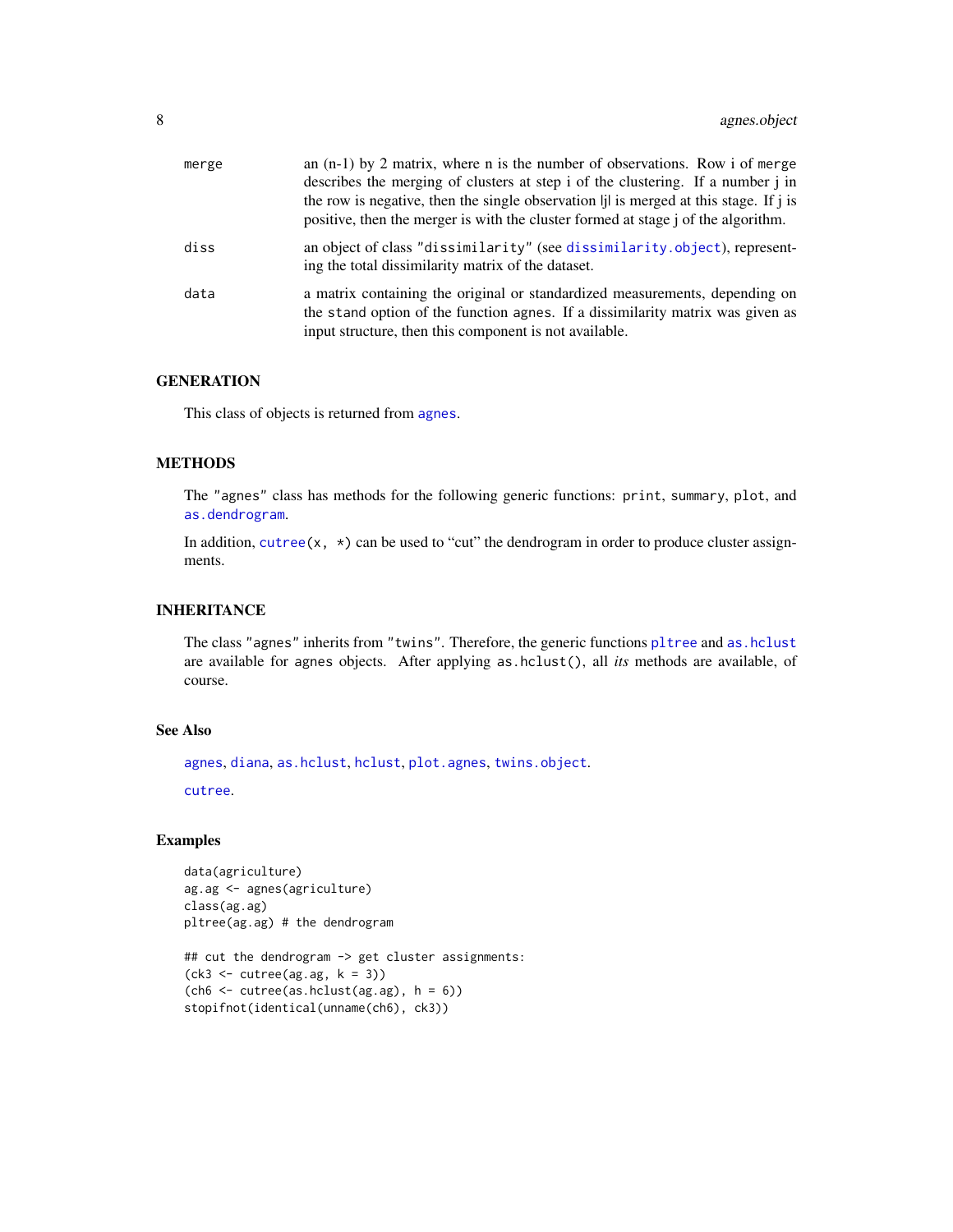merge
: an (n-1) by 2 matrix, where n is the number of observations. Row i of `merge` describes the merging of clusters at step i of the clustering. If a number j in the row is negative, then the single observation |j| is merged at this stage. If j is positive, then the merger is with the cluster formed at stage j of the algorithm.

diss
: an object of class `"dissimilarity"` (see `dissimilarity.object`), representing the total dissimilarity matrix of the dataset.

data
: a matrix containing the original or standardized measurements, depending on the `stand` option of the function `agnes`. If a dissimilarity matrix was given as input structure, then this component is not available.

## GENERATION

This class of objects is returned from `agnes`.

## METHODS

The `"agnes"` class has methods for the following generic functions: `print`, `summary`, `plot`, and `as.dendrogram`.

In addition, `cutree(x, *)` can be used to "cut" the dendrogram in order to produce cluster assignments.

## INHERITANCE

The class `"agnes"` inherits from `"twins"`. Therefore, the generic functions `pltree` and `as.hclust` are available for `agnes` objects. After applying `as.hclust()`, all *its* methods are available, of course.

## See Also

`agnes`, `diana`, `as.hclust`, `hclust`, `plot.agnes`, `twins.object`.

`cutree`.

## Examples

```
data(agriculture)
ag.ag <- agnes(agriculture)
class(ag.ag)
pltree(ag.ag) # the dendrogram

## cut the dendrogram -> get cluster assignments:
(ck3 <- cutree(ag.ag, k = 3))
(ch6 <- cutree(as.hclust(ag.ag), h = 6))
stopifnot(identical(unname(ch6), ck3))
```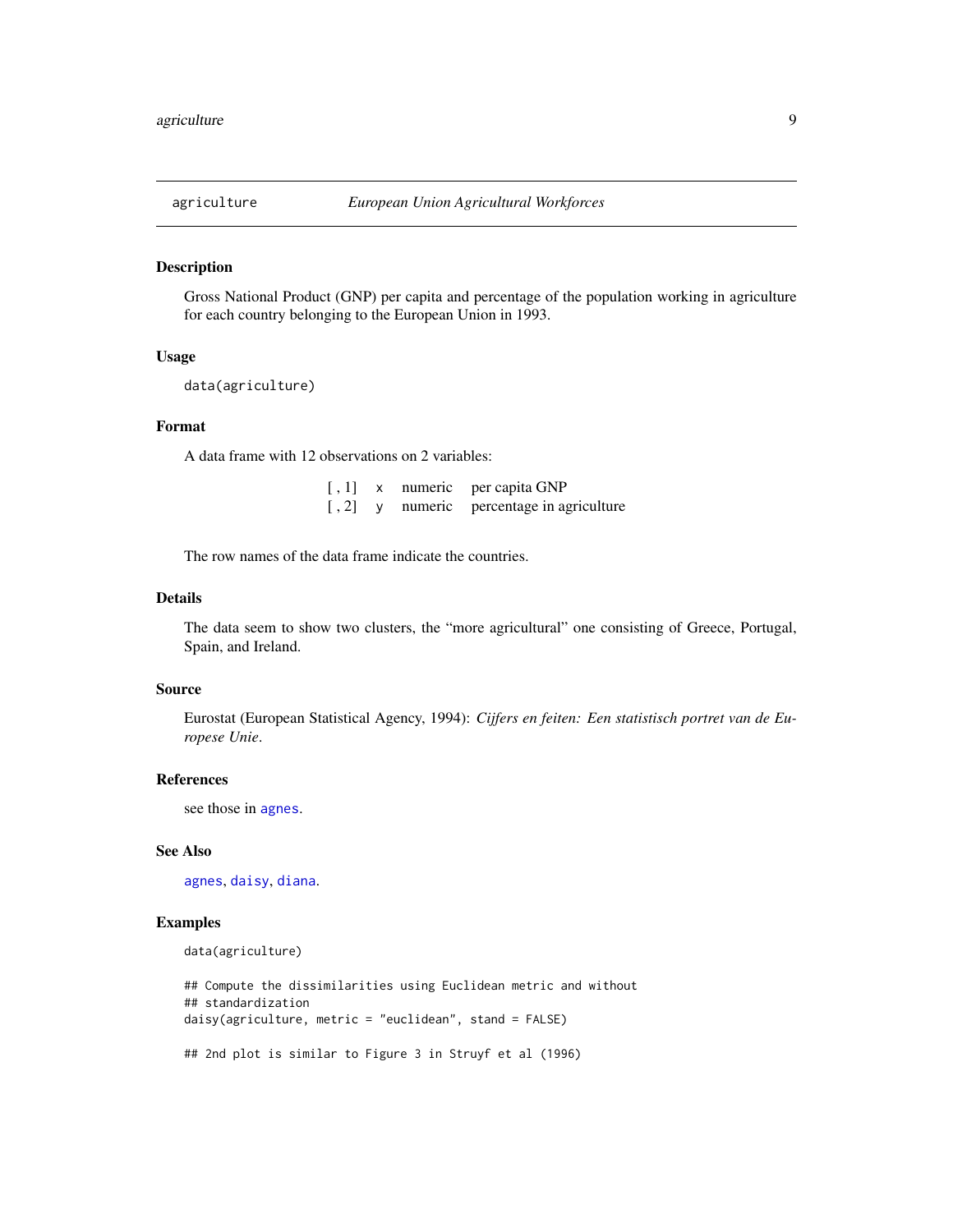agriculture — *European Union Agricultural Workforces*

## Description

Gross National Product (GNP) per capita and percentage of the population working in agriculture for each country belonging to the European Union in 1993.

## Usage

```
data(agriculture)
```

## Format

A data frame with 12 observations on 2 variables:

| | | | |
|---|---|---|---|
| [ , 1] | x | numeric | per capita GNP |
| [ , 2] | y | numeric | percentage in agriculture |

The row names of the data frame indicate the countries.

## Details

The data seem to show two clusters, the "more agricultural" one consisting of Greece, Portugal, Spain, and Ireland.

## Source

Eurostat (European Statistical Agency, 1994): *Cijfers en feiten: Een statistisch portret van de Europese Unie*.

## References

see those in agnes.

## See Also

agnes, daisy, diana.

## Examples

```
data(agriculture)

## Compute the dissimilarities using Euclidean metric and without
## standardization
daisy(agriculture, metric = "euclidean", stand = FALSE)

## 2nd plot is similar to Figure 3 in Struyf et al (1996)
```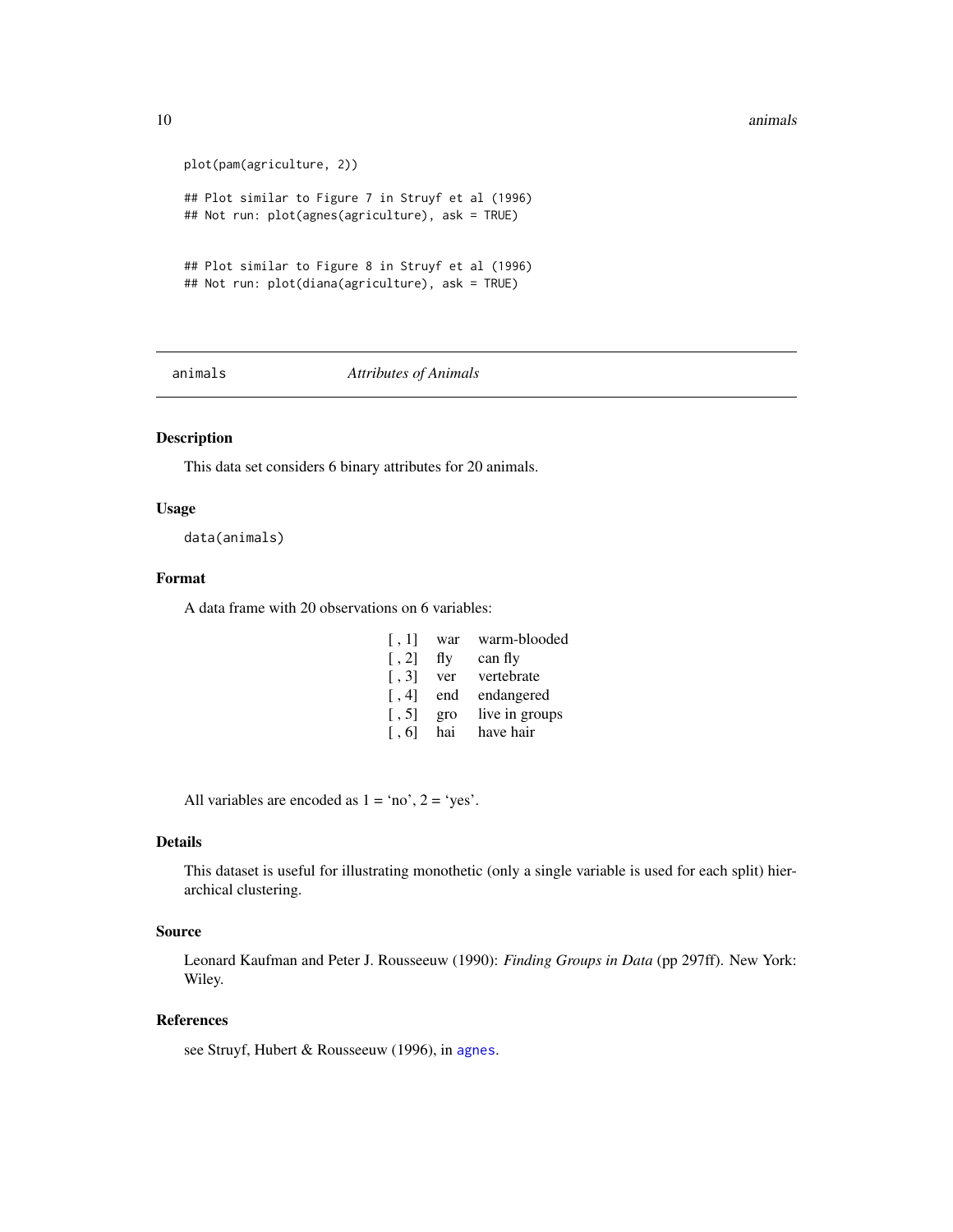```
plot(pam(agriculture, 2))

## Plot similar to Figure 7 in Struyf et al (1996)
## Not run: plot(agnes(agriculture), ask = TRUE)


## Plot similar to Figure 8 in Struyf et al (1996)
## Not run: plot(diana(agriculture), ask = TRUE)
```

---

## animals *Attributes of Animals*

---

### Description

This data set considers 6 binary attributes for 20 animals.

### Usage

```
data(animals)
```

### Format

A data frame with 20 observations on 6 variables:

| | | |
|---|---|---|
| [ , 1] | war | warm-blooded |
| [ , 2] | fly | can fly |
| [ , 3] | ver | vertebrate |
| [ , 4] | end | endangered |
| [ , 5] | gro | live in groups |
| [ , 6] | hai | have hair |

All variables are encoded as 1 = 'no', 2 = 'yes'.

### Details

This dataset is useful for illustrating monothetic (only a single variable is used for each split) hierarchical clustering.

### Source

Leonard Kaufman and Peter J. Rousseeuw (1990): *Finding Groups in Data* (pp 297ff). New York: Wiley.

### References

see Struyf, Hubert & Rousseeuw (1996), in agnes.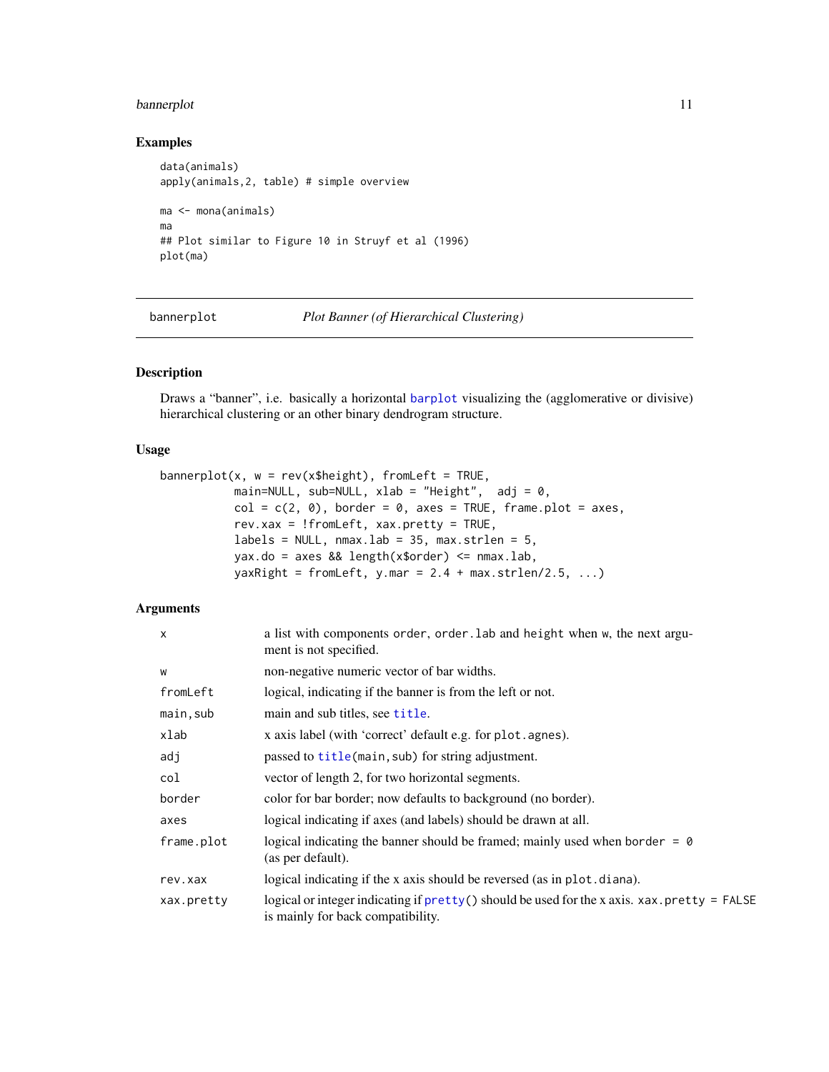## Examples

```
data(animals)
apply(animals,2, table) # simple overview

ma <- mona(animals)
ma
## Plot similar to Figure 10 in Struyf et al (1996)
plot(ma)
```

---

bannerplot &nbsp;&nbsp;&nbsp;&nbsp;&nbsp;&nbsp;&nbsp;&nbsp; *Plot Banner (of Hierarchical Clustering)*

---

## Description

Draws a "banner", i.e. basically a horizontal barplot visualizing the (agglomerative or divisive) hierarchical clustering or an other binary dendrogram structure.

## Usage

```
bannerplot(x, w = rev(x$height), fromLeft = TRUE,
           main=NULL, sub=NULL, xlab = "Height",  adj = 0,
           col = c(2, 0), border = 0, axes = TRUE, frame.plot = axes,
           rev.xax = !fromLeft, xax.pretty = TRUE,
           labels = NULL, nmax.lab = 35, max.strlen = 5,
           yax.do = axes && length(x$order) <= nmax.lab,
           yaxRight = fromLeft, y.mar = 2.4 + max.strlen/2.5, ...)
```

## Arguments

| | |
|---|---|
| `x` | a list with components `order`, `order.lab` and `height` when `w`, the next argument is not specified. |
| `w` | non-negative numeric vector of bar widths. |
| `fromLeft` | logical, indicating if the banner is from the left or not. |
| `main,sub` | main and sub titles, see `title`. |
| `xlab` | x axis label (with 'correct' default e.g. for `plot.agnes`). |
| `adj` | passed to `title(main,sub)` for string adjustment. |
| `col` | vector of length 2, for two horizontal segments. |
| `border` | color for bar border; now defaults to background (no border). |
| `axes` | logical indicating if axes (and labels) should be drawn at all. |
| `frame.plot` | logical indicating the banner should be framed; mainly used when `border = 0` (as per default). |
| `rev.xax` | logical indicating if the x axis should be reversed (as in `plot.diana`). |
| `xax.pretty` | logical or integer indicating if `pretty()` should be used for the x axis. `xax.pretty = FALSE` is mainly for back compatibility. |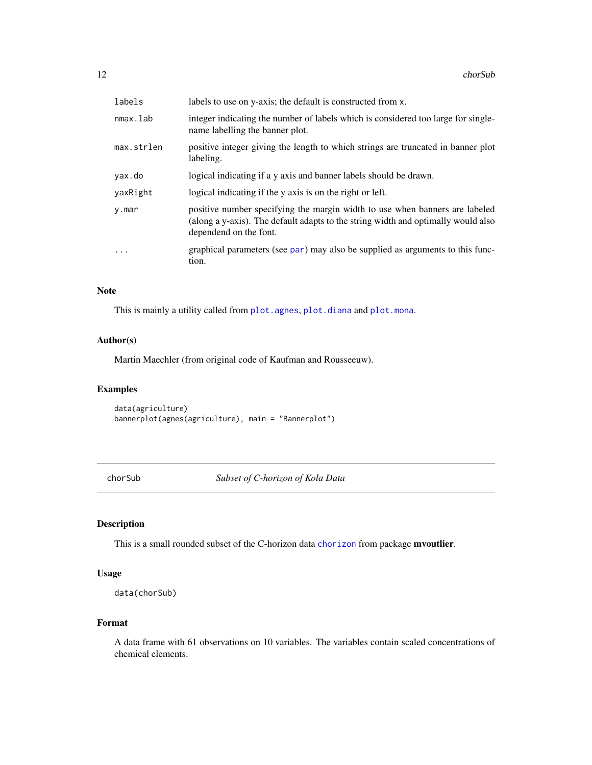| | |
|---|---|
| labels | labels to use on y-axis; the default is constructed from x. |
| nmax.lab | integer indicating the number of labels which is considered too large for single-name labelling the banner plot. |
| max.strlen | positive integer giving the length to which strings are truncated in banner plot labeling. |
| yax.do | logical indicating if a y axis and banner labels should be drawn. |
| yaxRight | logical indicating if the y axis is on the right or left. |
| y.mar | positive number specifying the margin width to use when banners are labeled (along a y-axis). The default adapts to the string width and optimally would also dependend on the font. |
| ... | graphical parameters (see par) may also be supplied as arguments to this function. |

### Note

This is mainly a utility called from plot.agnes, plot.diana and plot.mona.

### Author(s)

Martin Maechler (from original code of Kaufman and Rousseeuw).

### Examples

```
data(agriculture)
bannerplot(agnes(agriculture), main = "Bannerplot")
```

---

## chorSub *Subset of C-horizon of Kola Data*

---

### Description

This is a small rounded subset of the C-horizon data chorizon from package **mvoutlier**.

### Usage

```
data(chorSub)
```

### Format

A data frame with 61 observations on 10 variables. The variables contain scaled concentrations of chemical elements.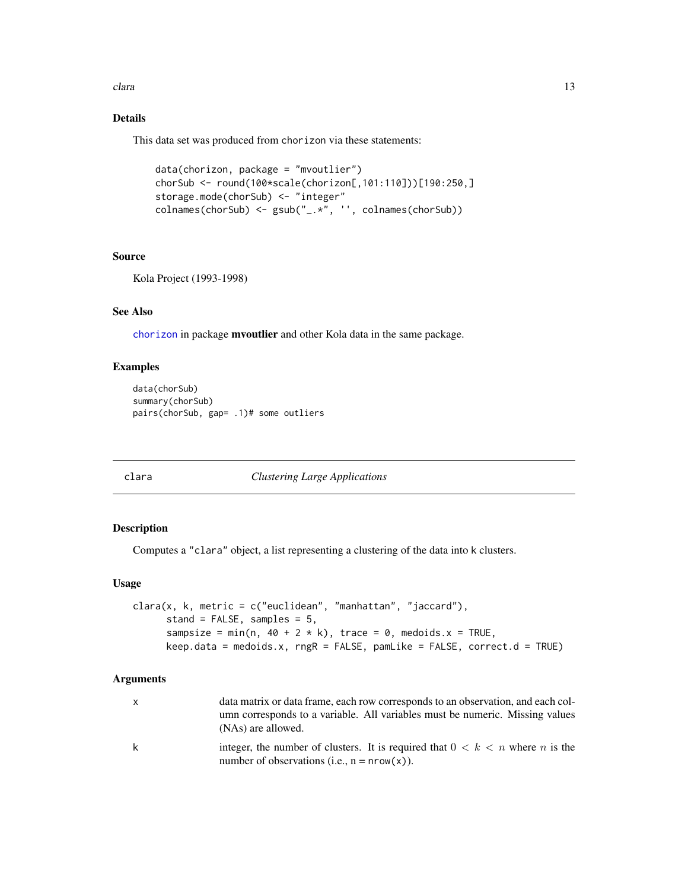### Details

This data set was produced from `chorizon` via these statements:

```
data(chorizon, package = "mvoutlier")
chorSub <- round(100*scale(chorizon[,101:110]))[190:250,]
storage.mode(chorSub) <- "integer"
colnames(chorSub) <- gsub("_.*", '', colnames(chorSub))
```

### Source

Kola Project (1993-1998)

### See Also

`chorizon` in package **mvoutlier** and other Kola data in the same package.

### Examples

```
data(chorSub)
summary(chorSub)
pairs(chorSub, gap= .1)# some outliers
```

---

## clara — *Clustering Large Applications*

---

### Description

Computes a `"clara"` object, a list representing a clustering of the data into `k` clusters.

### Usage

```
clara(x, k, metric = c("euclidean", "manhattan", "jaccard"),
      stand = FALSE, samples = 5,
      sampsize = min(n, 40 + 2 * k), trace = 0, medoids.x = TRUE,
      keep.data = medoids.x, rngR = FALSE, pamLike = FALSE, correct.d = TRUE)
```

### Arguments

| | |
|---|---|
| `x` | data matrix or data frame, each row corresponds to an observation, and each column corresponds to a variable. All variables must be numeric. Missing values (NAs) are allowed. |
| `k` | integer, the number of clusters. It is required that $0 < k < n$ where $n$ is the number of observations (i.e., n = `nrow(x)`). |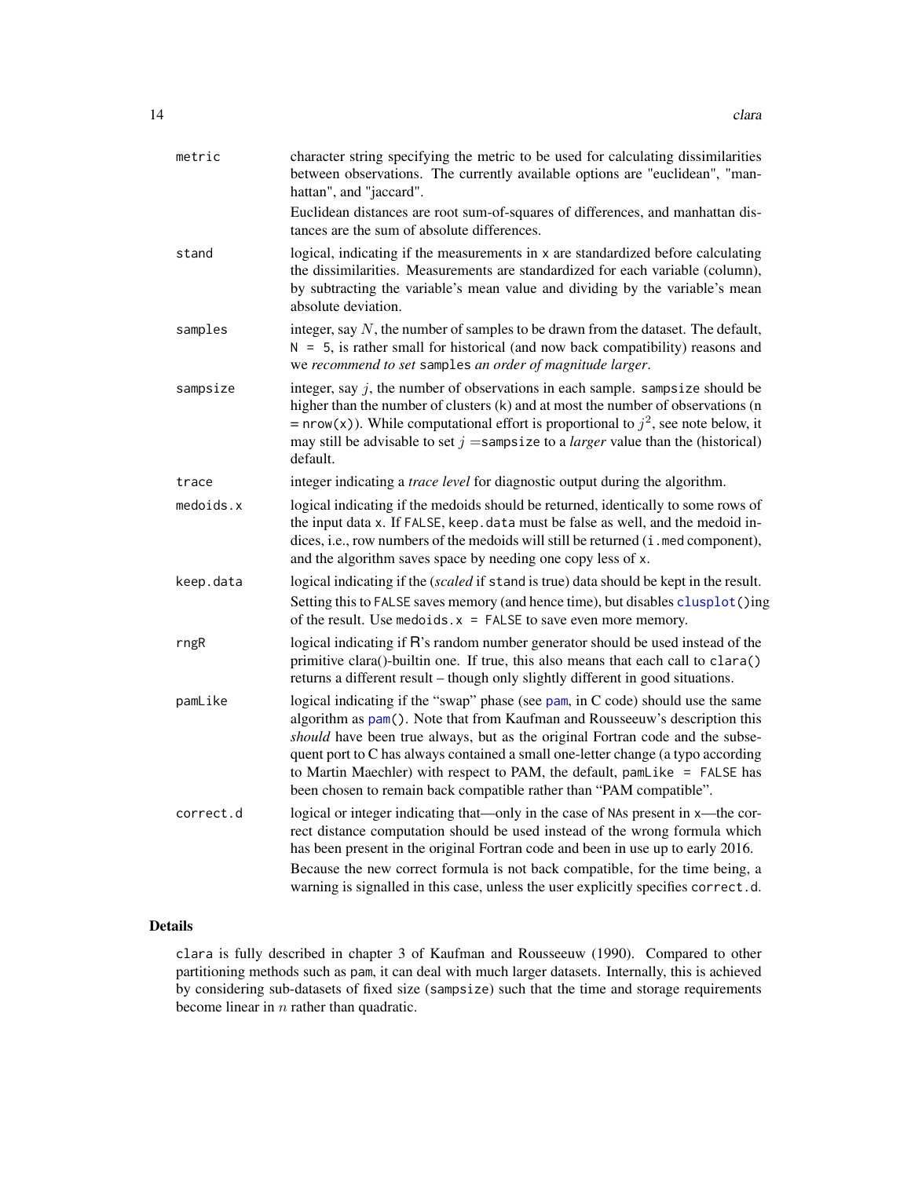metric
: character string specifying the metric to be used for calculating dissimilarities between observations. The currently available options are "euclidean", "manhattan", and "jaccard".

  Euclidean distances are root sum-of-squares of differences, and manhattan distances are the sum of absolute differences.

stand
: logical, indicating if the measurements in `x` are standardized before calculating the dissimilarities. Measurements are standardized for each variable (column), by subtracting the variable's mean value and dividing by the variable's mean absolute deviation.

samples
: integer, say $N$, the number of samples to be drawn from the dataset. The default, `N = 5`, is rather small for historical (and now back compatibility) reasons and we *recommend to set* `samples` *an order of magnitude larger*.

sampsize
: integer, say $j$, the number of observations in each sample. `sampsize` should be higher than the number of clusters (`k`) and at most the number of observations (`n = nrow(x)`). While computational effort is proportional to $j^2$, see note below, it may still be advisable to set $j =$ `sampsize` to a *larger* value than the (historical) default.

trace
: integer indicating a *trace level* for diagnostic output during the algorithm.

medoids.x
: logical indicating if the medoids should be returned, identically to some rows of the input data `x`. If `FALSE`, `keep.data` must be false as well, and the medoid indices, i.e., row numbers of the medoids will still be returned (`i.med` component), and the algorithm saves space by needing one copy less of `x`.

keep.data
: logical indicating if the (*scaled* if `stand` is true) data should be kept in the result. Setting this to `FALSE` saves memory (and hence time), but disables `clusplot()`ing of the result. Use `medoids.x = FALSE` to save even more memory.

rngR
: logical indicating if R's random number generator should be used instead of the primitive clara()-builtin one. If true, this also means that each call to `clara()` returns a different result – though only slightly different in good situations.

pamLike
: logical indicating if the "swap" phase (see `pam`, in C code) should use the same algorithm as `pam()`. Note that from Kaufman and Rousseeuw's description this *should* have been true always, but as the original Fortran code and the subsequent port to C has always contained a small one-letter change (a typo according to Martin Maechler) with respect to PAM, the default, `pamLike = FALSE` has been chosen to remain back compatible rather than "PAM compatible".

correct.d
: logical or integer indicating that—only in the case of `NA`s present in `x`—the correct distance computation should be used instead of the wrong formula which has been present in the original Fortran code and been in use up to early 2016.

  Because the new correct formula is not back compatible, for the time being, a warning is signalled in this case, unless the user explicitly specifies `correct.d`.

## Details

`clara` is fully described in chapter 3 of Kaufman and Rousseeuw (1990). Compared to other partitioning methods such as `pam`, it can deal with much larger datasets. Internally, this is achieved by considering sub-datasets of fixed size (`sampsize`) such that the time and storage requirements become linear in $n$ rather than quadratic.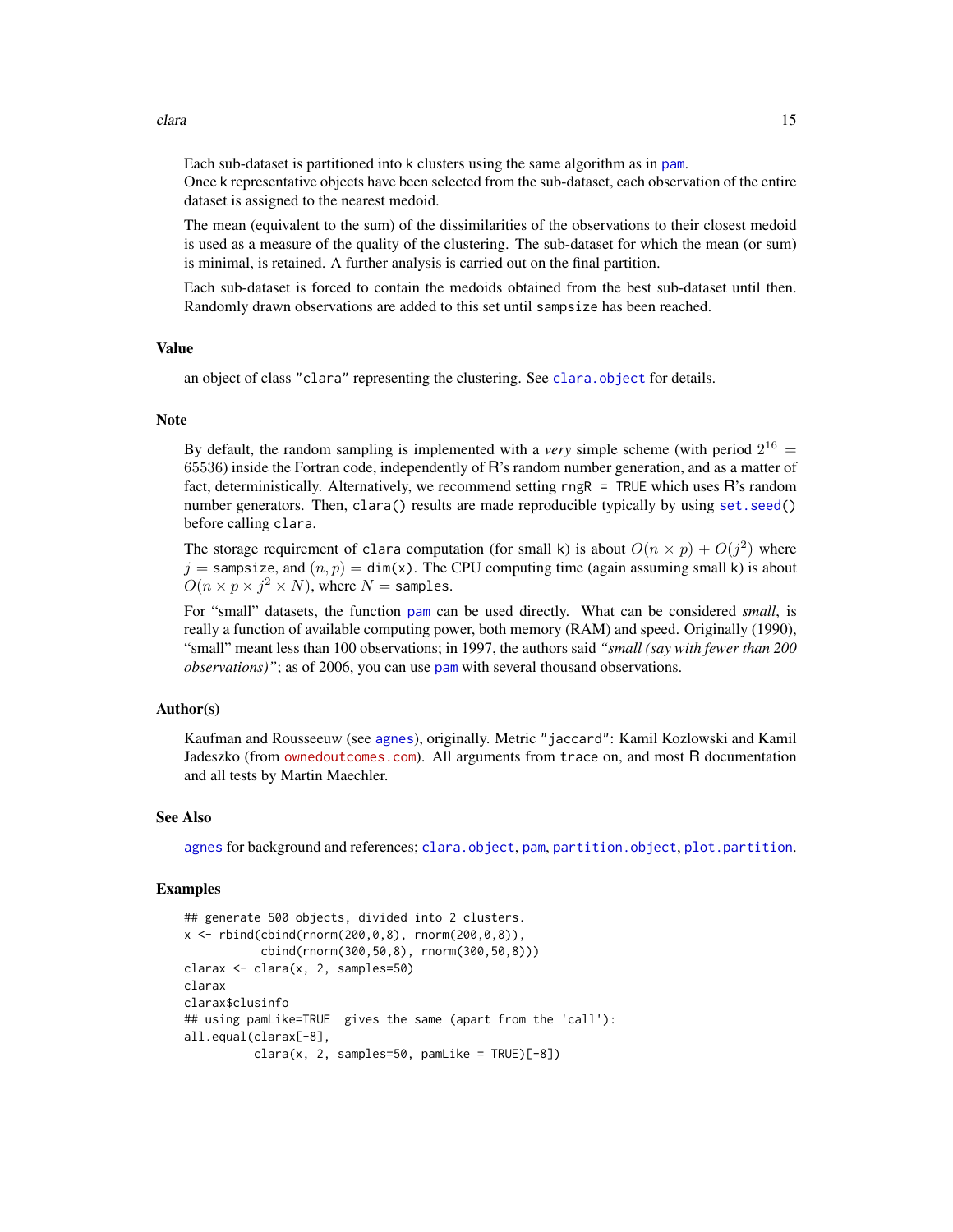Each sub-dataset is partitioned into k clusters using the same algorithm as in pam.
Once k representative objects have been selected from the sub-dataset, each observation of the entire dataset is assigned to the nearest medoid.

The mean (equivalent to the sum) of the dissimilarities of the observations to their closest medoid is used as a measure of the quality of the clustering. The sub-dataset for which the mean (or sum) is minimal, is retained. A further analysis is carried out on the final partition.

Each sub-dataset is forced to contain the medoids obtained from the best sub-dataset until then. Randomly drawn observations are added to this set until sampsize has been reached.

## Value

an object of class "clara" representing the clustering. See clara.object for details.

## Note

By default, the random sampling is implemented with a *very* simple scheme (with period $2^{16} = 65536$) inside the Fortran code, independently of R's random number generation, and as a matter of fact, deterministically. Alternatively, we recommend setting rngR = TRUE which uses R's random number generators. Then, clara() results are made reproducible typically by using set.seed() before calling clara.

The storage requirement of clara computation (for small k) is about $O(n \times p) + O(j^2)$ where $j =$ sampsize, and $(n, p) =$ dim(x). The CPU computing time (again assuming small k) is about $O(n \times p \times j^2 \times N)$, where $N =$ samples.

For "small" datasets, the function pam can be used directly. What can be considered *small*, is really a function of available computing power, both memory (RAM) and speed. Originally (1990), "small" meant less than 100 observations; in 1997, the authors said *"small (say with fewer than 200 observations)"*; as of 2006, you can use pam with several thousand observations.

## Author(s)

Kaufman and Rousseeuw (see agnes), originally. Metric "jaccard": Kamil Kozlowski and Kamil Jadeszko (from ownedoutcomes.com). All arguments from trace on, and most R documentation and all tests by Martin Maechler.

## See Also

agnes for background and references; clara.object, pam, partition.object, plot.partition.

## Examples

```
## generate 500 objects, divided into 2 clusters.
x <- rbind(cbind(rnorm(200,0,8), rnorm(200,0,8)),
           cbind(rnorm(300,50,8), rnorm(300,50,8)))
clarax <- clara(x, 2, samples=50)
clarax
clarax$clusinfo
## using pamLike=TRUE  gives the same (apart from the 'call'):
all.equal(clarax[-8],
          clara(x, 2, samples=50, pamLike = TRUE)[-8])
```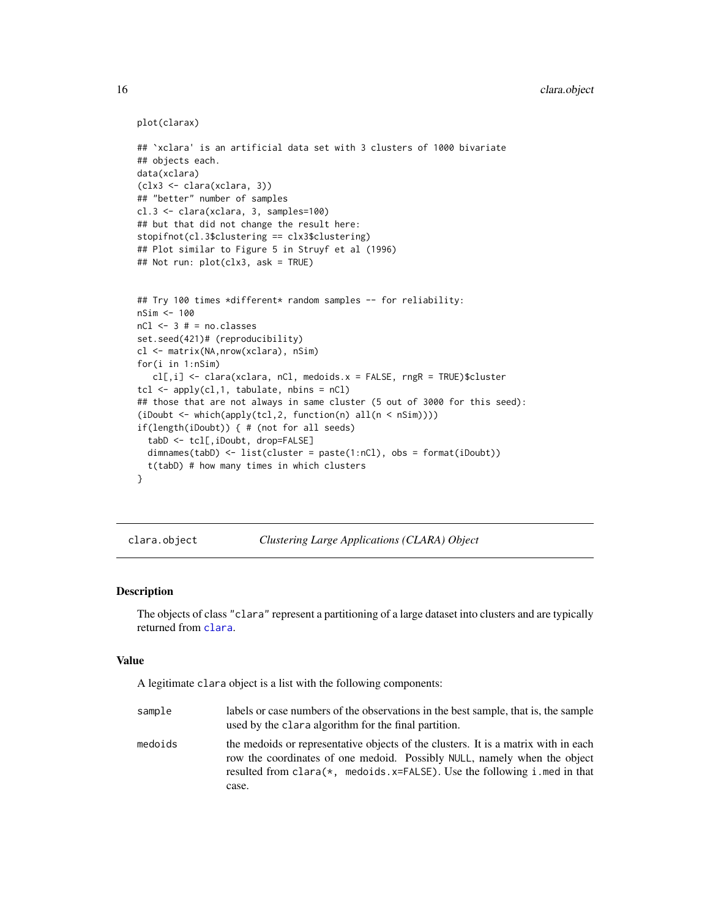```
plot(clarax)

## `xclara' is an artificial data set with 3 clusters of 1000 bivariate
## objects each.
data(xclara)
(clx3 <- clara(xclara, 3))
## "better" number of samples
cl.3 <- clara(xclara, 3, samples=100)
## but that did not change the result here:
stopifnot(cl.3$clustering == clx3$clustering)
## Plot similar to Figure 5 in Struyf et al (1996)
## Not run: plot(clx3, ask = TRUE)


## Try 100 times *different* random samples -- for reliability:
nSim <- 100
nCl <- 3 # = no.classes
set.seed(421)# (reproducibility)
cl <- matrix(NA,nrow(xclara), nSim)
for(i in 1:nSim)
   cl[,i] <- clara(xclara, nCl, medoids.x = FALSE, rngR = TRUE)$cluster
tcl <- apply(cl,1, tabulate, nbins = nCl)
## those that are not always in same cluster (5 out of 3000 for this seed):
(iDoubt <- which(apply(tcl,2, function(n) all(n < nSim))))
if(length(iDoubt)) { # (not for all seeds)
  tabD <- tcl[,iDoubt, drop=FALSE]
  dimnames(tabD) <- list(cluster = paste(1:nCl), obs = format(iDoubt))
  t(tabD) # how many times in which clusters
}
```

---

clara.object *Clustering Large Applications (CLARA) Object*

---

## Description

The objects of class "clara" represent a partitioning of a large dataset into clusters and are typically returned from clara.

## Value

A legitimate clara object is a list with the following components:

sample
: labels or case numbers of the observations in the best sample, that is, the sample used by the clara algorithm for the final partition.

medoids
: the medoids or representative objects of the clusters. It is a matrix with in each row the coordinates of one medoid. Possibly NULL, namely when the object resulted from clara(*, medoids.x=FALSE). Use the following i.med in that case.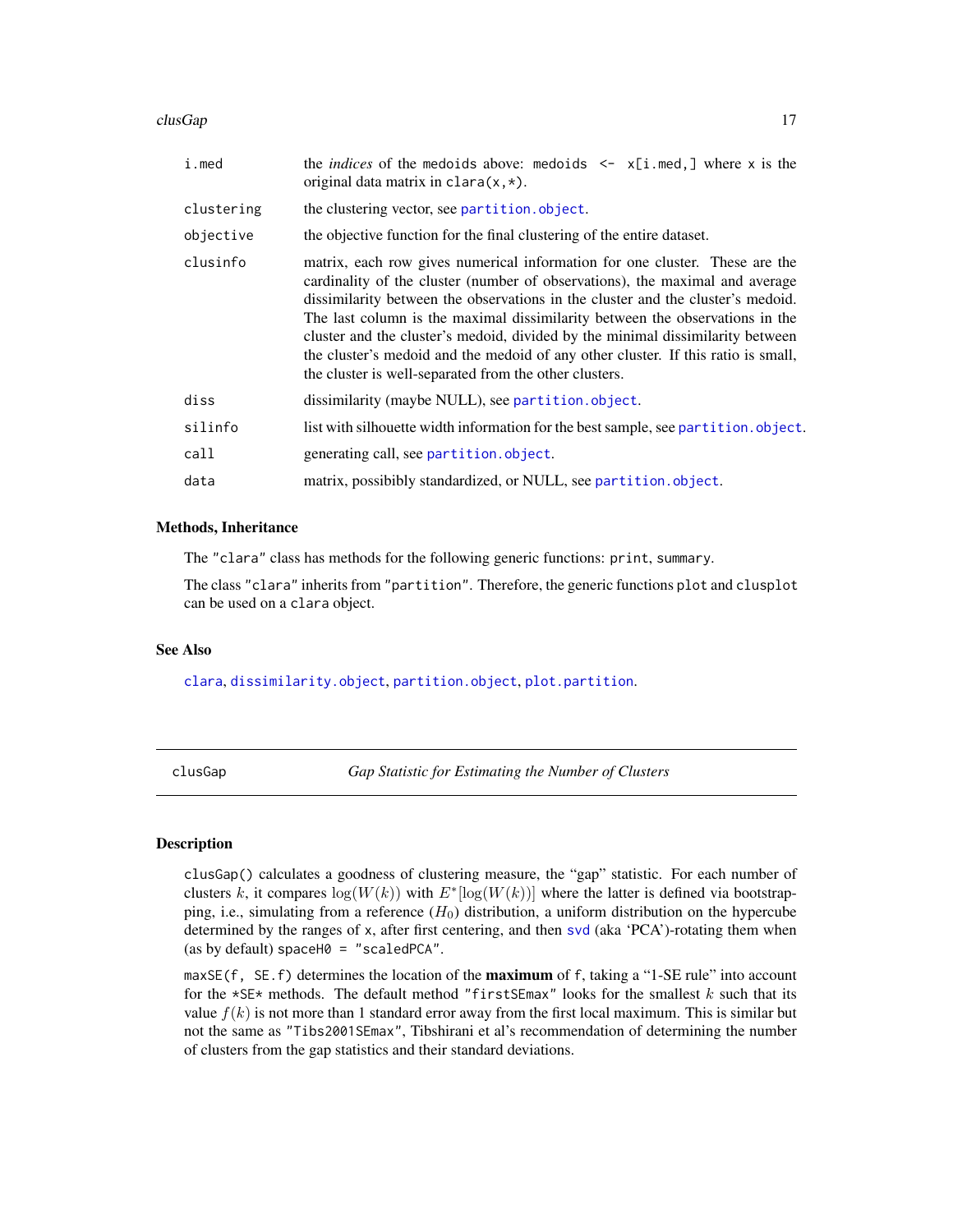| | |
|---|---|
| i.med | the *indices* of the medoids above: medoids <- x[i.med,] where x is the original data matrix in clara(x,*). |
| clustering | the clustering vector, see partition.object. |
| objective | the objective function for the final clustering of the entire dataset. |
| clusinfo | matrix, each row gives numerical information for one cluster. These are the cardinality of the cluster (number of observations), the maximal and average dissimilarity between the observations in the cluster and the cluster's medoid. The last column is the maximal dissimilarity between the observations in the cluster and the cluster's medoid, divided by the minimal dissimilarity between the cluster's medoid and the medoid of any other cluster. If this ratio is small, the cluster is well-separated from the other clusters. |
| diss | dissimilarity (maybe NULL), see partition.object. |
| silinfo | list with silhouette width information for the best sample, see partition.object. |
| call | generating call, see partition.object. |
| data | matrix, possibly standardized, or NULL, see partition.object. |

### Methods, Inheritance

The "clara" class has methods for the following generic functions: print, summary.

The class "clara" inherits from "partition". Therefore, the generic functions plot and clusplot can be used on a clara object.

### See Also

clara, dissimilarity.object, partition.object, plot.partition.

---

## clusGap — *Gap Statistic for Estimating the Number of Clusters*

### Description

clusGap() calculates a goodness of clustering measure, the "gap" statistic. For each number of clusters $k$, it compares $\log(W(k))$ with $E^*[\log(W(k))]$ where the latter is defined via bootstrapping, i.e., simulating from a reference ($H_0$) distribution, a uniform distribution on the hypercube determined by the ranges of x, after first centering, and then svd (aka 'PCA')-rotating them when (as by default) spaceH0 = "scaledPCA".

maxSE(f, SE.f) determines the location of the **maximum** of f, taking a "1-SE rule" into account for the *SE* methods. The default method "firstSEmax" looks for the smallest $k$ such that its value $f(k)$ is not more than 1 standard error away from the first local maximum. This is similar but not the same as "Tibs2001SEmax", Tibshirani et al's recommendation of determining the number of clusters from the gap statistics and their standard deviations.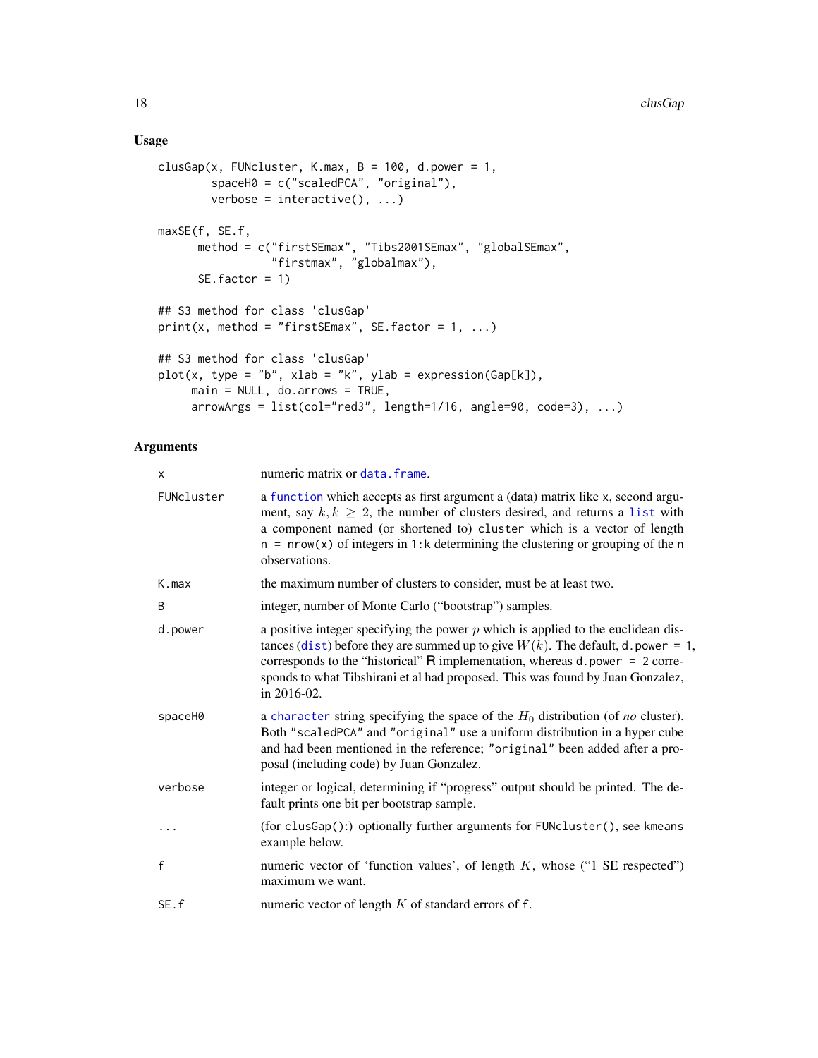## Usage

```
clusGap(x, FUNcluster, K.max, B = 100, d.power = 1,
        spaceH0 = c("scaledPCA", "original"),
        verbose = interactive(), ...)

maxSE(f, SE.f,
      method = c("firstSEmax", "Tibs2001SEmax", "globalSEmax",
                 "firstmax", "globalmax"),
      SE.factor = 1)

## S3 method for class 'clusGap'
print(x, method = "firstSEmax", SE.factor = 1, ...)

## S3 method for class 'clusGap'
plot(x, type = "b", xlab = "k", ylab = expression(Gap[k]),
     main = NULL, do.arrows = TRUE,
     arrowArgs = list(col="red3", length=1/16, angle=90, code=3), ...)
```

## Arguments

| | |
|---|---|
| `x` | numeric matrix or `data.frame`. |
| `FUNcluster` | a `function` which accepts as first argument a (data) matrix like `x`, second argument, say $k, k \geq 2$, the number of clusters desired, and returns a `list` with a component named (or shortened to) `cluster` which is a vector of length `n = nrow(x)` of integers in `1:k` determining the clustering or grouping of the `n` observations. |
| `K.max` | the maximum number of clusters to consider, must be at least two. |
| `B` | integer, number of Monte Carlo ("bootstrap") samples. |
| `d.power` | a positive integer specifying the power $p$ which is applied to the euclidean distances (`dist`) before they are summed up to give $W(k)$. The default, `d.power = 1`, corresponds to the "historical" R implementation, whereas `d.power = 2` corresponds to what Tibshirani et al had proposed. This was found by Juan Gonzalez, in 2016-02. |
| `spaceH0` | a `character` string specifying the space of the $H_0$ distribution (of *no* cluster). Both `"scaledPCA"` and `"original"` use a uniform distribution in a hyper cube and had been mentioned in the reference; `"original"` been added after a proposal (including code) by Juan Gonzalez. |
| `verbose` | integer or logical, determining if "progress" output should be printed. The default prints one bit per bootstrap sample. |
| `...` | (for `clusGap()`:) optionally further arguments for `FUNcluster()`, see `kmeans` example below. |
| `f` | numeric vector of 'function values', of length $K$, whose ("1 SE respected") maximum we want. |
| `SE.f` | numeric vector of length $K$ of standard errors of `f`. |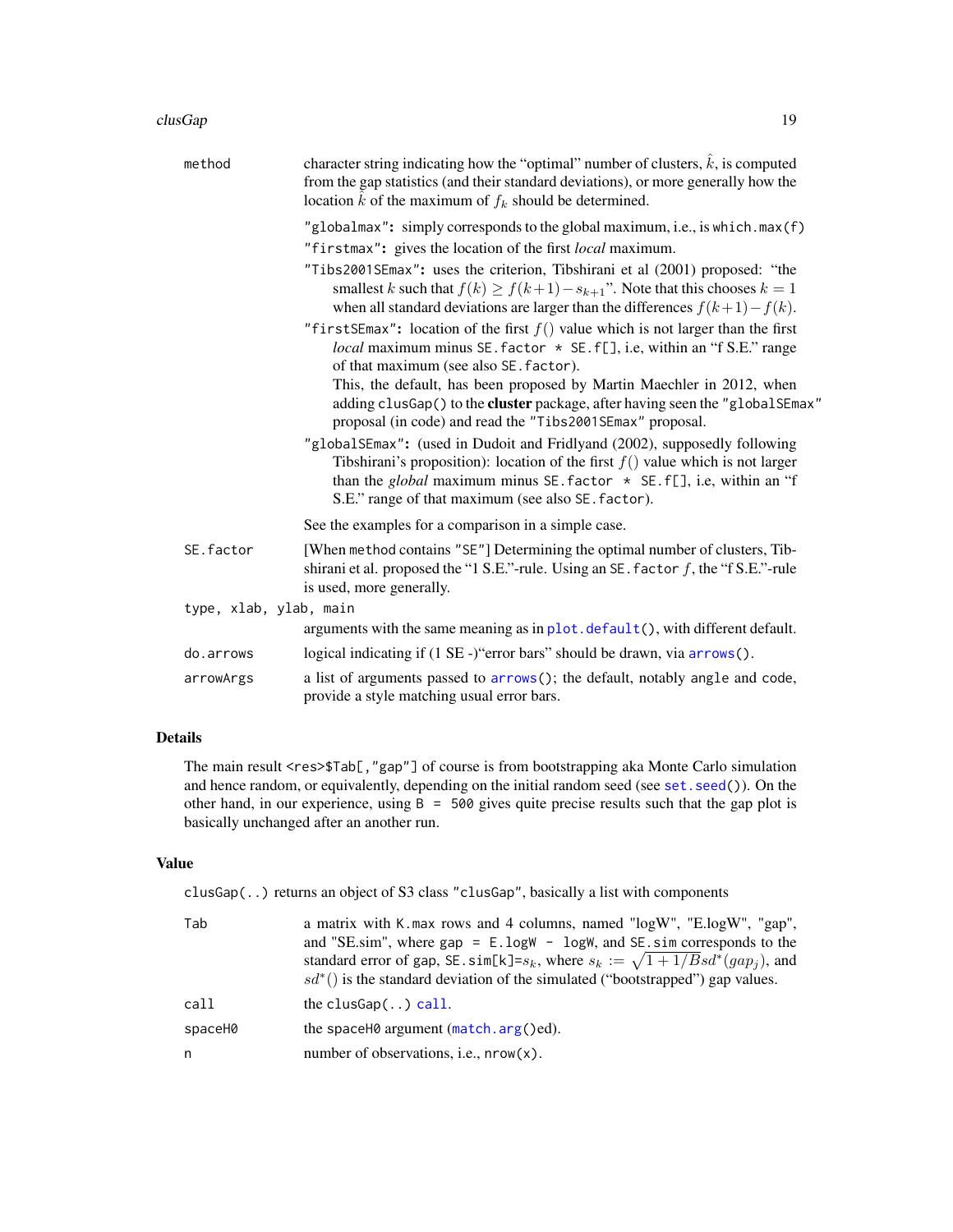**method** character string indicating how the "optimal" number of clusters, $\hat{k}$, is computed from the gap statistics (and their standard deviations), or more generally how the location $\hat{k}$ of the maximum of $f_k$ should be determined.

- `"globalmax"`: simply corresponds to the global maximum, i.e., is `which.max(f)`
- `"firstmax"`: gives the location of the first *local* maximum.
- `"Tibs2001SEmax"`: uses the criterion, Tibshirani et al (2001) proposed: "the smallest $k$ such that $f(k) \geq f(k+1) - s_{k+1}$". Note that this chooses $k = 1$ when all standard deviations are larger than the differences $f(k+1) - f(k)$.
- `"firstSEmax"`: location of the first $f()$ value which is not larger than the first *local* maximum minus `SE.factor * SE.f[]`, i.e, within an "f S.E." range of that maximum (see also `SE.factor`).

  This, the default, has been proposed by Martin Maechler in 2012, when adding `clusGap()` to the **cluster** package, after having seen the `"globalSEmax"` proposal (in code) and read the `"Tibs2001SEmax"` proposal.
- `"globalSEmax"`: (used in Dudoit and Fridlyand (2002), supposedly following Tibshirani's proposition): location of the first $f()$ value which is not larger than the *global* maximum minus `SE.factor * SE.f[]`, i.e, within an "f S.E." range of that maximum (see also `SE.factor`).

See the examples for a comparison in a simple case.

**SE.factor** [When `method` contains `"SE"`] Determining the optimal number of clusters, Tibshirani et al. proposed the "1 S.E."-rule. Using an `SE.factor` $f$, the "f S.E."-rule is used, more generally.

**type, xlab, ylab, main** arguments with the same meaning as in `plot.default()`, with different default.

**do.arrows** logical indicating if (1 SE -)"error bars" should be drawn, via `arrows()`.

**arrowArgs** a list of arguments passed to `arrows()`; the default, notably `angle` and `code`, provide a style matching usual error bars.

## Details

The main result `<res>$Tab[,"gap"]` of course is from bootstrapping aka Monte Carlo simulation and hence random, or equivalently, depending on the initial random seed (see `set.seed()`). On the other hand, in our experience, using `B = 500` gives quite precise results such that the gap plot is basically unchanged after an another run.

## Value

`clusGap(..)` returns an object of S3 class `"clusGap"`, basically a list with components

**Tab** a matrix with `K.max` rows and 4 columns, named "logW", "E.logW", "gap", and "SE.sim", where `gap = E.logW - logW`, and `SE.sim` corresponds to the standard error of gap, `SE.sim[k]=`$s_k$, where $s_k := \sqrt{1 + 1/B} sd^*(gap_j)$, and $sd^*()$ is the standard deviation of the simulated ("bootstrapped") gap values.

**call** the `clusGap(..)` `call`.

**spaceH0** the `spaceH0` argument (`match.arg()`ed).

**n** number of observations, i.e., `nrow(x)`.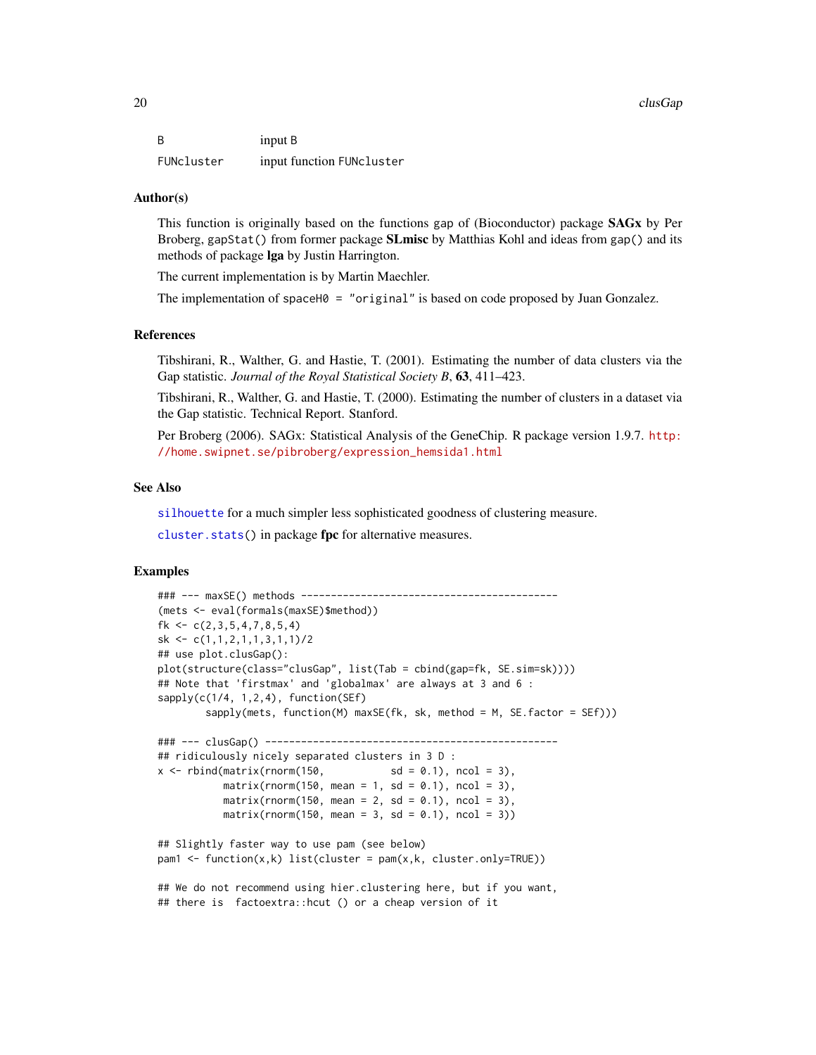| | |
|---|---|
| `B` | input `B` |
| `FUNcluster` | input function `FUNcluster` |

## Author(s)

This function is originally based on the functions `gap` of (Bioconductor) package **SAGx** by Per Broberg, `gapStat()` from former package **SLmisc** by Matthias Kohl and ideas from `gap()` and its methods of package **lga** by Justin Harrington.

The current implementation is by Martin Maechler.

The implementation of `spaceH0 = "original"` is based on code proposed by Juan Gonzalez.

## References

Tibshirani, R., Walther, G. and Hastie, T. (2001). Estimating the number of data clusters via the Gap statistic. *Journal of the Royal Statistical Society B*, **63**, 411–423.

Tibshirani, R., Walther, G. and Hastie, T. (2000). Estimating the number of clusters in a dataset via the Gap statistic. Technical Report. Stanford.

Per Broberg (2006). SAGx: Statistical Analysis of the GeneChip. R package version 1.9.7. http://home.swipnet.se/pibroberg/expression_hemsida1.html

## See Also

`silhouette` for a much simpler less sophisticated goodness of clustering measure.

`cluster.stats()` in package **fpc** for alternative measures.

## Examples

```
### --- maxSE() methods -------------------------------------------
(mets <- eval(formals(maxSE)$method))
fk <- c(2,3,5,4,7,8,5,4)
sk <- c(1,1,2,1,1,3,1,1)/2
## use plot.clusGap():
plot(structure(class="clusGap", list(Tab = cbind(gap=fk, SE.sim=sk))))
## Note that 'firstmax' and 'globalmax' are always at 3 and 6 :
sapply(c(1/4, 1,2,4), function(SEf)
        sapply(mets, function(M) maxSE(fk, sk, method = M, SE.factor = SEf)))

### --- clusGap() -------------------------------------------------
## ridiculously nicely separated clusters in 3 D :
x <- rbind(matrix(rnorm(150,           sd = 0.1), ncol = 3),
           matrix(rnorm(150, mean = 1, sd = 0.1), ncol = 3),
           matrix(rnorm(150, mean = 2, sd = 0.1), ncol = 3),
           matrix(rnorm(150, mean = 3, sd = 0.1), ncol = 3))

## Slightly faster way to use pam (see below)
pam1 <- function(x,k) list(cluster = pam(x,k, cluster.only=TRUE))

## We do not recommend using hier.clustering here, but if you want,
## there is  factoextra::hcut () or a cheap version of it
```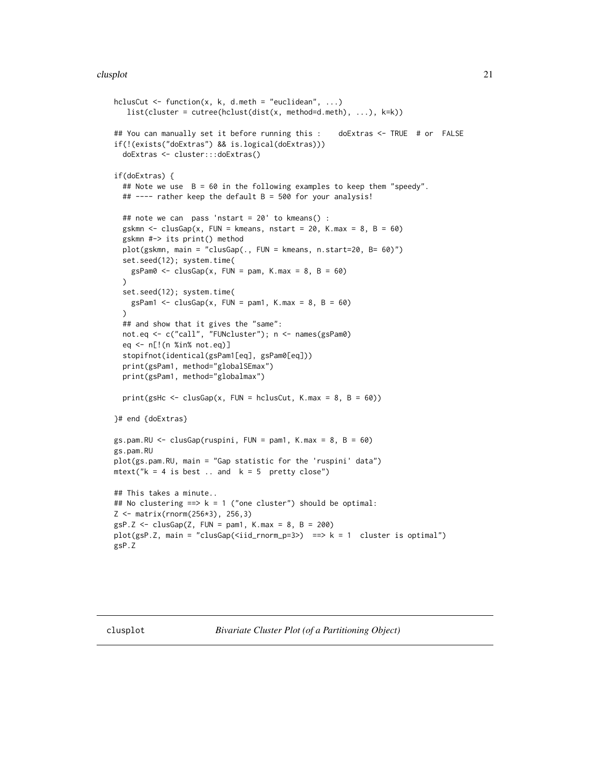```
hclusCut <- function(x, k, d.meth = "euclidean", ...)
   list(cluster = cutree(hclust(dist(x, method=d.meth), ...), k=k))

## You can manually set it before running this :    doExtras <- TRUE  # or  FALSE
if(!(exists("doExtras") && is.logical(doExtras)))
  doExtras <- cluster:::doExtras()

if(doExtras) {
  ## Note we use  B = 60 in the following examples to keep them "speedy".
  ## ---- rather keep the default B = 500 for your analysis!

  ## note we can  pass 'nstart = 20' to kmeans() :
  gskmn <- clusGap(x, FUN = kmeans, nstart = 20, K.max = 8, B = 60)
  gskmn #-> its print() method
  plot(gskmn, main = "clusGap(., FUN = kmeans, n.start=20, B= 60)")
  set.seed(12); system.time(
    gsPam0 <- clusGap(x, FUN = pam, K.max = 8, B = 60)
  )
  set.seed(12); system.time(
    gsPam1 <- clusGap(x, FUN = pam1, K.max = 8, B = 60)
  )
  ## and show that it gives the "same":
  not.eq <- c("call", "FUNcluster"); n <- names(gsPam0)
  eq <- n[!(n %in% not.eq)]
  stopifnot(identical(gsPam1[eq], gsPam0[eq]))
  print(gsPam1, method="globalSEmax")
  print(gsPam1, method="globalmax")

  print(gsHc <- clusGap(x, FUN = hclusCut, K.max = 8, B = 60))

}# end {doExtras}

gs.pam.RU <- clusGap(ruspini, FUN = pam1, K.max = 8, B = 60)
gs.pam.RU
plot(gs.pam.RU, main = "Gap statistic for the 'ruspini' data")
mtext("k = 4 is best .. and  k = 5  pretty close")

## This takes a minute..
## No clustering ==> k = 1 ("one cluster") should be optimal:
Z <- matrix(rnorm(256*3), 256,3)
gsP.Z <- clusGap(Z, FUN = pam1, K.max = 8, B = 200)
plot(gsP.Z, main = "clusGap(<iid_rnorm_p=3>)  ==> k = 1  cluster is optimal")
gsP.Z
```

---

clusplot *Bivariate Cluster Plot (of a Partitioning Object)*

---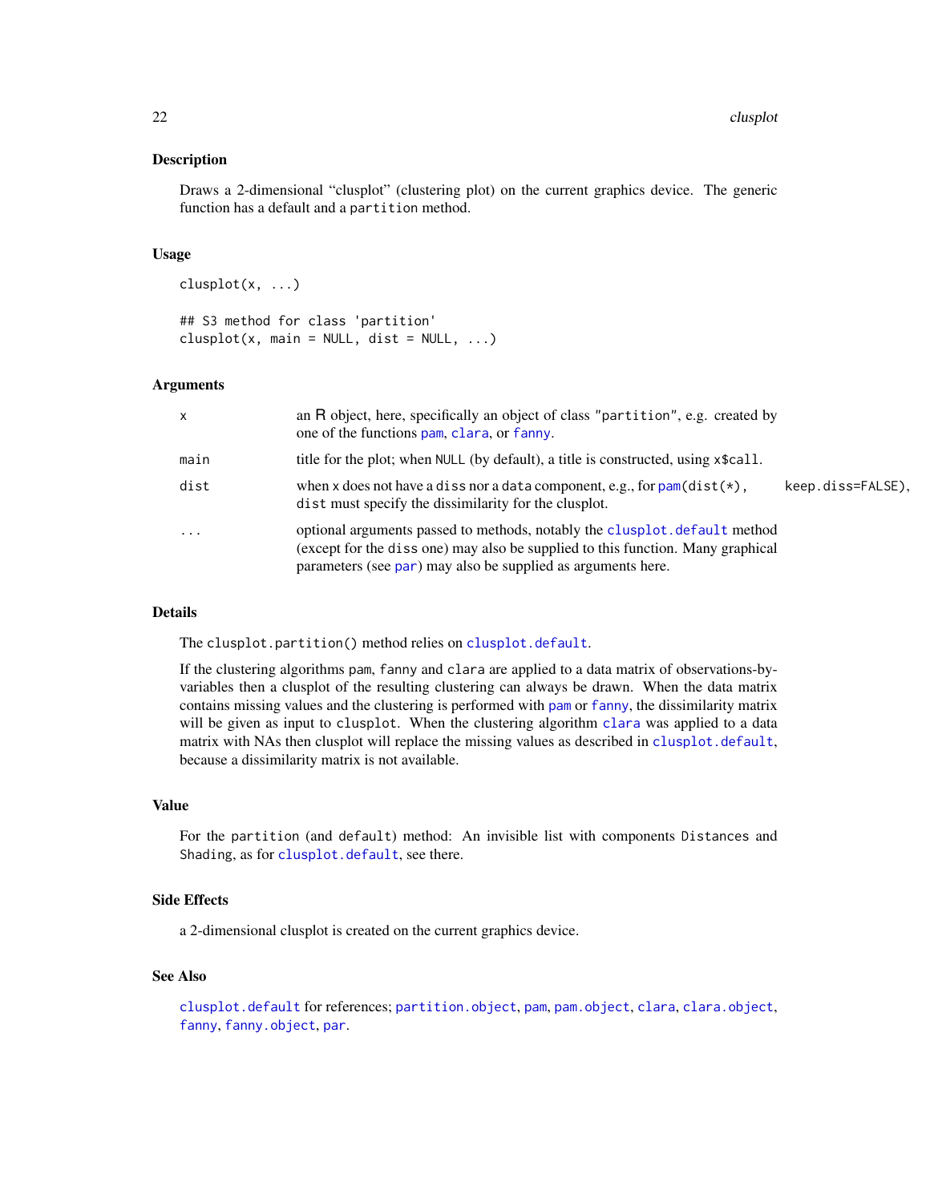### Description

Draws a 2-dimensional "clusplot" (clustering plot) on the current graphics device. The generic function has a default and a `partition` method.

### Usage

```
clusplot(x, ...)

## S3 method for class 'partition'
clusplot(x, main = NULL, dist = NULL, ...)
```

### Arguments

| | |
|---|---|
| `x` | an R object, here, specifically an object of class "partition", e.g. created by one of the functions `pam`, `clara`, or `fanny`. |
| `main` | title for the plot; when `NULL` (by default), a title is constructed, using `x$call`. |
| `dist` | when `x` does not have a `diss` nor a `data` component, e.g., for `pam(dist(*), keep.diss=FALSE)`, `dist` must specify the dissimilarity for the clusplot. |
| `...` | optional arguments passed to methods, notably the `clusplot.default` method (except for the `diss` one) may also be supplied to this function. Many graphical parameters (see `par`) may also be supplied as arguments here. |

### Details

The `clusplot.partition()` method relies on `clusplot.default`.

If the clustering algorithms `pam`, `fanny` and `clara` are applied to a data matrix of observations-by-variables then a clusplot of the resulting clustering can always be drawn. When the data matrix contains missing values and the clustering is performed with `pam` or `fanny`, the dissimilarity matrix will be given as input to `clusplot`. When the clustering algorithm `clara` was applied to a data matrix with NAs then clusplot will replace the missing values as described in `clusplot.default`, because a dissimilarity matrix is not available.

### Value

For the `partition` (and `default`) method: An invisible list with components `Distances` and `Shading`, as for `clusplot.default`, see there.

### Side Effects

a 2-dimensional clusplot is created on the current graphics device.

### See Also

`clusplot.default` for references; `partition.object`, `pam`, `pam.object`, `clara`, `clara.object`, `fanny`, `fanny.object`, `par`.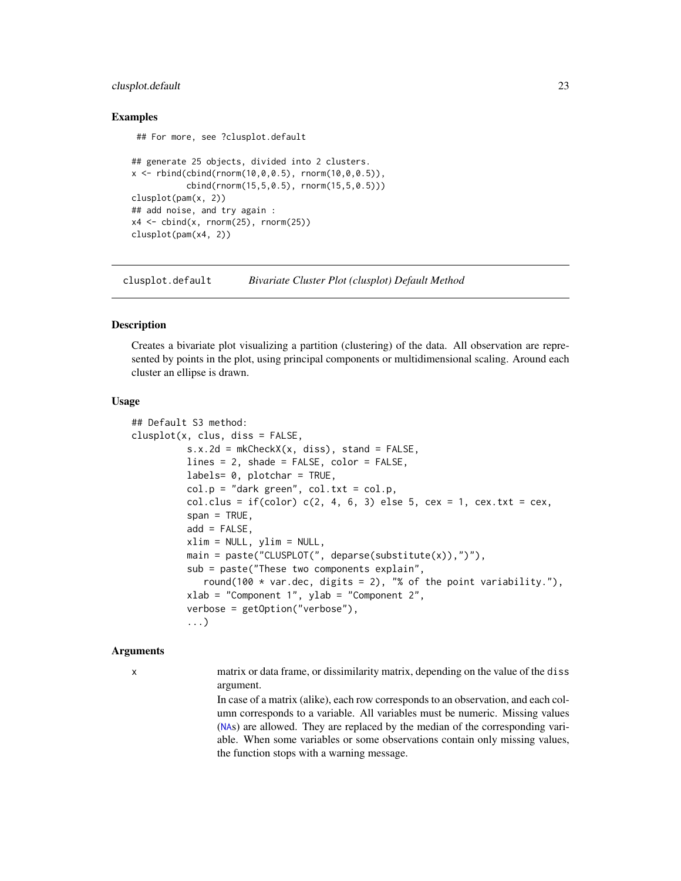### Examples

```
 ## For more, see ?clusplot.default

## generate 25 objects, divided into 2 clusters.
x <- rbind(cbind(rnorm(10,0,0.5), rnorm(10,0,0.5)),
           cbind(rnorm(15,5,0.5), rnorm(15,5,0.5)))
clusplot(pam(x, 2))
## add noise, and try again :
x4 <- cbind(x, rnorm(25), rnorm(25))
clusplot(pam(x4, 2))
```

---

## clusplot.default — *Bivariate Cluster Plot (clusplot) Default Method*

---

### Description

Creates a bivariate plot visualizing a partition (clustering) of the data. All observation are represented by points in the plot, using principal components or multidimensional scaling. Around each cluster an ellipse is drawn.

### Usage

```
## Default S3 method:
clusplot(x, clus, diss = FALSE,
          s.x.2d = mkCheckX(x, diss), stand = FALSE,
          lines = 2, shade = FALSE, color = FALSE,
          labels= 0, plotchar = TRUE,
          col.p = "dark green", col.txt = col.p,
          col.clus = if(color) c(2, 4, 6, 3) else 5, cex = 1, cex.txt = cex,
          span = TRUE,
          add = FALSE,
          xlim = NULL, ylim = NULL,
          main = paste("CLUSPLOT(", deparse(substitute(x)),")"),
          sub = paste("These two components explain",
             round(100 * var.dec, digits = 2), "% of the point variability."),
          xlab = "Component 1", ylab = "Component 2",
          verbose = getOption("verbose"),
          ...)
```

### Arguments

**x** matrix or data frame, or dissimilarity matrix, depending on the value of the `diss` argument.

In case of a matrix (alike), each row corresponds to an observation, and each column corresponds to a variable. All variables must be numeric. Missing values (NAs) are allowed. They are replaced by the median of the corresponding variable. When some variables or some observations contain only missing values, the function stops with a warning message.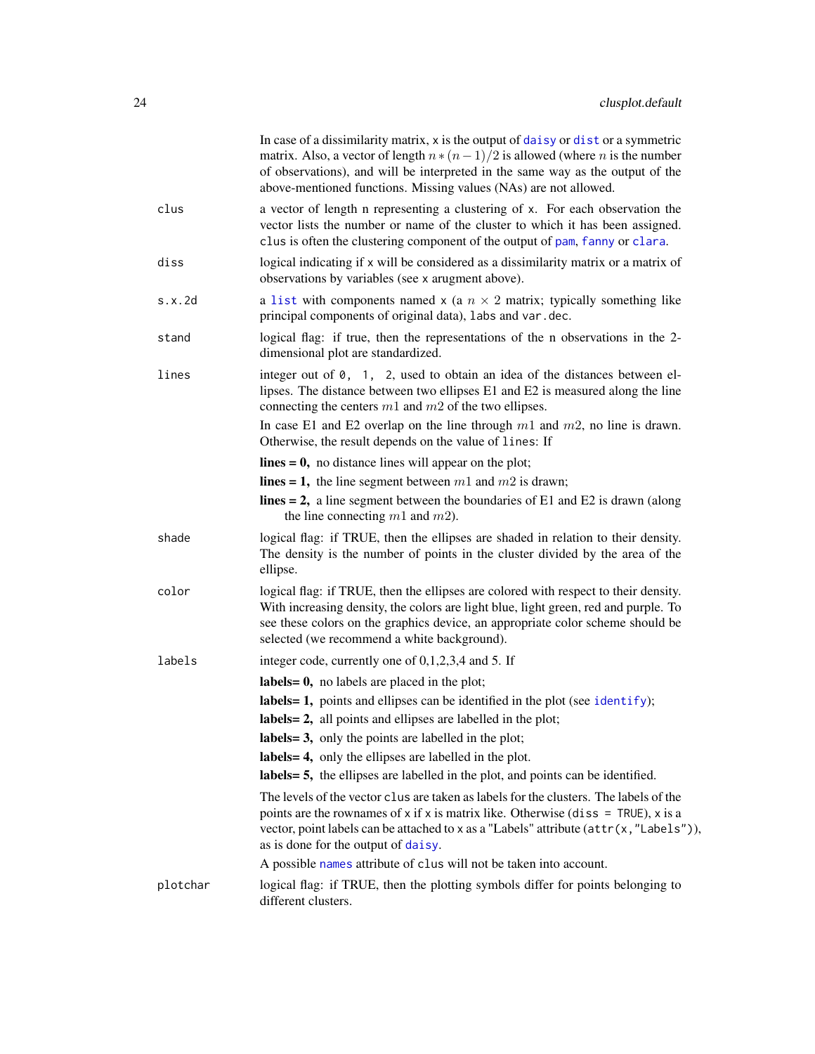In case of a dissimilarity matrix, `x` is the output of `daisy` or `dist` or a symmetric matrix. Also, a vector of length $n * (n-1)/2$ is allowed (where $n$ is the number of observations), and will be interpreted in the same way as the output of the above-mentioned functions. Missing values (NAs) are not allowed.

`clus`
: a vector of length n representing a clustering of `x`. For each observation the vector lists the number or name of the cluster to which it has been assigned. `clus` is often the clustering component of the output of `pam`, `fanny` or `clara`.

`diss`
: logical indicating if `x` will be considered as a dissimilarity matrix or a matrix of observations by variables (see `x` arugment above).

`s.x.2d`
: a `list` with components named `x` (a $n \times 2$ matrix; typically something like principal components of original data), `labs` and `var.dec`.

`stand`
: logical flag: if true, then the representations of the n observations in the 2-dimensional plot are standardized.

`lines`
: integer out of `0, 1, 2`, used to obtain an idea of the distances between ellipses. The distance between two ellipses E1 and E2 is measured along the line connecting the centers $m1$ and $m2$ of the two ellipses.

  In case E1 and E2 overlap on the line through $m1$ and $m2$, no line is drawn. Otherwise, the result depends on the value of `lines`: If

  **lines = 0,** no distance lines will appear on the plot;

  **lines = 1,** the line segment between $m1$ and $m2$ is drawn;

  **lines = 2,** a line segment between the boundaries of E1 and E2 is drawn (along the line connecting $m1$ and $m2$).

`shade`
: logical flag: if TRUE, then the ellipses are shaded in relation to their density. The density is the number of points in the cluster divided by the area of the ellipse.

`color`
: logical flag: if TRUE, then the ellipses are colored with respect to their density. With increasing density, the colors are light blue, light green, red and purple. To see these colors on the graphics device, an appropriate color scheme should be selected (we recommend a white background).

`labels`
: integer code, currently one of 0,1,2,3,4 and 5. If

  **labels= 0,** no labels are placed in the plot;

  **labels= 1,** points and ellipses can be identified in the plot (see `identify`);

  **labels= 2,** all points and ellipses are labelled in the plot;

  **labels= 3,** only the points are labelled in the plot;

  **labels= 4,** only the ellipses are labelled in the plot.

  **labels= 5,** the ellipses are labelled in the plot, and points can be identified.

  The levels of the vector `clus` are taken as labels for the clusters. The labels of the points are the rownames of `x` if `x` is matrix like. Otherwise (`diss = TRUE`), `x` is a vector, point labels can be attached to `x` as a "Labels" attribute (`attr(x,"Labels")`), as is done for the output of `daisy`.

  A possible `names` attribute of `clus` will not be taken into account.

`plotchar`
: logical flag: if TRUE, then the plotting symbols differ for points belonging to different clusters.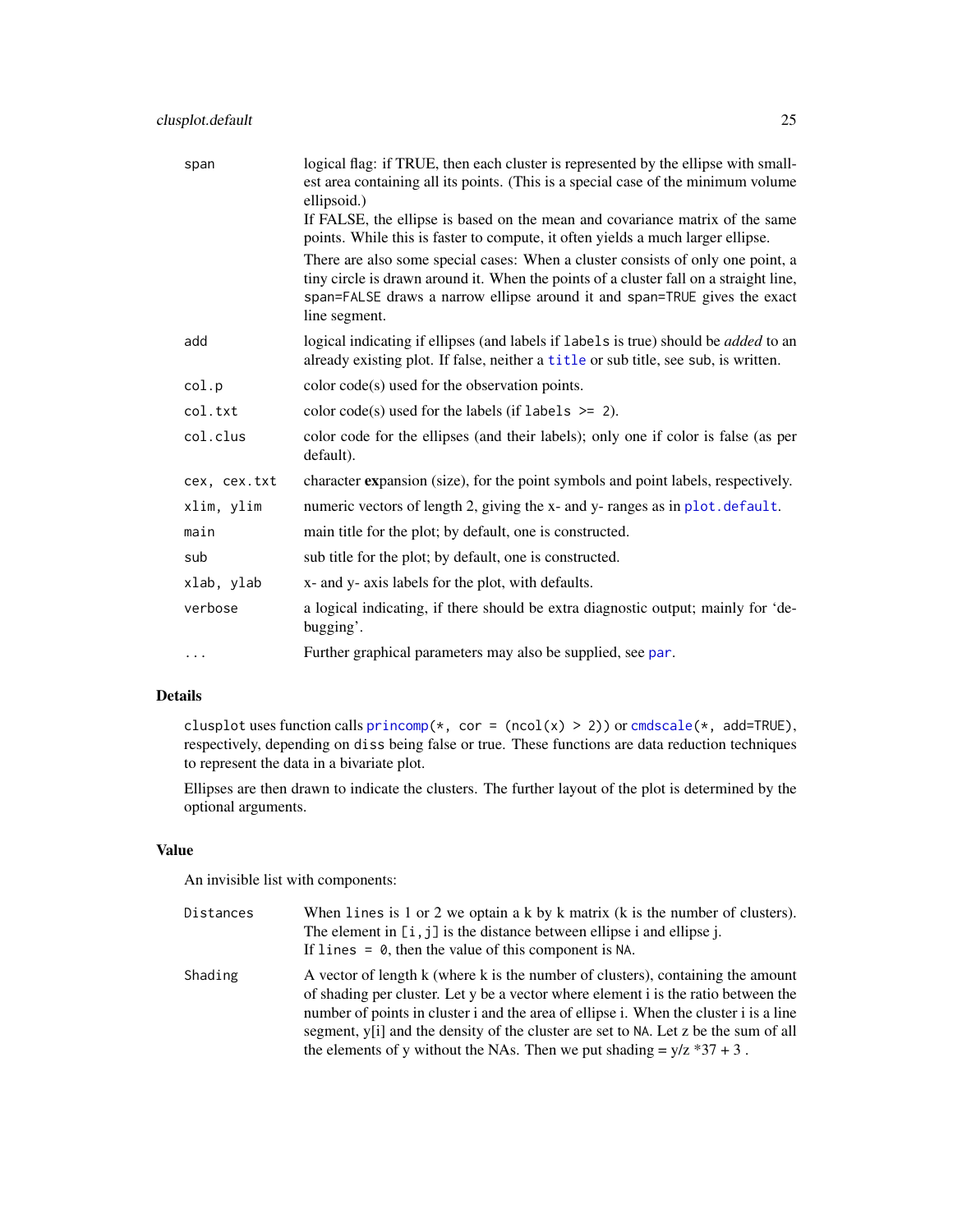| | |
|---|---|
| `span` | logical flag: if TRUE, then each cluster is represented by the ellipse with smallest area containing all its points. (This is a special case of the minimum volume ellipsoid.)<br>If FALSE, the ellipse is based on the mean and covariance matrix of the same points. While this is faster to compute, it often yields a much larger ellipse.<br>There are also some special cases: When a cluster consists of only one point, a tiny circle is drawn around it. When the points of a cluster fall on a straight line, `span=FALSE` draws a narrow ellipse around it and `span=TRUE` gives the exact line segment. |
| `add` | logical indicating if ellipses (and labels if `labels` is true) should be *added* to an already existing plot. If false, neither a `title` or sub title, see `sub`, is written. |
| `col.p` | color code(s) used for the observation points. |
| `col.txt` | color code(s) used for the labels (if `labels >= 2`). |
| `col.clus` | color code for the ellipses (and their labels); only one if color is false (as per default). |
| `cex, cex.txt` | character **ex**pansion (size), for the point symbols and point labels, respectively. |
| `xlim, ylim` | numeric vectors of length 2, giving the x- and y- ranges as in `plot.default`. |
| `main` | main title for the plot; by default, one is constructed. |
| `sub` | sub title for the plot; by default, one is constructed. |
| `xlab, ylab` | x- and y- axis labels for the plot, with defaults. |
| `verbose` | a logical indicating, if there should be extra diagnostic output; mainly for 'debugging'. |
| `...` | Further graphical parameters may also be supplied, see `par`. |

## Details

`clusplot` uses function calls `princomp(*, cor = (ncol(x) > 2))` or `cmdscale(*, add=TRUE)`, respectively, depending on `diss` being false or true. These functions are data reduction techniques to represent the data in a bivariate plot.

Ellipses are then drawn to indicate the clusters. The further layout of the plot is determined by the optional arguments.

## Value

An invisible list with components:

| | |
|---|---|
| `Distances` | When `lines` is 1 or 2 we optain a k by k matrix (k is the number of clusters). The element in `[i,j]` is the distance between ellipse i and ellipse j.<br>If `lines = 0`, then the value of this component is `NA`. |
| `Shading` | A vector of length k (where k is the number of clusters), containing the amount of shading per cluster. Let y be a vector where element i is the ratio between the number of points in cluster i and the area of ellipse i. When the cluster i is a line segment, y[i] and the density of the cluster are set to `NA`. Let z be the sum of all the elements of y without the NAs. Then we put shading = y/z *37 + 3 . |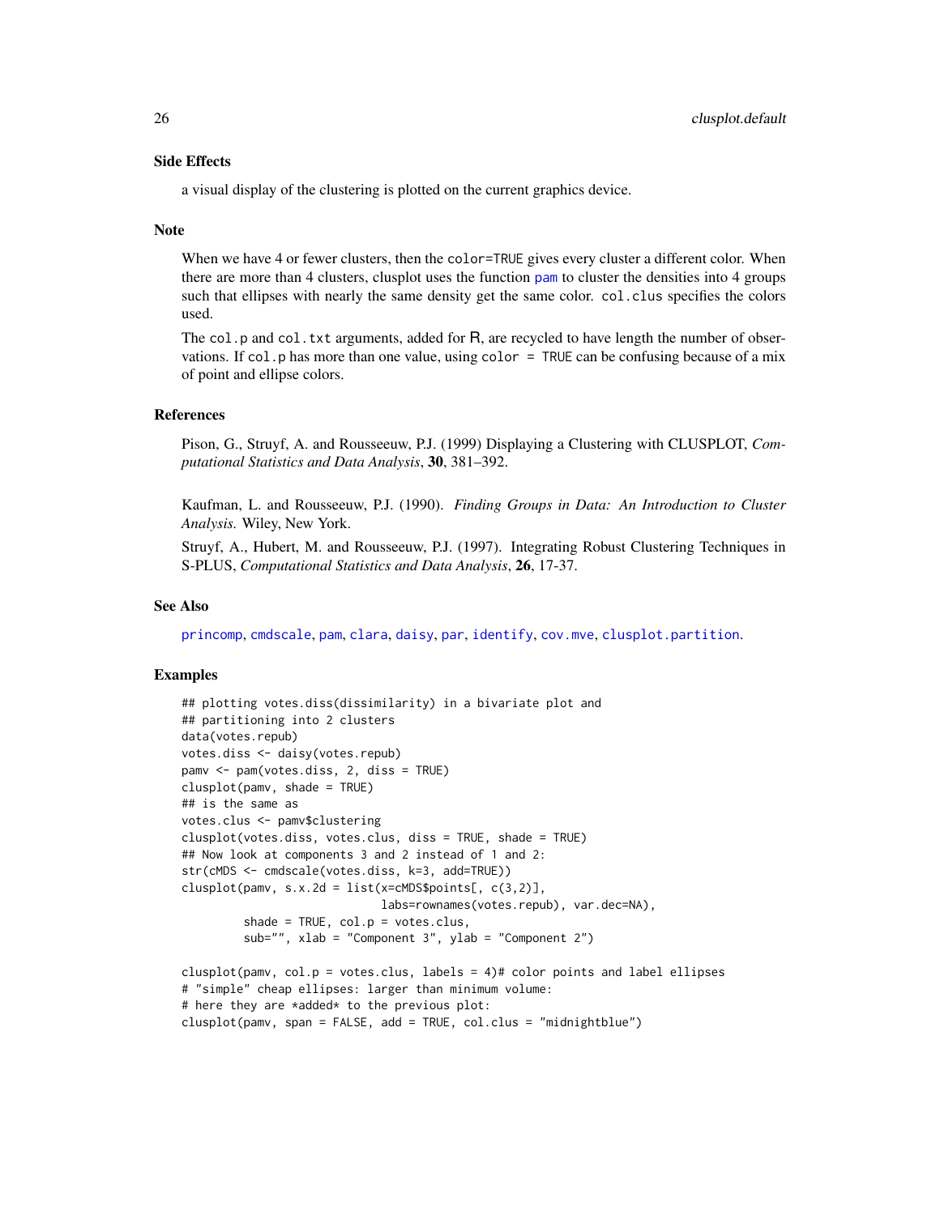### Side Effects

a visual display of the clustering is plotted on the current graphics device.

### Note

When we have 4 or fewer clusters, then the `color=TRUE` gives every cluster a different color. When there are more than 4 clusters, clusplot uses the function `pam` to cluster the densities into 4 groups such that ellipses with nearly the same density get the same color. `col.clus` specifies the colors used.

The `col.p` and `col.txt` arguments, added for R, are recycled to have length the number of observations. If `col.p` has more than one value, using `color = TRUE` can be confusing because of a mix of point and ellipse colors.

### References

Pison, G., Struyf, A. and Rousseeuw, P.J. (1999) Displaying a Clustering with CLUSPLOT, *Computational Statistics and Data Analysis*, **30**, 381–392.

Kaufman, L. and Rousseeuw, P.J. (1990). *Finding Groups in Data: An Introduction to Cluster Analysis.* Wiley, New York.

Struyf, A., Hubert, M. and Rousseeuw, P.J. (1997). Integrating Robust Clustering Techniques in S-PLUS, *Computational Statistics and Data Analysis*, **26**, 17-37.

### See Also

`princomp`, `cmdscale`, `pam`, `clara`, `daisy`, `par`, `identify`, `cov.mve`, `clusplot.partition`.

### Examples

```
## plotting votes.diss(dissimilarity) in a bivariate plot and
## partitioning into 2 clusters
data(votes.repub)
votes.diss <- daisy(votes.repub)
pamv <- pam(votes.diss, 2, diss = TRUE)
clusplot(pamv, shade = TRUE)
## is the same as
votes.clus <- pamv$clustering
clusplot(votes.diss, votes.clus, diss = TRUE, shade = TRUE)
## Now look at components 3 and 2 instead of 1 and 2:
str(cMDS <- cmdscale(votes.diss, k=3, add=TRUE))
clusplot(pamv, s.x.2d = list(x=cMDS$points[, c(3,2)],
                             labs=rownames(votes.repub), var.dec=NA),
         shade = TRUE, col.p = votes.clus,
         sub="", xlab = "Component 3", ylab = "Component 2")

clusplot(pamv, col.p = votes.clus, labels = 4)# color points and label ellipses
# "simple" cheap ellipses: larger than minimum volume:
# here they are *added* to the previous plot:
clusplot(pamv, span = FALSE, add = TRUE, col.clus = "midnightblue")
```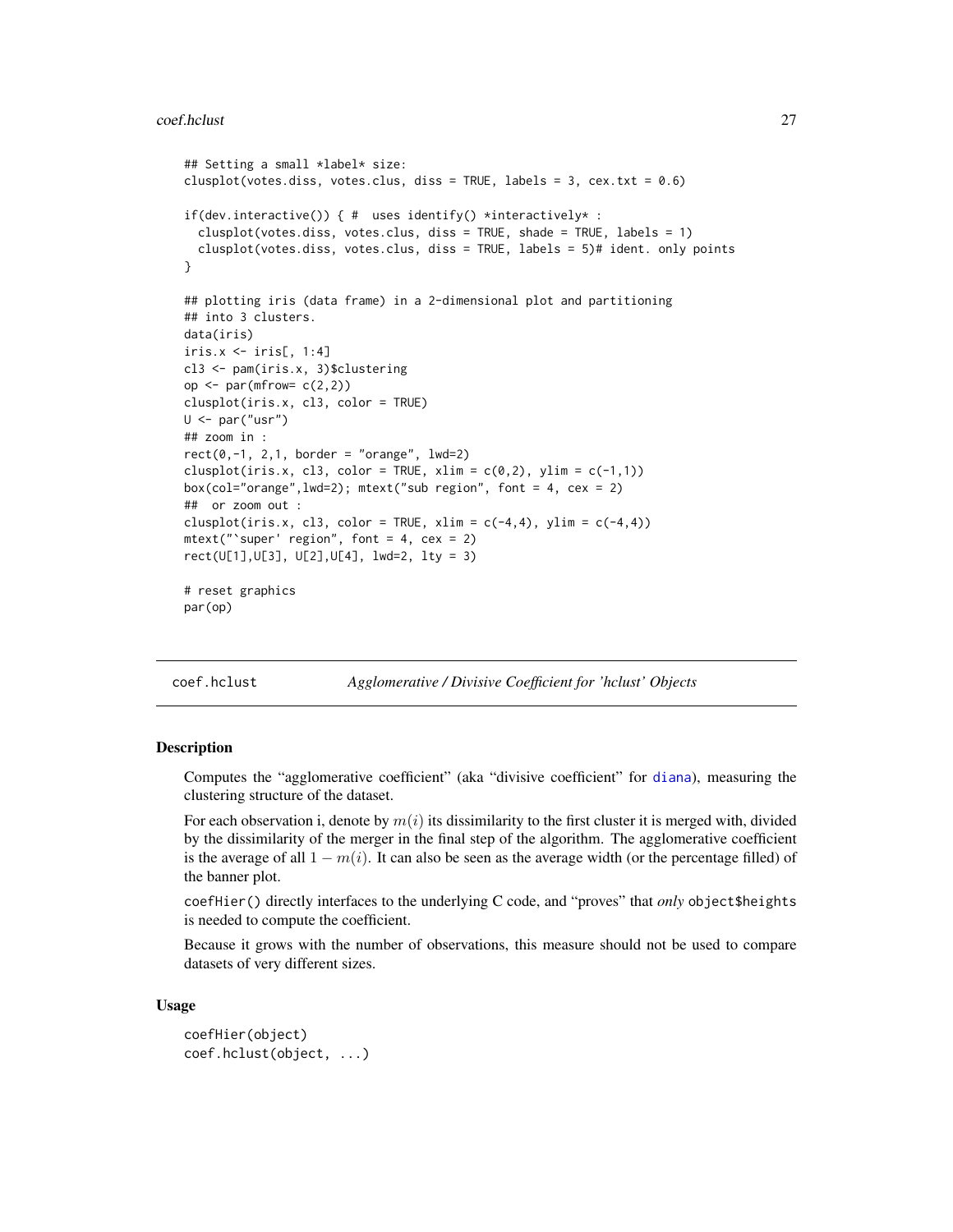```
## Setting a small *label* size:
clusplot(votes.diss, votes.clus, diss = TRUE, labels = 3, cex.txt = 0.6)

if(dev.interactive()) { #  uses identify() *interactively* :
  clusplot(votes.diss, votes.clus, diss = TRUE, shade = TRUE, labels = 1)
  clusplot(votes.diss, votes.clus, diss = TRUE, labels = 5)# ident. only points
}

## plotting iris (data frame) in a 2-dimensional plot and partitioning
## into 3 clusters.
data(iris)
iris.x <- iris[, 1:4]
cl3 <- pam(iris.x, 3)$clustering
op <- par(mfrow= c(2,2))
clusplot(iris.x, cl3, color = TRUE)
U <- par("usr")
## zoom in :
rect(0,-1, 2,1, border = "orange", lwd=2)
clusplot(iris.x, cl3, color = TRUE, xlim = c(0,2), ylim = c(-1,1))
box(col="orange",lwd=2); mtext("sub region", font = 4, cex = 2)
##  or zoom out :
clusplot(iris.x, cl3, color = TRUE, xlim = c(-4,4), ylim = c(-4,4))
mtext("`super' region", font = 4, cex = 2)
rect(U[1],U[3], U[2],U[4], lwd=2, lty = 3)

# reset graphics
par(op)
```

---

# coef.hclust — *Agglomerative / Divisive Coefficient for 'hclust' Objects*

## Description

Computes the "agglomerative coefficient" (aka "divisive coefficient" for diana), measuring the clustering structure of the dataset.

For each observation i, denote by $m(i)$ its dissimilarity to the first cluster it is merged with, divided by the dissimilarity of the merger in the final step of the algorithm. The agglomerative coefficient is the average of all $1 - m(i)$. It can also be seen as the average width (or the percentage filled) of the banner plot.

`coefHier()` directly interfaces to the underlying C code, and "proves" that *only* `object$heights` is needed to compute the coefficient.

Because it grows with the number of observations, this measure should not be used to compare datasets of very different sizes.

## Usage

```
coefHier(object)
coef.hclust(object, ...)
```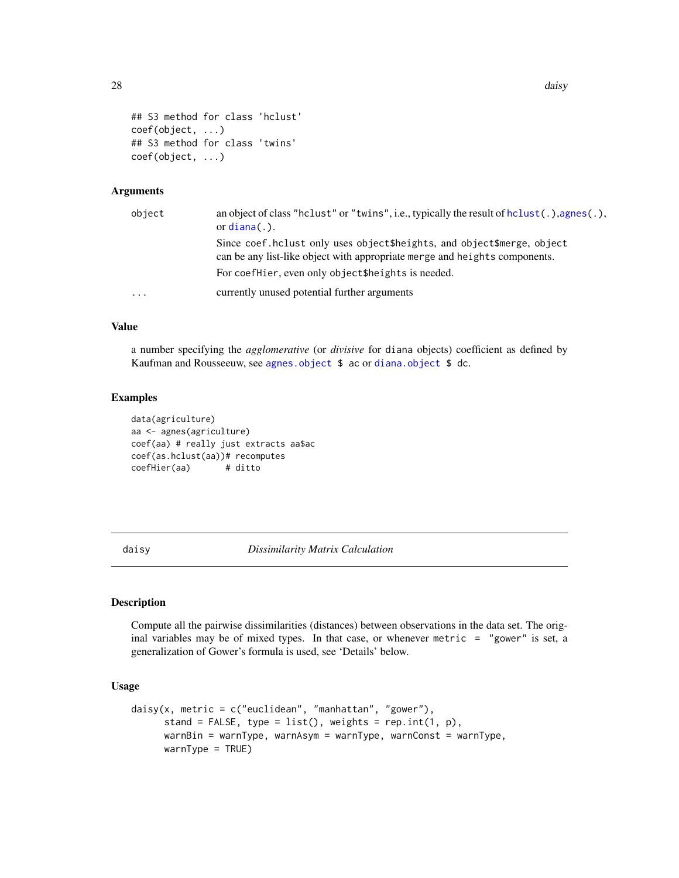```
## S3 method for class 'hclust'
coef(object, ...)
## S3 method for class 'twins'
coef(object, ...)
```

### Arguments

| | |
|---|---|
| `object` | an object of class "hclust" or "twins", i.e., typically the result of `hclust(.)`, `agnes(.)`, or `diana(.)`. Since `coef.hclust` only uses `object$heights`, and `object$merge`, `object` can be any list-like object with appropriate `merge` and `heights` components. For `coefHier`, even only `object$heights` is needed. |
| `...` | currently unused potential further arguments |

### Value

a number specifying the *agglomerative* (or *divisive* for `diana` objects) coefficient as defined by Kaufman and Rousseeuw, see `agnes.object $ ac` or `diana.object $ dc`.

### Examples

```
data(agriculture)
aa <- agnes(agriculture)
coef(aa) # really just extracts aa$ac
coef(as.hclust(aa))# recomputes
coefHier(aa)       # ditto
```

---

## daisy — *Dissimilarity Matrix Calculation*

### Description

Compute all the pairwise dissimilarities (distances) between observations in the data set. The original variables may be of mixed types. In that case, or whenever `metric = "gower"` is set, a generalization of Gower's formula is used, see 'Details' below.

### Usage

```
daisy(x, metric = c("euclidean", "manhattan", "gower"),
      stand = FALSE, type = list(), weights = rep.int(1, p),
      warnBin = warnType, warnAsym = warnType, warnConst = warnType,
      warnType = TRUE)
```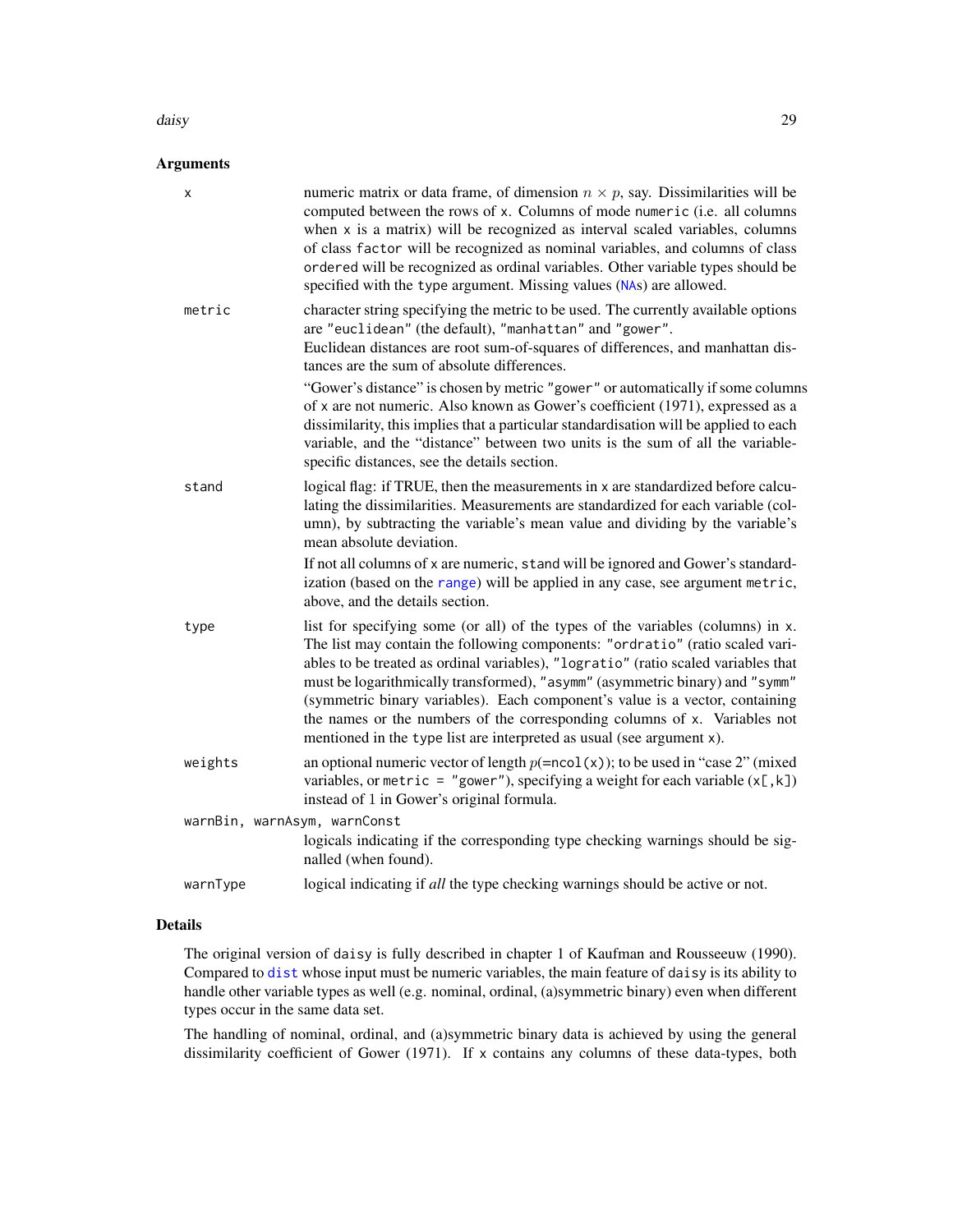## Arguments

**x**
: numeric matrix or data frame, of dimension $n \times p$, say. Dissimilarities will be computed between the rows of `x`. Columns of mode `numeric` (i.e. all columns when `x` is a matrix) will be recognized as interval scaled variables, columns of class `factor` will be recognized as nominal variables, and columns of class `ordered` will be recognized as ordinal variables. Other variable types should be specified with the `type` argument. Missing values (`NA`s) are allowed.

**metric**
: character string specifying the metric to be used. The currently available options are `"euclidean"` (the default), `"manhattan"` and `"gower"`.
  Euclidean distances are root sum-of-squares of differences, and manhattan distances are the sum of absolute differences.

  "Gower's distance" is chosen by metric `"gower"` or automatically if some columns of `x` are not numeric. Also known as Gower's coefficient (1971), expressed as a dissimilarity, this implies that a particular standardisation will be applied to each variable, and the "distance" between two units is the sum of all the variable-specific distances, see the details section.

**stand**
: logical flag: if TRUE, then the measurements in `x` are standardized before calculating the dissimilarities. Measurements are standardized for each variable (column), by subtracting the variable's mean value and dividing by the variable's mean absolute deviation.

  If not all columns of `x` are numeric, `stand` will be ignored and Gower's standardization (based on the `range`) will be applied in any case, see argument `metric`, above, and the details section.

**type**
: list for specifying some (or all) of the types of the variables (columns) in `x`. The list may contain the following components: `"ordratio"` (ratio scaled variables to be treated as ordinal variables), `"logratio"` (ratio scaled variables that must be logarithmically transformed), `"asymm"` (asymmetric binary) and `"symm"` (symmetric binary variables). Each component's value is a vector, containing the names or the numbers of the corresponding columns of `x`. Variables not mentioned in the `type` list are interpreted as usual (see argument `x`).

**weights**
: an optional numeric vector of length $p$(=`ncol(x)`); to be used in "case 2" (mixed variables, or `metric = "gower"`), specifying a weight for each variable (`x[,k]`) instead of 1 in Gower's original formula.

**warnBin, warnAsym, warnConst**
: logicals indicating if the corresponding type checking warnings should be signalled (when found).

**warnType**
: logical indicating if *all* the type checking warnings should be active or not.

## Details

The original version of `daisy` is fully described in chapter 1 of Kaufman and Rousseeuw (1990). Compared to `dist` whose input must be numeric variables, the main feature of `daisy` is its ability to handle other variable types as well (e.g. nominal, ordinal, (a)symmetric binary) even when different types occur in the same data set.

The handling of nominal, ordinal, and (a)symmetric binary data is achieved by using the general dissimilarity coefficient of Gower (1971). If `x` contains any columns of these data-types, both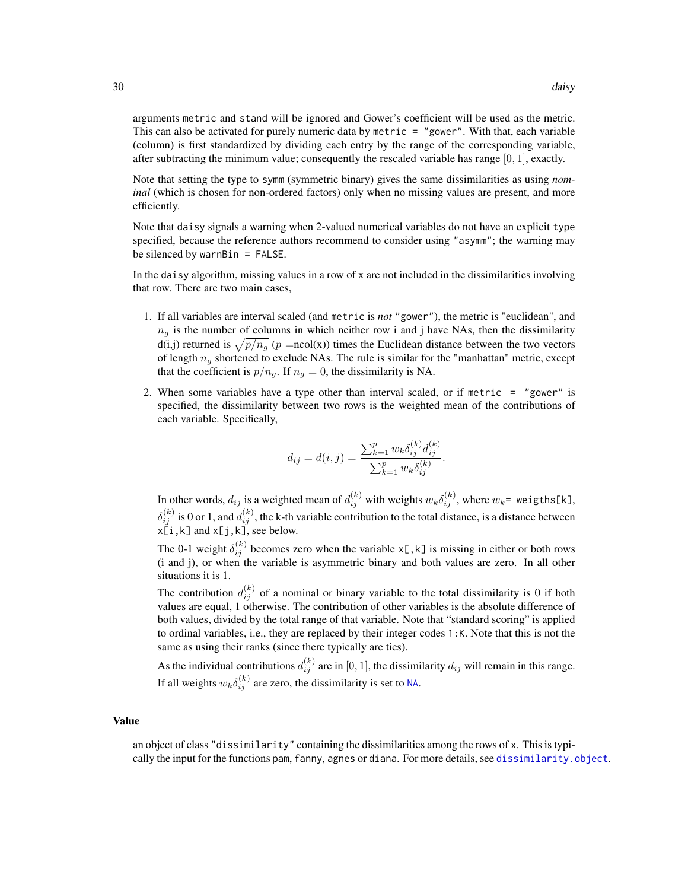arguments `metric` and `stand` will be ignored and Gower's coefficient will be used as the metric. This can also be activated for purely numeric data by `metric = "gower"`. With that, each variable (column) is first standardized by dividing each entry by the range of the corresponding variable, after subtracting the minimum value; consequently the rescaled variable has range $[0, 1]$, exactly.

Note that setting the type to `symm` (symmetric binary) gives the same dissimilarities as using *nominal* (which is chosen for non-ordered factors) only when no missing values are present, and more efficiently.

Note that `daisy` signals a warning when 2-valued numerical variables do not have an explicit `type` specified, because the reference authors recommend to consider using `"asymm"`; the warning may be silenced by `warnBin = FALSE`.

In the `daisy` algorithm, missing values in a row of x are not included in the dissimilarities involving that row. There are two main cases,

1. If all variables are interval scaled (and `metric` is *not* `"gower"`), the metric is "euclidean", and $n_g$ is the number of columns in which neither row i and j have NAs, then the dissimilarity d(i,j) returned is $\sqrt{p/n_g}$ ($p$ =ncol(x)) times the Euclidean distance between the two vectors of length $n_g$ shortened to exclude NAs. The rule is similar for the "manhattan" metric, except that the coefficient is $p/n_g$. If $n_g = 0$, the dissimilarity is NA.

2. When some variables have a type other than interval scaled, or if `metric = "gower"` is specified, the dissimilarity between two rows is the weighted mean of the contributions of each variable. Specifically,

$$d_{ij} = d(i,j) = \frac{\sum_{k=1}^{p} w_k \delta_{ij}^{(k)} d_{ij}^{(k)}}{\sum_{k=1}^{p} w_k \delta_{ij}^{(k)}}.$$

   In other words, $d_{ij}$ is a weighted mean of $d_{ij}^{(k)}$ with weights $w_k \delta_{ij}^{(k)}$, where $w_k$= `weigths[k]`, $\delta_{ij}^{(k)}$ is 0 or 1, and $d_{ij}^{(k)}$, the k-th variable contribution to the total distance, is a distance between `x[i,k]` and `x[j,k]`, see below.

   The 0-1 weight $\delta_{ij}^{(k)}$ becomes zero when the variable `x[,k]` is missing in either or both rows (i and j), or when the variable is asymmetric binary and both values are zero. In all other situations it is 1.

   The contribution $d_{ij}^{(k)}$ of a nominal or binary variable to the total dissimilarity is 0 if both values are equal, 1 otherwise. The contribution of other variables is the absolute difference of both values, divided by the total range of that variable. Note that "standard scoring" is applied to ordinal variables, i.e., they are replaced by their integer codes `1:K`. Note that this is not the same as using their ranks (since there typically are ties).

   As the individual contributions $d_{ij}^{(k)}$ are in $[0, 1]$, the dissimilarity $d_{ij}$ will remain in this range. If all weights $w_k \delta_{ij}^{(k)}$ are zero, the dissimilarity is set to `NA`.

## Value

an object of class `"dissimilarity"` containing the dissimilarities among the rows of `x`. This is typically the input for the functions `pam`, `fanny`, `agnes` or `diana`. For more details, see `dissimilarity.object`.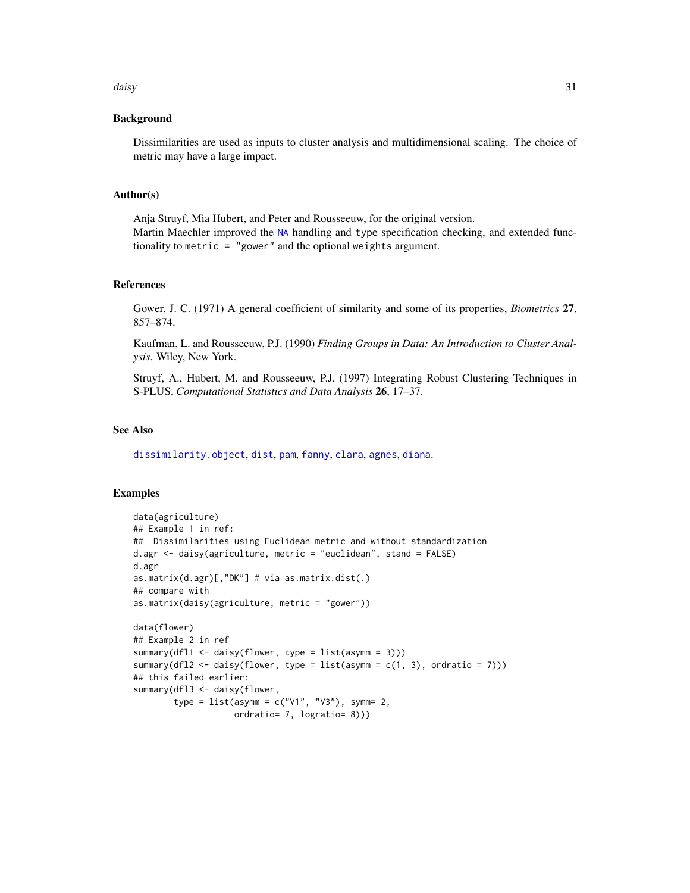## Background

Dissimilarities are used as inputs to cluster analysis and multidimensional scaling. The choice of metric may have a large impact.

## Author(s)

Anja Struyf, Mia Hubert, and Peter and Rousseeuw, for the original version.
Martin Maechler improved the NA handling and type specification checking, and extended functionality to `metric = "gower"` and the optional `weights` argument.

## References

Gower, J. C. (1971) A general coefficient of similarity and some of its properties, *Biometrics* **27**, 857–874.

Kaufman, L. and Rousseeuw, P.J. (1990) *Finding Groups in Data: An Introduction to Cluster Analysis*. Wiley, New York.

Struyf, A., Hubert, M. and Rousseeuw, P.J. (1997) Integrating Robust Clustering Techniques in S-PLUS, *Computational Statistics and Data Analysis* **26**, 17–37.

## See Also

`dissimilarity.object`, `dist`, `pam`, `fanny`, `clara`, `agnes`, `diana`.

## Examples

```
data(agriculture)
## Example 1 in ref:
##  Dissimilarities using Euclidean metric and without standardization
d.agr <- daisy(agriculture, metric = "euclidean", stand = FALSE)
d.agr
as.matrix(d.agr)[,"DK"] # via as.matrix.dist(.)
## compare with
as.matrix(daisy(agriculture, metric = "gower"))

data(flower)
## Example 2 in ref
summary(dfl1 <- daisy(flower, type = list(asymm = 3)))
summary(dfl2 <- daisy(flower, type = list(asymm = c(1, 3), ordratio = 7)))
## this failed earlier:
summary(dfl3 <- daisy(flower,
        type = list(asymm = c("V1", "V3"), symm= 2,
                    ordratio= 7, logratio= 8)))
```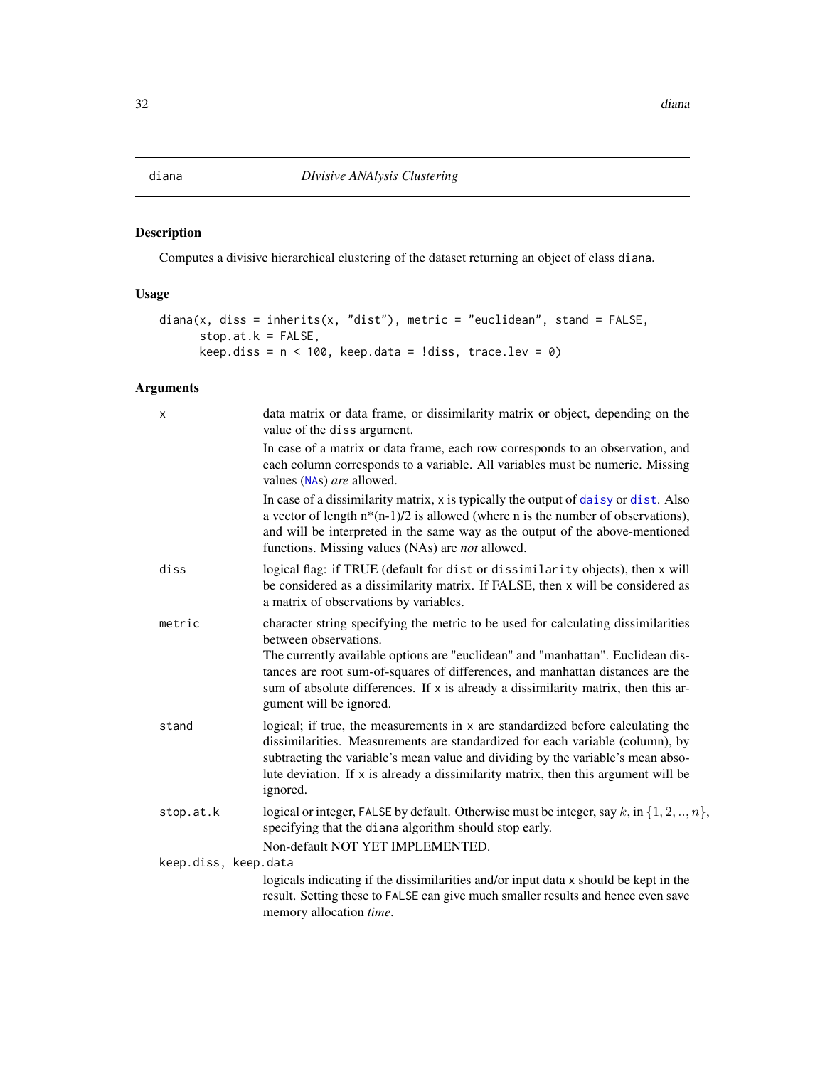# diana — *DIvisive ANAlysis Clustering*

## Description

Computes a divisive hierarchical clustering of the dataset returning an object of class diana.

## Usage

```
diana(x, diss = inherits(x, "dist"), metric = "euclidean", stand = FALSE,
      stop.at.k = FALSE,
      keep.diss = n < 100, keep.data = !diss, trace.lev = 0)
```

## Arguments

**x**
: data matrix or data frame, or dissimilarity matrix or object, depending on the value of the diss argument.

  In case of a matrix or data frame, each row corresponds to an observation, and each column corresponds to a variable. All variables must be numeric. Missing values (NAs) *are* allowed.

  In case of a dissimilarity matrix, x is typically the output of daisy or dist. Also a vector of length n*(n-1)/2 is allowed (where n is the number of observations), and will be interpreted in the same way as the output of the above-mentioned functions. Missing values (NAs) are *not* allowed.

**diss**
: logical flag: if TRUE (default for dist or dissimilarity objects), then x will be considered as a dissimilarity matrix. If FALSE, then x will be considered as a matrix of observations by variables.

**metric**
: character string specifying the metric to be used for calculating dissimilarities between observations.
  The currently available options are "euclidean" and "manhattan". Euclidean distances are root sum-of-squares of differences, and manhattan distances are the sum of absolute differences. If x is already a dissimilarity matrix, then this argument will be ignored.

**stand**
: logical; if true, the measurements in x are standardized before calculating the dissimilarities. Measurements are standardized for each variable (column), by subtracting the variable's mean value and dividing by the variable's mean absolute deviation. If x is already a dissimilarity matrix, then this argument will be ignored.

**stop.at.k**
: logical or integer, FALSE by default. Otherwise must be integer, say $k$, in $\{1, 2, .., n\}$, specifying that the diana algorithm should stop early.

  Non-default NOT YET IMPLEMENTED.

**keep.diss, keep.data**
: logicals indicating if the dissimilarities and/or input data x should be kept in the result. Setting these to FALSE can give much smaller results and hence even save memory allocation *time*.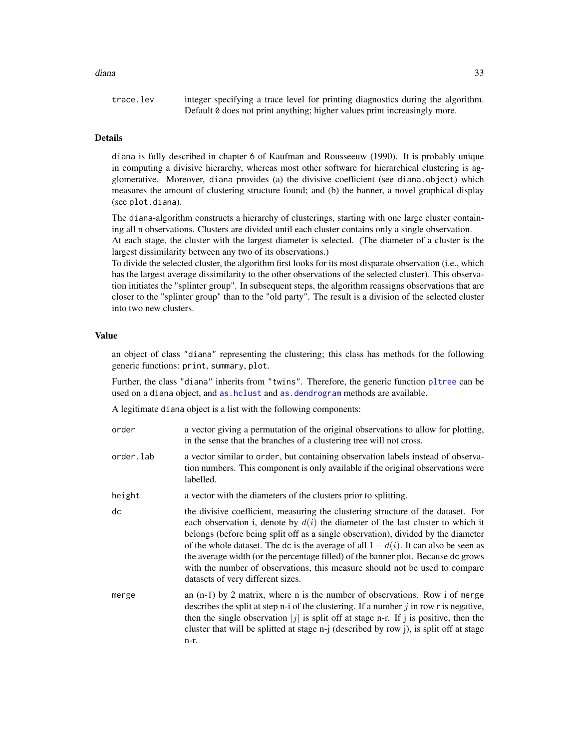| | |
|---|---|
| trace.lev | integer specifying a trace level for printing diagnostics during the algorithm. Default 0 does not print anything; higher values print increasingly more. |

### Details

diana is fully described in chapter 6 of Kaufman and Rousseeuw (1990). It is probably unique in computing a divisive hierarchy, whereas most other software for hierarchical clustering is agglomerative. Moreover, diana provides (a) the divisive coefficient (see diana.object) which measures the amount of clustering structure found; and (b) the banner, a novel graphical display (see plot.diana).

The diana-algorithm constructs a hierarchy of clusterings, starting with one large cluster containing all n observations. Clusters are divided until each cluster contains only a single observation.
At each stage, the cluster with the largest diameter is selected. (The diameter of a cluster is the largest dissimilarity between any two of its observations.)
To divide the selected cluster, the algorithm first looks for its most disparate observation (i.e., which has the largest average dissimilarity to the other observations of the selected cluster). This observation initiates the "splinter group". In subsequent steps, the algorithm reassigns observations that are closer to the "splinter group" than to the "old party". The result is a division of the selected cluster into two new clusters.

### Value

an object of class "diana" representing the clustering; this class has methods for the following generic functions: print, summary, plot.

Further, the class "diana" inherits from "twins". Therefore, the generic function pltree can be used on a diana object, and as.hclust and as.dendrogram methods are available.

A legitimate diana object is a list with the following components:

| | |
|---|---|
| order | a vector giving a permutation of the original observations to allow for plotting, in the sense that the branches of a clustering tree will not cross. |
| order.lab | a vector similar to order, but containing observation labels instead of observation numbers. This component is only available if the original observations were labelled. |
| height | a vector with the diameters of the clusters prior to splitting. |
| dc | the divisive coefficient, measuring the clustering structure of the dataset. For each observation i, denote by $d(i)$ the diameter of the last cluster to which it belongs (before being split off as a single observation), divided by the diameter of the whole dataset. The dc is the average of all $1 - d(i)$. It can also be seen as the average width (or the percentage filled) of the banner plot. Because dc grows with the number of observations, this measure should not be used to compare datasets of very different sizes. |
| merge | an (n-1) by 2 matrix, where n is the number of observations. Row i of merge describes the split at step n-i of the clustering. If a number $j$ in row r is negative, then the single observation $\lvert j \rvert$ is split off at stage n-r. If j is positive, then the cluster that will be splitted at stage n-j (described by row j), is split off at stage n-r. |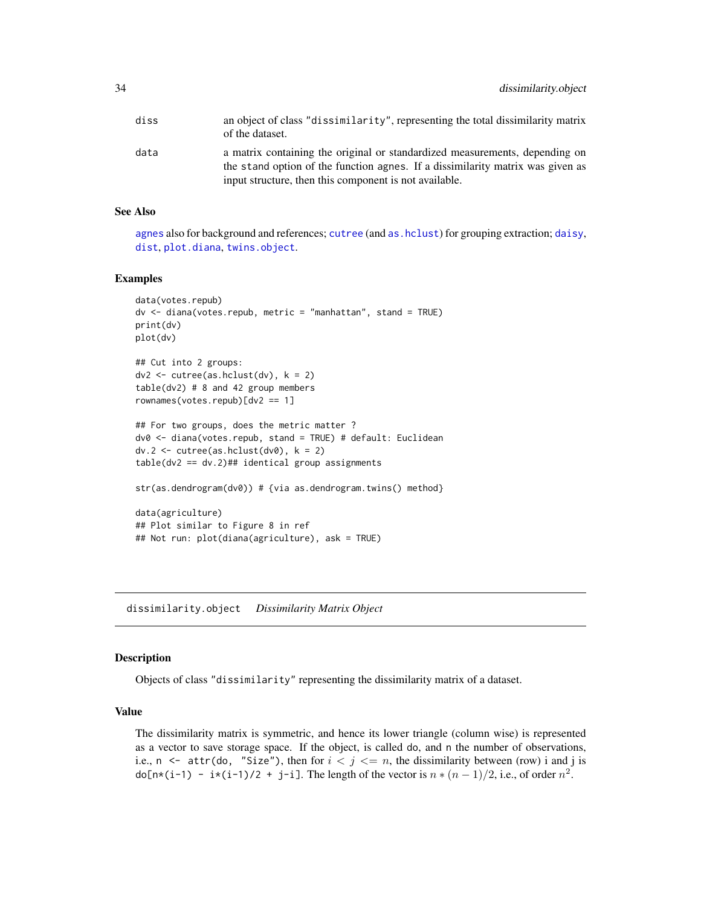| | |
|---|---|
| diss | an object of class "dissimilarity", representing the total dissimilarity matrix of the dataset. |
| data | a matrix containing the original or standardized measurements, depending on the stand option of the function agnes. If a dissimilarity matrix was given as input structure, then this component is not available. |

### See Also

agnes also for background and references; cutree (and as.hclust) for grouping extraction; daisy, dist, plot.diana, twins.object.

### Examples

```
data(votes.repub)
dv <- diana(votes.repub, metric = "manhattan", stand = TRUE)
print(dv)
plot(dv)

## Cut into 2 groups:
dv2 <- cutree(as.hclust(dv), k = 2)
table(dv2) # 8 and 42 group members
rownames(votes.repub)[dv2 == 1]

## For two groups, does the metric matter ?
dv0 <- diana(votes.repub, stand = TRUE) # default: Euclidean
dv.2 <- cutree(as.hclust(dv0), k = 2)
table(dv2 == dv.2)## identical group assignments

str(as.dendrogram(dv0)) # {via as.dendrogram.twins() method}

data(agriculture)
## Plot similar to Figure 8 in ref
## Not run: plot(diana(agriculture), ask = TRUE)
```

---

## dissimilarity.object    *Dissimilarity Matrix Object*

### Description

Objects of class "dissimilarity" representing the dissimilarity matrix of a dataset.

### Value

The dissimilarity matrix is symmetric, and hence its lower triangle (column wise) is represented as a vector to save storage space. If the object, is called do, and n the number of observations, i.e., `n <- attr(do, "Size")`, then for $i < j <= n$, the dissimilarity between (row) i and j is `do[n*(i-1) - i*(i-1)/2 + j-i]`. The length of the vector is $n*(n-1)/2$, i.e., of order $n^2$.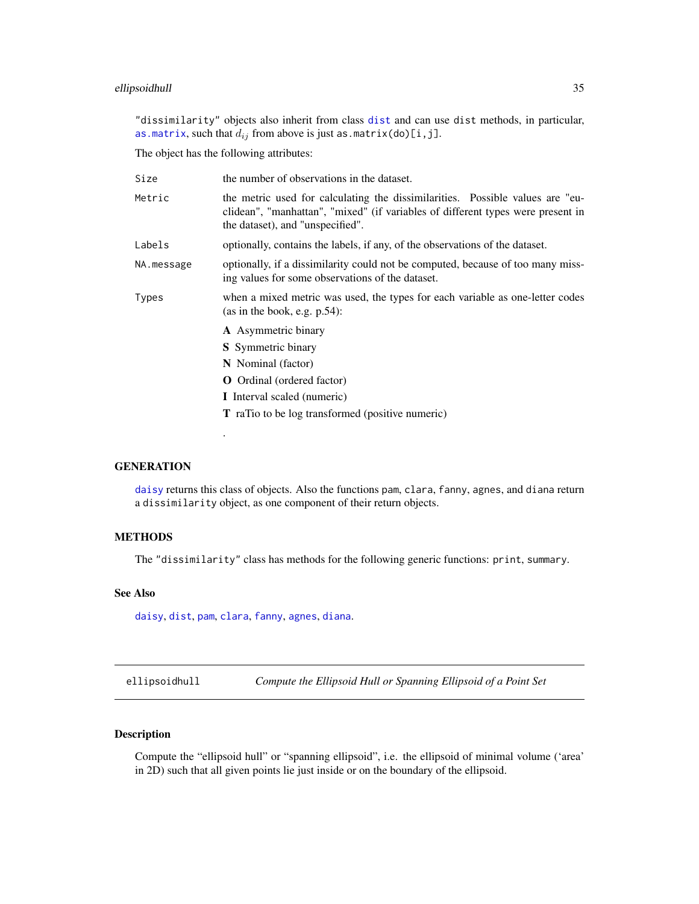"dissimilarity" objects also inherit from class `dist` and can use `dist` methods, in particular, `as.matrix`, such that $d_{ij}$ from above is just `as.matrix(do)[i,j]`.

The object has the following attributes:

`Size` the number of observations in the dataset.

`Metric` the metric used for calculating the dissimilarities. Possible values are "euclidean", "manhattan", "mixed" (if variables of different types were present in the dataset), and "unspecified".

`Labels` optionally, contains the labels, if any, of the observations of the dataset.

`NA.message` optionally, if a dissimilarity could not be computed, because of too many missing values for some observations of the dataset.

`Types` when a mixed metric was used, the types for each variable as one-letter codes (as in the book, e.g. p.54):

- **A** Asymmetric binary
- **S** Symmetric binary
- **N** Nominal (factor)
- **O** Ordinal (ordered factor)
- **I** Interval scaled (numeric)
- **T** raTio to be log transformed (positive numeric)

.

## GENERATION

`daisy` returns this class of objects. Also the functions `pam`, `clara`, `fanny`, `agnes`, and `diana` return a `dissimilarity` object, as one component of their return objects.

## METHODS

The "dissimilarity" class has methods for the following generic functions: `print`, `summary`.

## See Also

`daisy`, `dist`, `pam`, `clara`, `fanny`, `agnes`, `diana`.

---

# ellipsoidhull — *Compute the Ellipsoid Hull or Spanning Ellipsoid of a Point Set*

## Description

Compute the "ellipsoid hull" or "spanning ellipsoid", i.e. the ellipsoid of minimal volume ('area' in 2D) such that all given points lie just inside or on the boundary of the ellipsoid.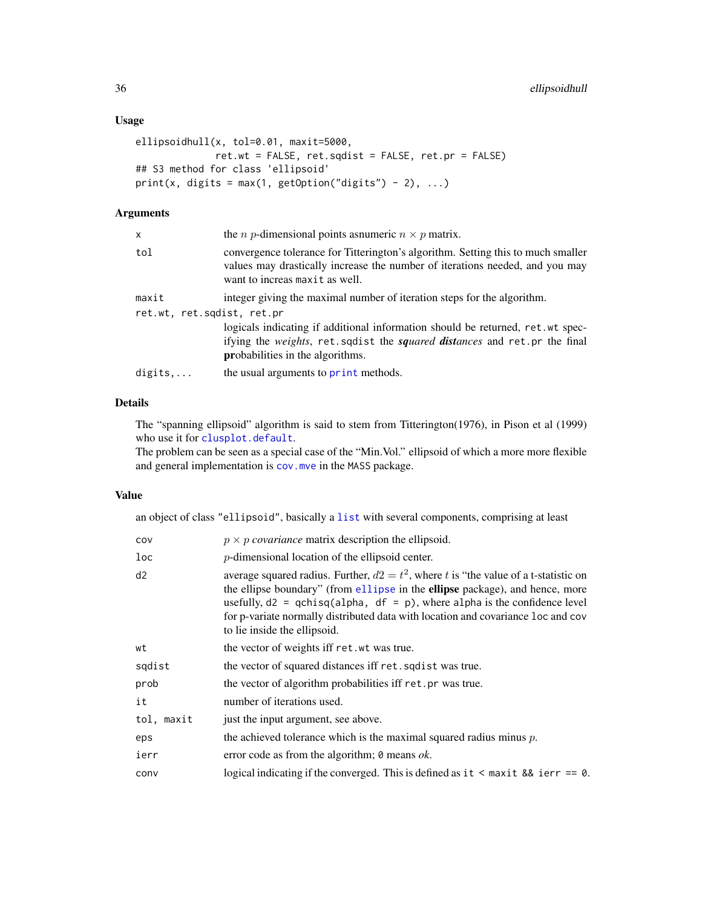### Usage

```
ellipsoidhull(x, tol=0.01, maxit=5000,
              ret.wt = FALSE, ret.sqdist = FALSE, ret.pr = FALSE)
## S3 method for class 'ellipsoid'
print(x, digits = max(1, getOption("digits") - 2), ...)
```

### Arguments

| | |
|---|---|
| `x` | the $n$ $p$-dimensional points asnumeric $n \times p$ matrix. |
| `tol` | convergence tolerance for Titterington's algorithm. Setting this to much smaller values may drastically increase the number of iterations needed, and you may want to increas `maxit` as well. |
| `maxit` | integer giving the maximal number of iteration steps for the algorithm. |
| `ret.wt, ret.sqdist, ret.pr` | logicals indicating if additional information should be returned, `ret.wt` specifying the *weights*, `ret.sqdist` the ***sq**uared **dist**ances* and `ret.pr` the final **pr**obabilities in the algorithms. |
| `digits,...` | the usual arguments to `print` methods. |

### Details

The "spanning ellipsoid" algorithm is said to stem from Titterington(1976), in Pison et al (1999) who use it for `clusplot.default`.
The problem can be seen as a special case of the "Min.Vol." ellipsoid of which a more more flexible and general implementation is `cov.mve` in the MASS package.

### Value

an object of class `"ellipsoid"`, basically a `list` with several components, comprising at least

| | |
|---|---|
| `cov` | $p \times p$ *covariance* matrix description the ellipsoid. |
| `loc` | $p$-dimensional location of the ellipsoid center. |
| `d2` | average squared radius. Further, $d2 = t^2$, where $t$ is "the value of a t-statistic on the ellipse boundary" (from `ellipse` in the **ellipse** package), and hence, more usefully, `d2 = qchisq(alpha, df = p)`, where `alpha` is the confidence level for p-variate normally distributed data with location and covariance `loc` and `cov` to lie inside the ellipsoid. |
| `wt` | the vector of weights iff `ret.wt` was true. |
| `sqdist` | the vector of squared distances iff `ret.sqdist` was true. |
| `prob` | the vector of algorithm probabilities iff `ret.pr` was true. |
| `it` | number of iterations used. |
| `tol, maxit` | just the input argument, see above. |
| `eps` | the achieved tolerance which is the maximal squared radius minus $p$. |
| `ierr` | error code as from the algorithm; `0` means *ok*. |
| `conv` | logical indicating if the converged. This is defined as `it < maxit && ierr == 0`. |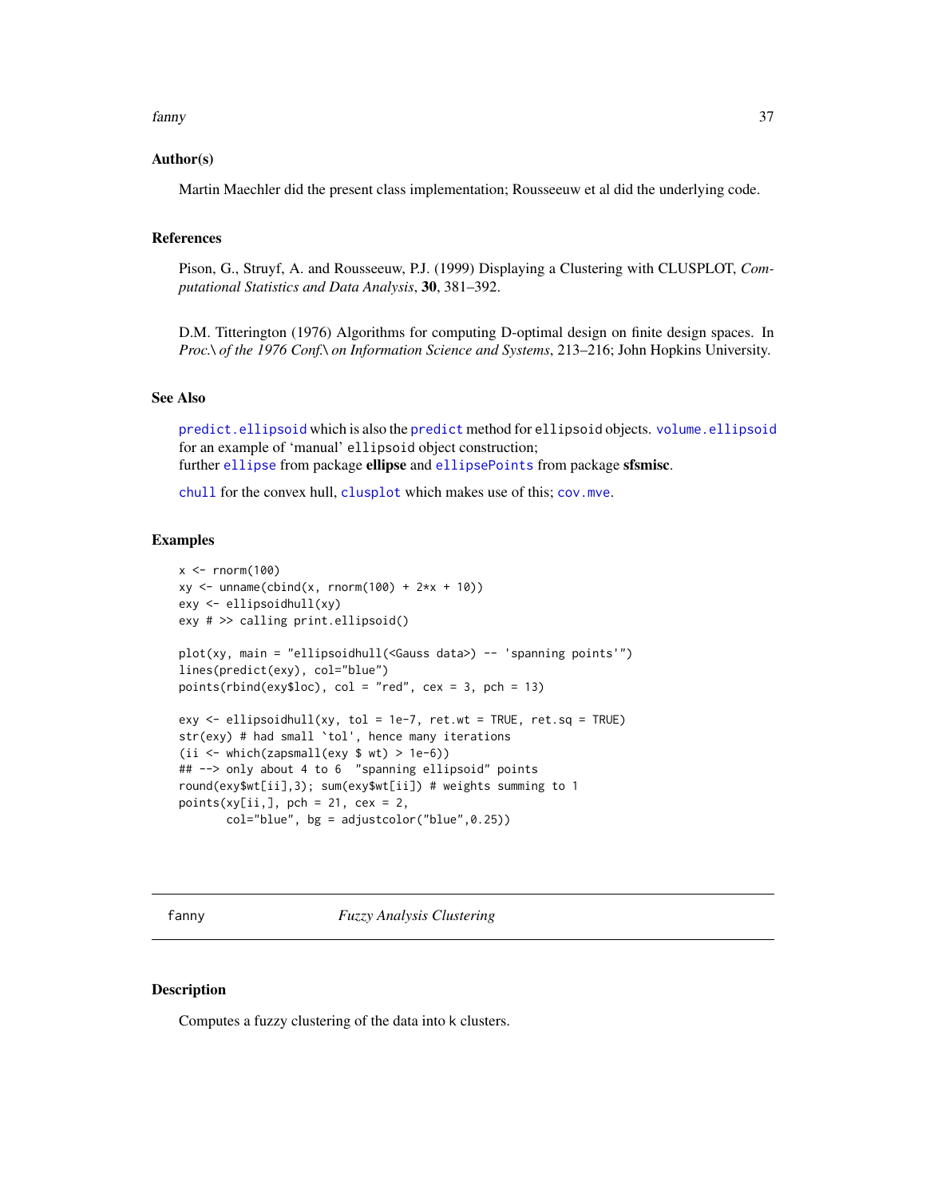### Author(s)

Martin Maechler did the present class implementation; Rousseeuw et al did the underlying code.

### References

Pison, G., Struyf, A. and Rousseeuw, P.J. (1999) Displaying a Clustering with CLUSPLOT, *Computational Statistics and Data Analysis*, **30**, 381–392.

D.M. Titterington (1976) Algorithms for computing D-optimal design on finite design spaces. In *Proc.\ of the 1976 Conf.\ on Information Science and Systems*, 213–216; John Hopkins University.

### See Also

predict.ellipsoid which is also the predict method for ellipsoid objects. volume.ellipsoid for an example of 'manual' ellipsoid object construction;
further ellipse from package **ellipse** and ellipsePoints from package **sfsmisc**.

chull for the convex hull, clusplot which makes use of this; cov.mve.

### Examples

```
x <- rnorm(100)
xy <- unname(cbind(x, rnorm(100) + 2*x + 10))
exy <- ellipsoidhull(xy)
exy # >> calling print.ellipsoid()

plot(xy, main = "ellipsoidhull(<Gauss data>) -- 'spanning points'")
lines(predict(exy), col="blue")
points(rbind(exy$loc), col = "red", cex = 3, pch = 13)

exy <- ellipsoidhull(xy, tol = 1e-7, ret.wt = TRUE, ret.sq = TRUE)
str(exy) # had small `tol', hence many iterations
(ii <- which(zapsmall(exy $ wt) > 1e-6))
## --> only about 4 to 6  "spanning ellipsoid" points
round(exy$wt[ii],3); sum(exy$wt[ii]) # weights summing to 1
points(xy[ii,], pch = 21, cex = 2,
       col="blue", bg = adjustcolor("blue",0.25))
```

---

## fanny — *Fuzzy Analysis Clustering*

### Description

Computes a fuzzy clustering of the data into k clusters.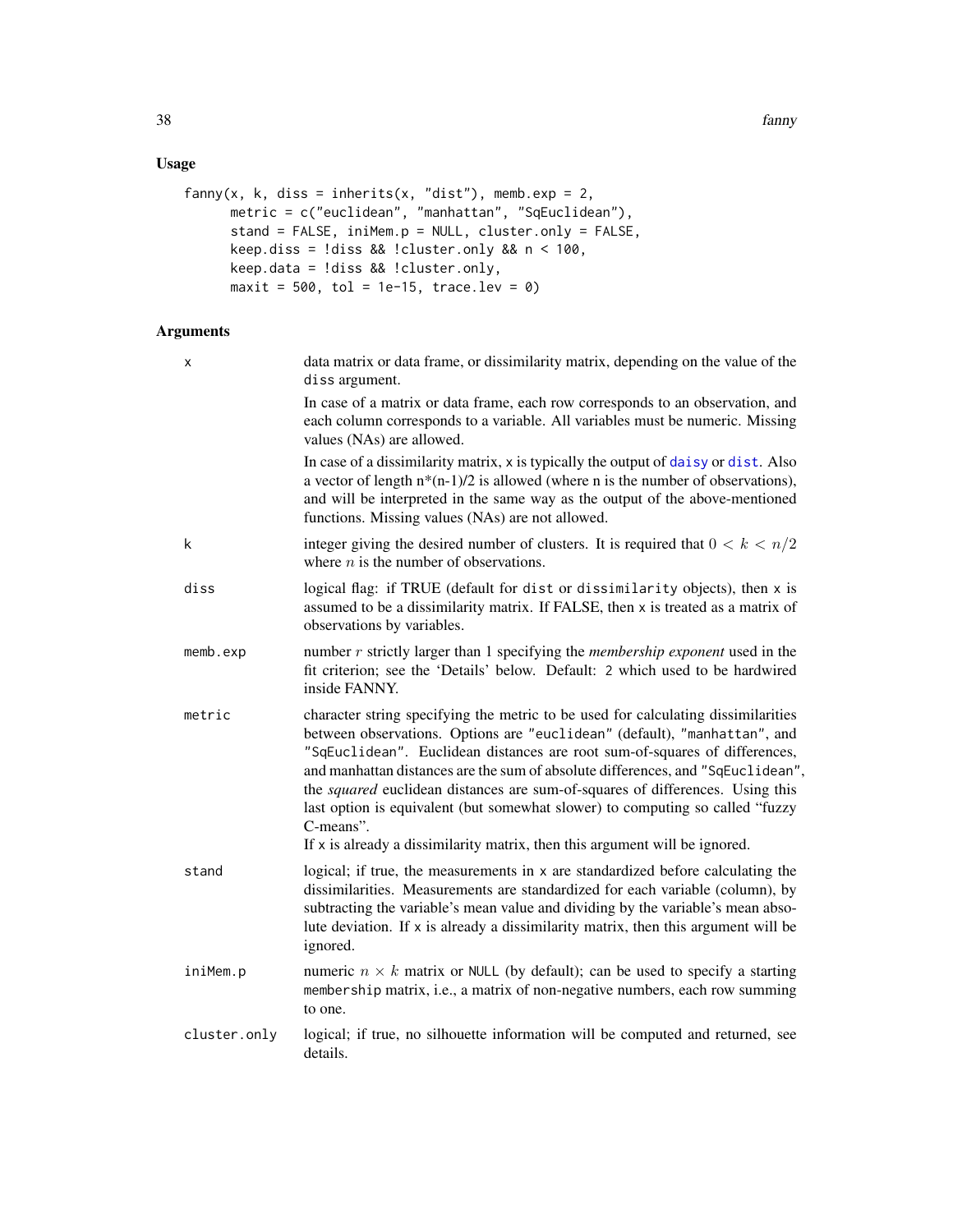## Usage

```
fanny(x, k, diss = inherits(x, "dist"), memb.exp = 2,
      metric = c("euclidean", "manhattan", "SqEuclidean"),
      stand = FALSE, iniMem.p = NULL, cluster.only = FALSE,
      keep.diss = !diss && !cluster.only && n < 100,
      keep.data = !diss && !cluster.only,
      maxit = 500, tol = 1e-15, trace.lev = 0)
```

## Arguments

`x`
: data matrix or data frame, or dissimilarity matrix, depending on the value of the `diss` argument.

  In case of a matrix or data frame, each row corresponds to an observation, and each column corresponds to a variable. All variables must be numeric. Missing values (NAs) are allowed.

  In case of a dissimilarity matrix, `x` is typically the output of `daisy` or `dist`. Also a vector of length n*(n-1)/2 is allowed (where n is the number of observations), and will be interpreted in the same way as the output of the above-mentioned functions. Missing values (NAs) are not allowed.

`k`
: integer giving the desired number of clusters. It is required that $0 < k < n/2$ where $n$ is the number of observations.

`diss`
: logical flag: if TRUE (default for `dist` or `dissimilarity` objects), then `x` is assumed to be a dissimilarity matrix. If FALSE, then `x` is treated as a matrix of observations by variables.

`memb.exp`
: number $r$ strictly larger than 1 specifying the *membership exponent* used in the fit criterion; see the 'Details' below. Default: `2` which used to be hardwired inside FANNY.

`metric`
: character string specifying the metric to be used for calculating dissimilarities between observations. Options are `"euclidean"` (default), `"manhattan"`, and `"SqEuclidean"`. Euclidean distances are root sum-of-squares of differences, and manhattan distances are the sum of absolute differences, and `"SqEuclidean"`, the *squared* euclidean distances are sum-of-squares of differences. Using this last option is equivalent (but somewhat slower) to computing so called "fuzzy C-means".
  If `x` is already a dissimilarity matrix, then this argument will be ignored.

`stand`
: logical; if true, the measurements in `x` are standardized before calculating the dissimilarities. Measurements are standardized for each variable (column), by subtracting the variable's mean value and dividing by the variable's mean absolute deviation. If `x` is already a dissimilarity matrix, then this argument will be ignored.

`iniMem.p`
: numeric $n \times k$ matrix or `NULL` (by default); can be used to specify a starting `membership` matrix, i.e., a matrix of non-negative numbers, each row summing to one.

`cluster.only`
: logical; if true, no silhouette information will be computed and returned, see details.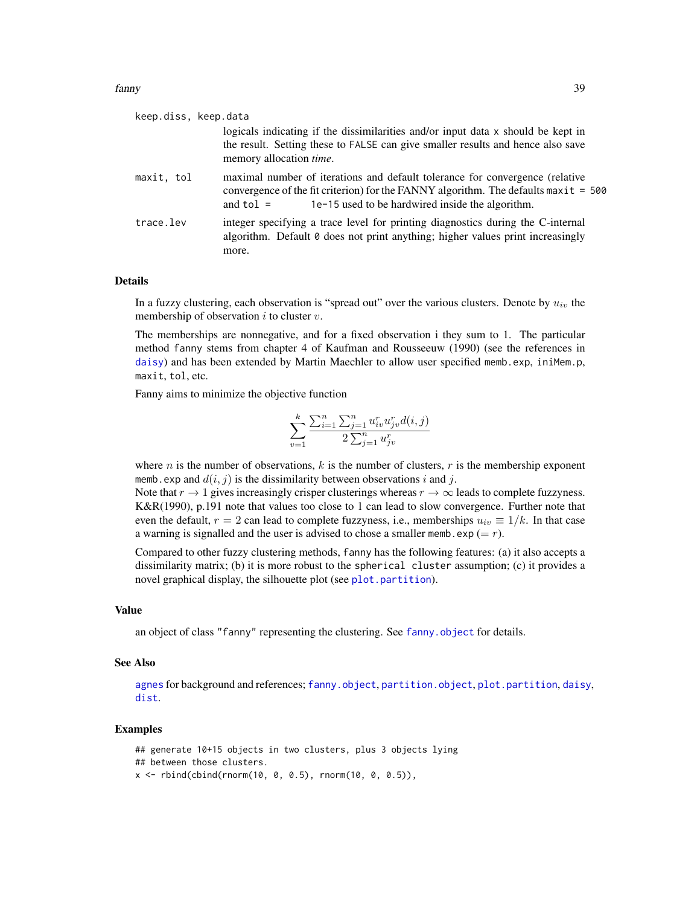keep.diss, keep.data
: logicals indicating if the dissimilarities and/or input data `x` should be kept in the result. Setting these to `FALSE` can give smaller results and hence also save memory allocation *time*.

maxit, tol
: maximal number of iterations and default tolerance for convergence (relative convergence of the fit criterion) for the FANNY algorithm. The defaults `maxit = 500` and `tol = 1e-15` used to be hardwired inside the algorithm.

trace.lev
: integer specifying a trace level for printing diagnostics during the C-internal algorithm. Default `0` does not print anything; higher values print increasingly more.

## Details

In a fuzzy clustering, each observation is "spread out" over the various clusters. Denote by $u_{iv}$ the membership of observation $i$ to cluster $v$.

The memberships are nonnegative, and for a fixed observation i they sum to 1. The particular method `fanny` stems from chapter 4 of Kaufman and Rousseeuw (1990) (see the references in `daisy`) and has been extended by Martin Maechler to allow user specified `memb.exp`, `iniMem.p`, `maxit`, `tol`, etc.

Fanny aims to minimize the objective function

$$\sum_{v=1}^{k} \frac{\sum_{i=1}^{n} \sum_{j=1}^{n} u_{iv}^{r} u_{jv}^{r} d(i,j)}{2 \sum_{j=1}^{n} u_{jv}^{r}}$$

where $n$ is the number of observations, $k$ is the number of clusters, $r$ is the membership exponent `memb.exp` and $d(i,j)$ is the dissimilarity between observations $i$ and $j$.
Note that $r \to 1$ gives increasingly crisper clusterings whereas $r \to \infty$ leads to complete fuzzyness. K&R(1990), p.191 note that values too close to 1 can lead to slow convergence. Further note that even the default, $r = 2$ can lead to complete fuzzyness, i.e., memberships $u_{iv} \equiv 1/k$. In that case a warning is signalled and the user is advised to chose a smaller `memb.exp` ($= r$).

Compared to other fuzzy clustering methods, `fanny` has the following features: (a) it also accepts a dissimilarity matrix; (b) it is more robust to the `spherical cluster` assumption; (c) it provides a novel graphical display, the silhouette plot (see `plot.partition`).

## Value

an object of class `"fanny"` representing the clustering. See `fanny.object` for details.

## See Also

`agnes` for background and references; `fanny.object`, `partition.object`, `plot.partition`, `daisy`, `dist`.

## Examples

```
## generate 10+15 objects in two clusters, plus 3 objects lying
## between those clusters.
x <- rbind(cbind(rnorm(10, 0, 0.5), rnorm(10, 0, 0.5)),
```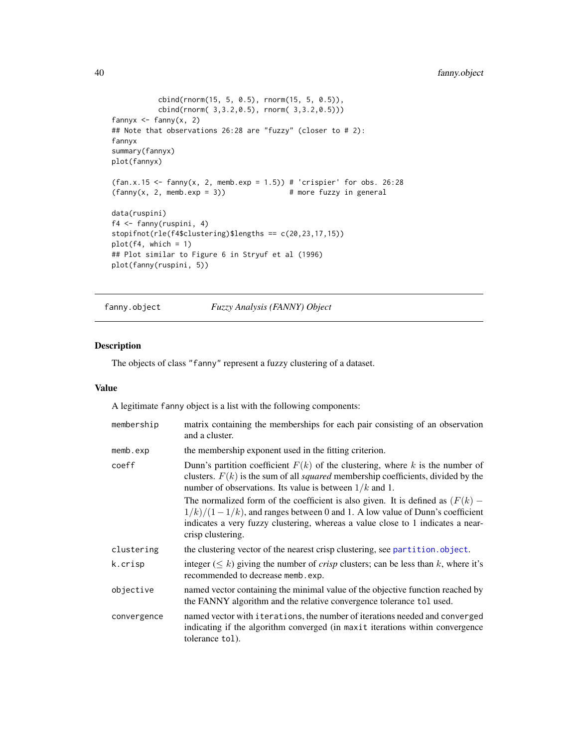```
          cbind(rnorm(15, 5, 0.5), rnorm(15, 5, 0.5)),
          cbind(rnorm( 3,3.2,0.5), rnorm( 3,3.2,0.5)))
fannyx <- fanny(x, 2)
## Note that observations 26:28 are "fuzzy" (closer to # 2):
fannyx
summary(fannyx)
plot(fannyx)

(fan.x.15 <- fanny(x, 2, memb.exp = 1.5)) # 'crispier' for obs. 26:28
(fanny(x, 2, memb.exp = 3))               # more fuzzy in general

data(ruspini)
f4 <- fanny(ruspini, 4)
stopifnot(rle(f4$clustering)$lengths == c(20,23,17,15))
plot(f4, which = 1)
## Plot similar to Figure 6 in Stryuf et al (1996)
plot(fanny(ruspini, 5))
```

---

## fanny.object — *Fuzzy Analysis (FANNY) Object*

### Description

The objects of class "fanny" represent a fuzzy clustering of a dataset.

### Value

A legitimate fanny object is a list with the following components:

| | |
|---|---|
| `membership` | matrix containing the memberships for each pair consisting of an observation and a cluster. |
| `memb.exp` | the membership exponent used in the fitting criterion. |
| `coeff` | Dunn's partition coefficient $F(k)$ of the clustering, where $k$ is the number of clusters. $F(k)$ is the sum of all *squared* membership coefficients, divided by the number of observations. Its value is between $1/k$ and 1. The normalized form of the coefficient is also given. It is defined as $(F(k) - 1/k)/(1 - 1/k)$, and ranges between 0 and 1. A low value of Dunn's coefficient indicates a very fuzzy clustering, whereas a value close to 1 indicates a near-crisp clustering. |
| `clustering` | the clustering vector of the nearest crisp clustering, see partition.object. |
| `k.crisp` | integer ($\leq k$) giving the number of *crisp* clusters; can be less than $k$, where it's recommended to decrease `memb.exp`. |
| `objective` | named vector containing the minimal value of the objective function reached by the FANNY algorithm and the relative convergence tolerance `tol` used. |
| `convergence` | named vector with `iterations`, the number of iterations needed and `converged` indicating if the algorithm converged (in `maxit` iterations within convergence tolerance `tol`). |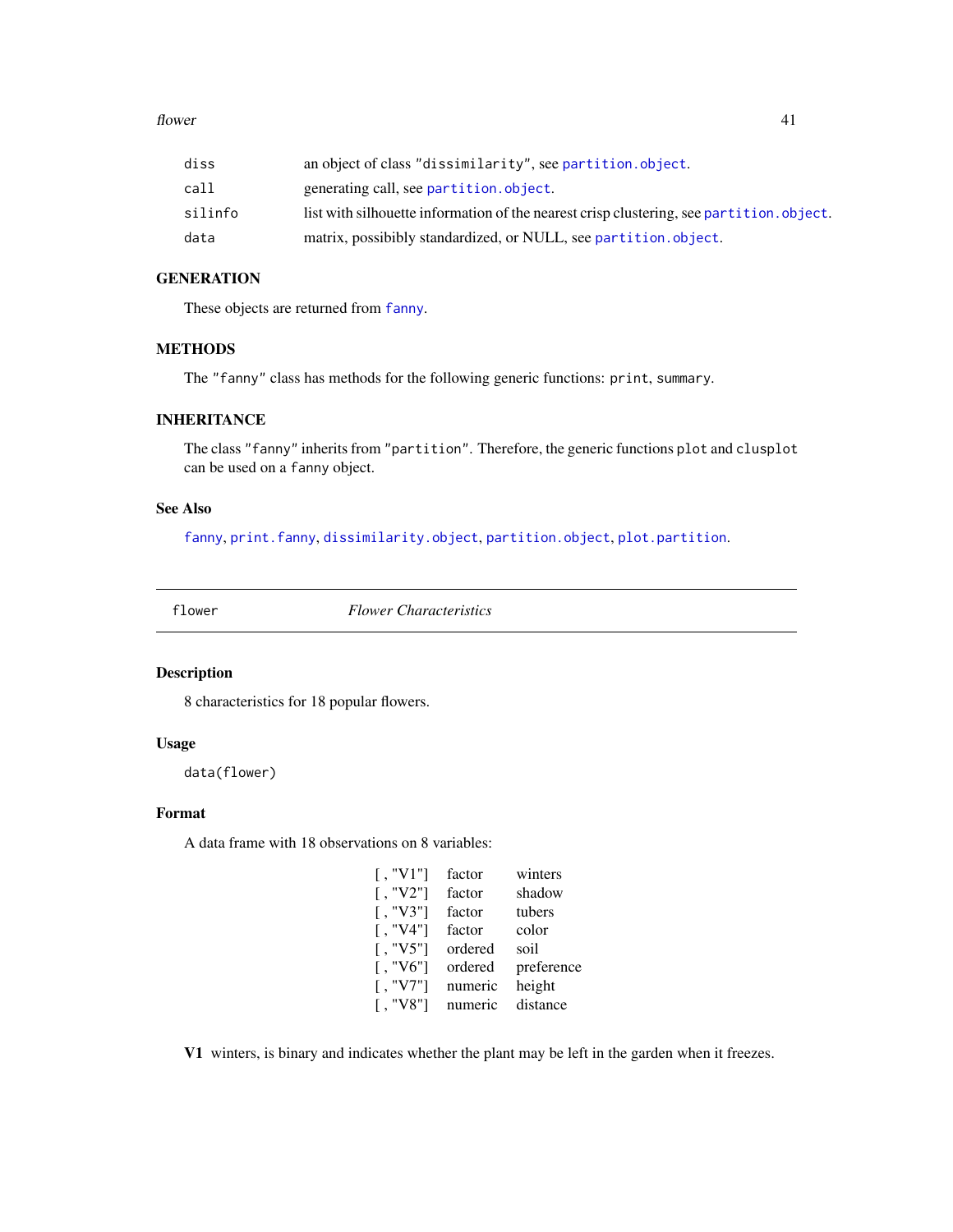| | |
|---|---|
| diss | an object of class "dissimilarity", see partition.object. |
| call | generating call, see partition.object. |
| silinfo | list with silhouette information of the nearest crisp clustering, see partition.object. |
| data | matrix, possibly standardized, or NULL, see partition.object. |

### GENERATION

These objects are returned from fanny.

### METHODS

The "fanny" class has methods for the following generic functions: print, summary.

### INHERITANCE

The class "fanny" inherits from "partition". Therefore, the generic functions plot and clusplot can be used on a fanny object.

### See Also

fanny, print.fanny, dissimilarity.object, partition.object, plot.partition.

---

## flower *Flower Characteristics*

---

### Description

8 characteristics for 18 popular flowers.

### Usage

```
data(flower)
```

### Format

A data frame with 18 observations on 8 variables:

| | | |
|---|---|---|
| [ , "V1"] | factor | winters |
| [ , "V2"] | factor | shadow |
| [ , "V3"] | factor | tubers |
| [ , "V4"] | factor | color |
| [ , "V5"] | ordered | soil |
| [ , "V6"] | ordered | preference |
| [ , "V7"] | numeric | height |
| [ , "V8"] | numeric | distance |

**V1** winters, is binary and indicates whether the plant may be left in the garden when it freezes.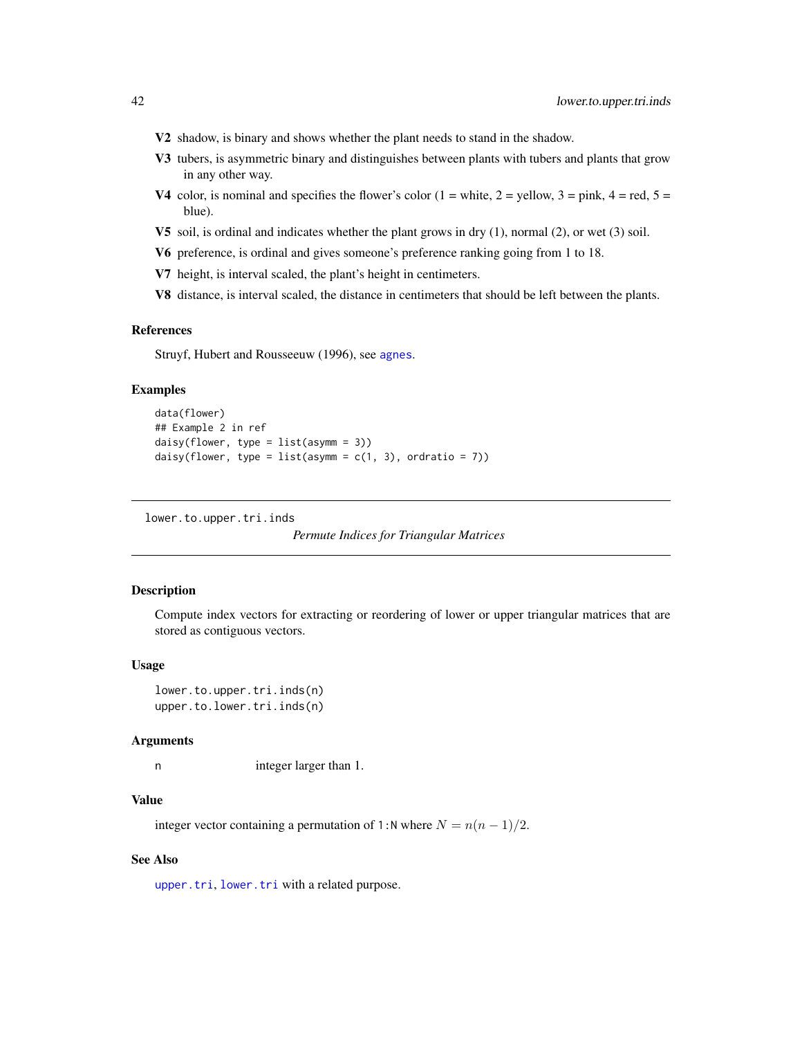**V2** shadow, is binary and shows whether the plant needs to stand in the shadow.

**V3** tubers, is asymmetric binary and distinguishes between plants with tubers and plants that grow in any other way.

**V4** color, is nominal and specifies the flower's color (1 = white, 2 = yellow, 3 = pink, 4 = red, 5 = blue).

**V5** soil, is ordinal and indicates whether the plant grows in dry (1), normal (2), or wet (3) soil.

**V6** preference, is ordinal and gives someone's preference ranking going from 1 to 18.

**V7** height, is interval scaled, the plant's height in centimeters.

**V8** distance, is interval scaled, the distance in centimeters that should be left between the plants.

### References

Struyf, Hubert and Rousseeuw (1996), see agnes.

### Examples

```
data(flower)
## Example 2 in ref
daisy(flower, type = list(asymm = 3))
daisy(flower, type = list(asymm = c(1, 3), ordratio = 7))
```

---

## lower.to.upper.tri.inds — *Permute Indices for Triangular Matrices*

### Description

Compute index vectors for extracting or reordering of lower or upper triangular matrices that are stored as contiguous vectors.

### Usage

```
lower.to.upper.tri.inds(n)
upper.to.lower.tri.inds(n)
```

### Arguments

| | |
|---|---|
| `n` | integer larger than 1. |

### Value

integer vector containing a permutation of `1:N` where $N = n(n-1)/2$.

### See Also

upper.tri, lower.tri with a related purpose.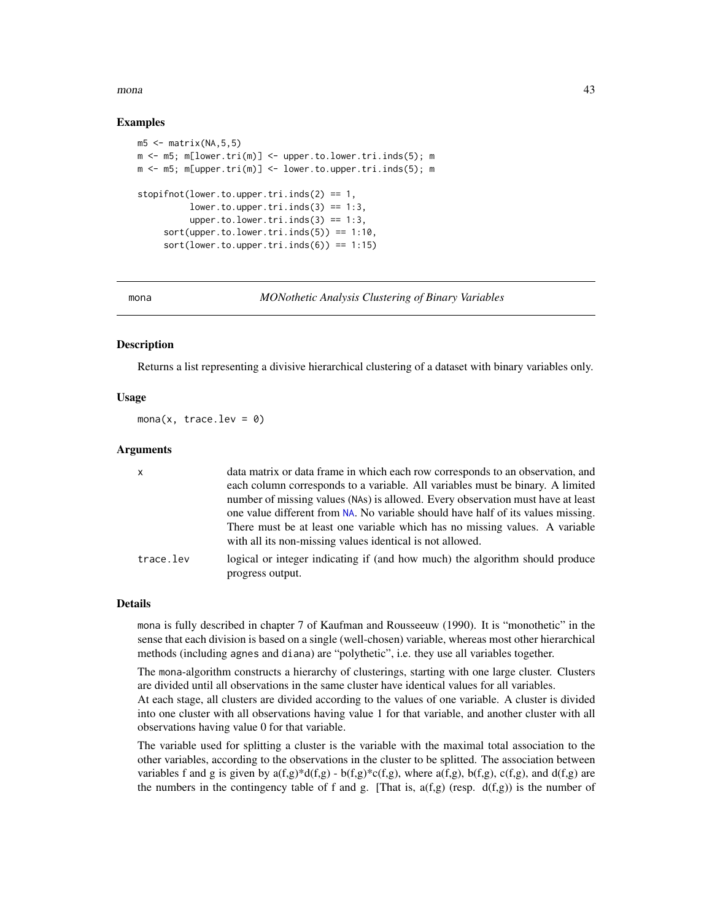### Examples

```
m5 <- matrix(NA,5,5)
m <- m5; m[lower.tri(m)] <- upper.to.lower.tri.inds(5); m
m <- m5; m[upper.tri(m)] <- lower.to.upper.tri.inds(5); m

stopifnot(lower.to.upper.tri.inds(2) == 1,
          lower.to.upper.tri.inds(3) == 1:3,
          upper.to.lower.tri.inds(3) == 1:3,
     sort(upper.to.lower.tri.inds(5)) == 1:10,
     sort(lower.to.upper.tri.inds(6)) == 1:15)
```

---

## mona — *MONothetic Analysis Clustering of Binary Variables*

### Description

Returns a list representing a divisive hierarchical clustering of a dataset with binary variables only.

### Usage

```
mona(x, trace.lev = 0)
```

### Arguments

| | |
|---|---|
| `x` | data matrix or data frame in which each row corresponds to an observation, and each column corresponds to a variable. All variables must be binary. A limited number of missing values (NAs) is allowed. Every observation must have at least one value different from NA. No variable should have half of its values missing. There must be at least one variable which has no missing values. A variable with all its non-missing values identical is not allowed. |
| `trace.lev` | logical or integer indicating if (and how much) the algorithm should produce progress output. |

### Details

mona is fully described in chapter 7 of Kaufman and Rousseeuw (1990). It is "monothetic" in the sense that each division is based on a single (well-chosen) variable, whereas most other hierarchical methods (including agnes and diana) are "polythetic", i.e. they use all variables together.

The mona-algorithm constructs a hierarchy of clusterings, starting with one large cluster. Clusters are divided until all observations in the same cluster have identical values for all variables.
At each stage, all clusters are divided according to the values of one variable. A cluster is divided into one cluster with all observations having value 1 for that variable, and another cluster with all observations having value 0 for that variable.

The variable used for splitting a cluster is the variable with the maximal total association to the other variables, according to the observations in the cluster to be splitted. The association between variables f and g is given by a(f,g)*d(f,g) - b(f,g)*c(f,g), where a(f,g), b(f,g), c(f,g), and d(f,g) are the numbers in the contingency table of f and g. [That is, a(f,g) (resp. d(f,g)) is the number of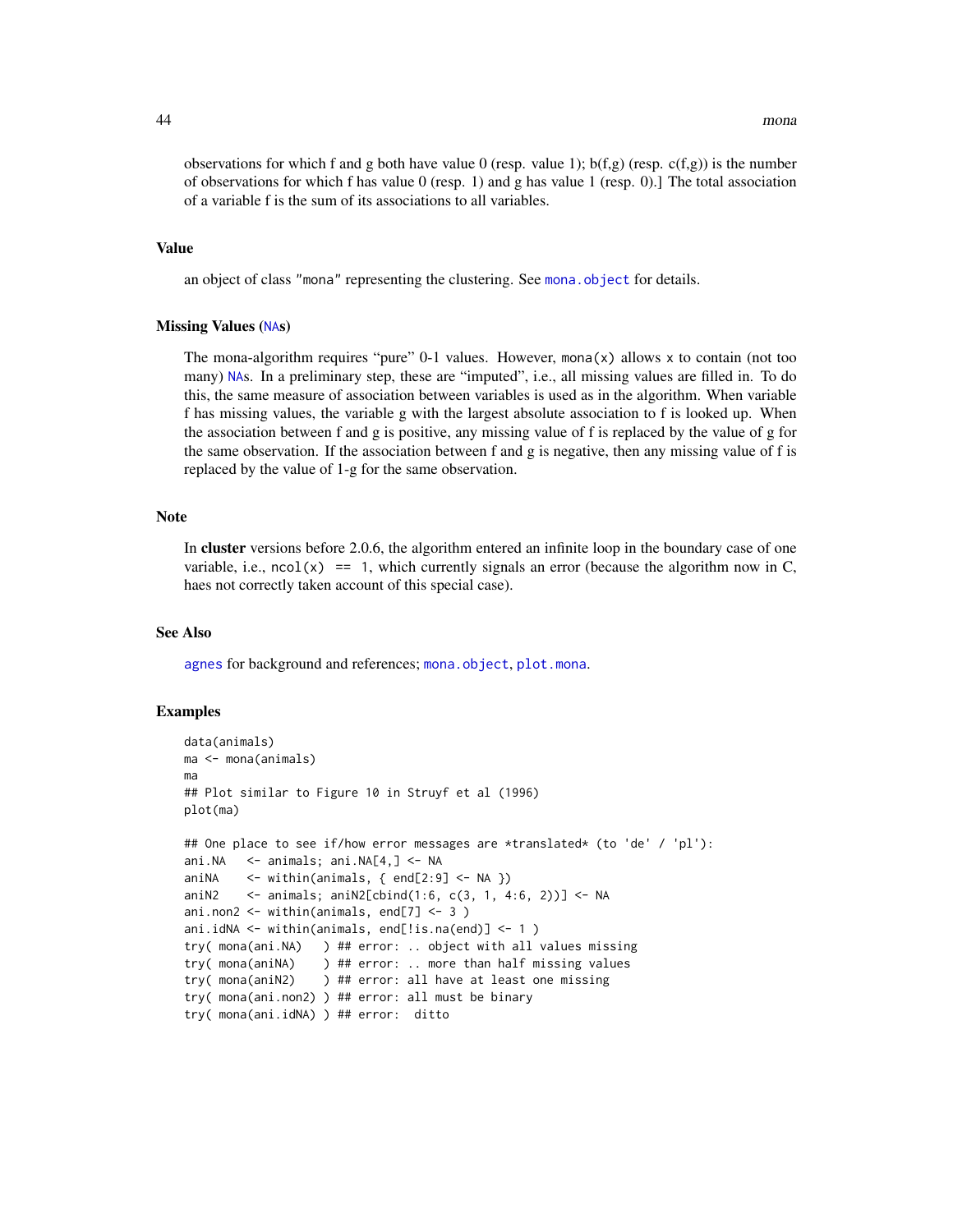observations for which f and g both have value 0 (resp. value 1); b(f,g) (resp. c(f,g)) is the number of observations for which f has value 0 (resp. 1) and g has value 1 (resp. 0).] The total association of a variable f is the sum of its associations to all variables.

### Value

an object of class "mona" representing the clustering. See mona.object for details.

### Missing Values (NAs)

The mona-algorithm requires "pure" 0-1 values. However, mona(x) allows x to contain (not too many) NAs. In a preliminary step, these are "imputed", i.e., all missing values are filled in. To do this, the same measure of association between variables is used as in the algorithm. When variable f has missing values, the variable g with the largest absolute association to f is looked up. When the association between f and g is positive, any missing value of f is replaced by the value of g for the same observation. If the association between f and g is negative, then any missing value of f is replaced by the value of 1-g for the same observation.

### Note

In **cluster** versions before 2.0.6, the algorithm entered an infinite loop in the boundary case of one variable, i.e., ncol(x) == 1, which currently signals an error (because the algorithm now in C, haes not correctly taken account of this special case).

### See Also

agnes for background and references; mona.object, plot.mona.

### Examples

```
data(animals)
ma <- mona(animals)
ma
## Plot similar to Figure 10 in Struyf et al (1996)
plot(ma)

## One place to see if/how error messages are *translated* (to 'de' / 'pl'):
ani.NA   <- animals; ani.NA[4,] <- NA
aniNA    <- within(animals, { end[2:9] <- NA })
aniN2    <- animals; aniN2[cbind(1:6, c(3, 1, 4:6, 2))] <- NA
ani.non2 <- within(animals, end[7] <- 3 )
ani.idNA <- within(animals, end[!is.na(end)] <- 1 )
try( mona(ani.NA)   ) ## error: .. object with all values missing
try( mona(aniNA)    ) ## error: .. more than half missing values
try( mona(aniN2)    ) ## error: all have at least one missing
try( mona(ani.non2) ) ## error: all must be binary
try( mona(ani.idNA) ) ## error:  ditto
```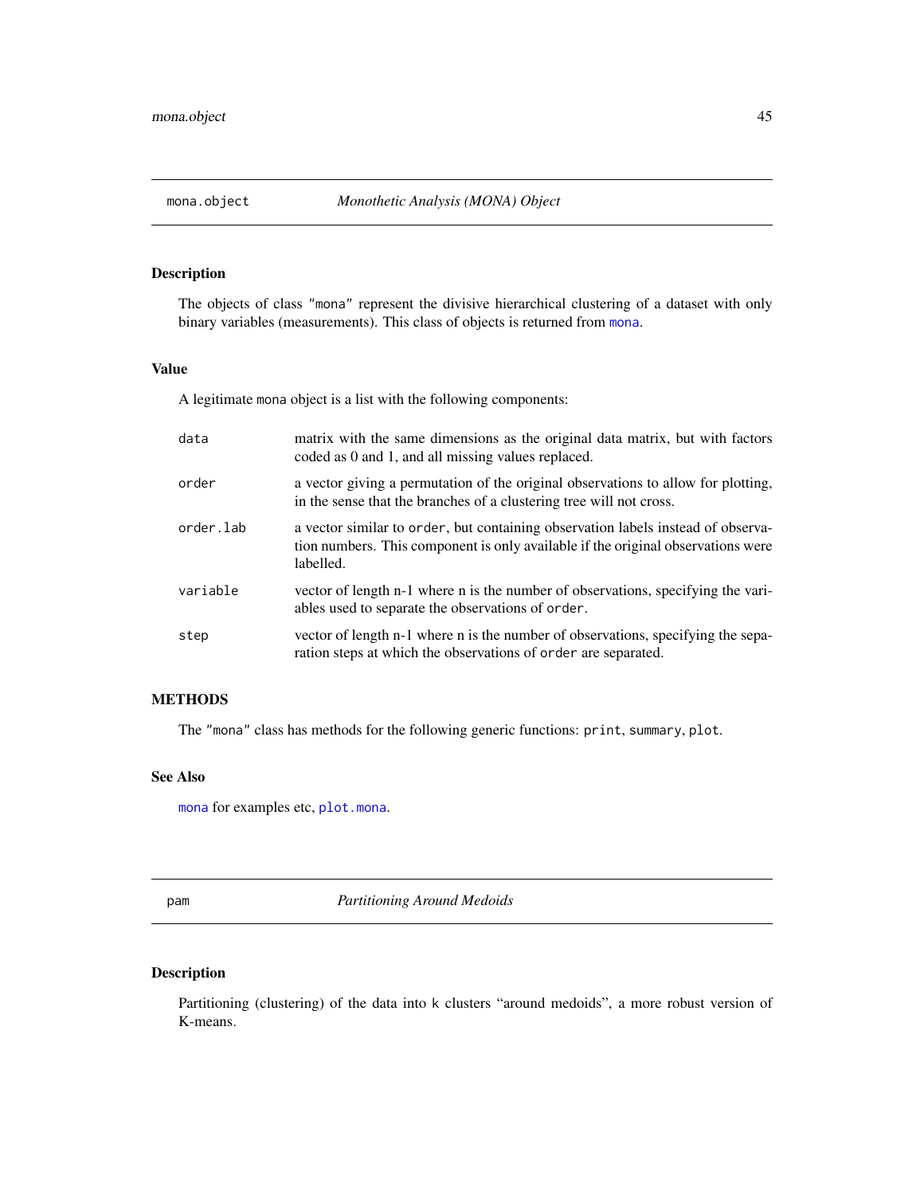## mona.object — *Monothetic Analysis (MONA) Object*

### Description

The objects of class "mona" represent the divisive hierarchical clustering of a dataset with only binary variables (measurements). This class of objects is returned from mona.

### Value

A legitimate mona object is a list with the following components:

- **data**: matrix with the same dimensions as the original data matrix, but with factors coded as 0 and 1, and all missing values replaced.
- **order**: a vector giving a permutation of the original observations to allow for plotting, in the sense that the branches of a clustering tree will not cross.
- **order.lab**: a vector similar to order, but containing observation labels instead of observation numbers. This component is only available if the original observations were labelled.
- **variable**: vector of length n-1 where n is the number of observations, specifying the variables used to separate the observations of order.
- **step**: vector of length n-1 where n is the number of observations, specifying the separation steps at which the observations of order are separated.

### METHODS

The "mona" class has methods for the following generic functions: print, summary, plot.

### See Also

mona for examples etc, plot.mona.

## pam — *Partitioning Around Medoids*

### Description

Partitioning (clustering) of the data into k clusters "around medoids", a more robust version of K-means.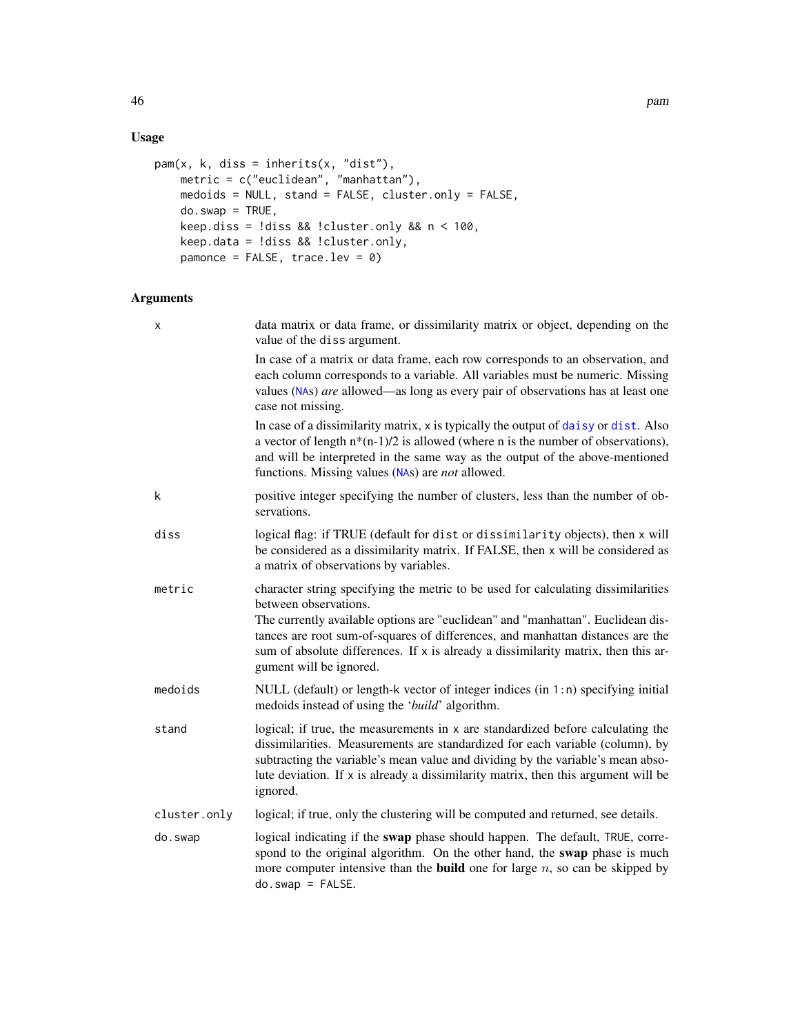## Usage

```
pam(x, k, diss = inherits(x, "dist"),
    metric = c("euclidean", "manhattan"),
    medoids = NULL, stand = FALSE, cluster.only = FALSE,
    do.swap = TRUE,
    keep.diss = !diss && !cluster.only && n < 100,
    keep.data = !diss && !cluster.only,
    pamonce = FALSE, trace.lev = 0)
```

## Arguments

`x` data matrix or data frame, or dissimilarity matrix or object, depending on the value of the `diss` argument.

In case of a matrix or data frame, each row corresponds to an observation, and each column corresponds to a variable. All variables must be numeric. Missing values (NAs) *are* allowed—as long as every pair of observations has at least one case not missing.

In case of a dissimilarity matrix, `x` is typically the output of `daisy` or `dist`. Also a vector of length n*(n-1)/2 is allowed (where n is the number of observations), and will be interpreted in the same way as the output of the above-mentioned functions. Missing values (NAs) are *not* allowed.

`k` positive integer specifying the number of clusters, less than the number of observations.

`diss` logical flag: if TRUE (default for `dist` or `dissimilarity` objects), then `x` will be considered as a dissimilarity matrix. If FALSE, then `x` will be considered as a matrix of observations by variables.

`metric` character string specifying the metric to be used for calculating dissimilarities between observations.
The currently available options are "euclidean" and "manhattan". Euclidean distances are root sum-of-squares of differences, and manhattan distances are the sum of absolute differences. If `x` is already a dissimilarity matrix, then this argument will be ignored.

`medoids` NULL (default) or length-k vector of integer indices (in `1:n`) specifying initial medoids instead of using the '*build*' algorithm.

`stand` logical; if true, the measurements in `x` are standardized before calculating the dissimilarities. Measurements are standardized for each variable (column), by subtracting the variable's mean value and dividing by the variable's mean absolute deviation. If `x` is already a dissimilarity matrix, then this argument will be ignored.

`cluster.only` logical; if true, only the clustering will be computed and returned, see details.

`do.swap` logical indicating if the **swap** phase should happen. The default, `TRUE`, correspond to the original algorithm. On the other hand, the **swap** phase is much more computer intensive than the **build** one for large $n$, so can be skipped by `do.swap = FALSE`.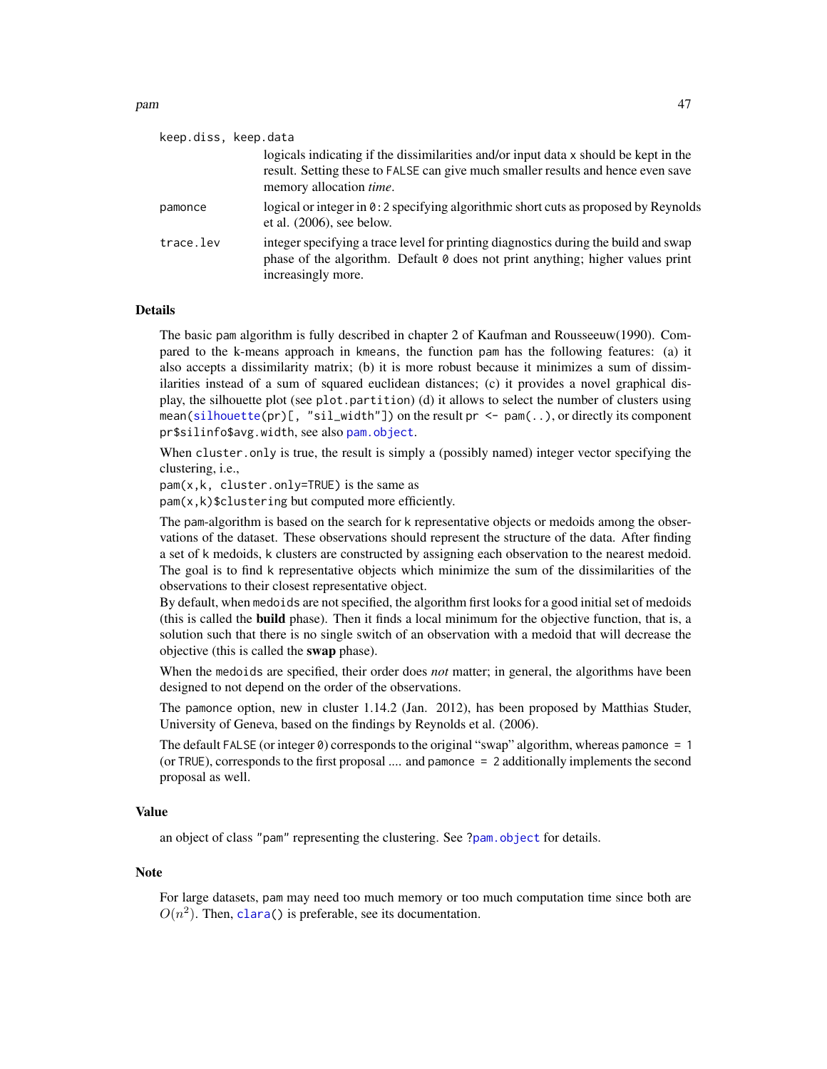`keep.diss, keep.data`
: logicals indicating if the dissimilarities and/or input data `x` should be kept in the result. Setting these to `FALSE` can give much smaller results and hence even save memory allocation *time*.

`pamonce`
: logical or integer in `0:2` specifying algorithmic short cuts as proposed by Reynolds et al. (2006), see below.

`trace.lev`
: integer specifying a trace level for printing diagnostics during the build and swap phase of the algorithm. Default `0` does not print anything; higher values print increasingly more.

## Details

The basic `pam` algorithm is fully described in chapter 2 of Kaufman and Rousseeuw(1990). Compared to the k-means approach in `kmeans`, the function `pam` has the following features: (a) it also accepts a dissimilarity matrix; (b) it is more robust because it minimizes a sum of dissimilarities instead of a sum of squared euclidean distances; (c) it provides a novel graphical display, the silhouette plot (see `plot.partition`) (d) it allows to select the number of clusters using `mean(silhouette(pr)[, "sil_width"])` on the result `pr <- pam(..)`, or directly its component `pr$silinfo$avg.width`, see also `pam.object`.

When `cluster.only` is true, the result is simply a (possibly named) integer vector specifying the clustering, i.e.,
`pam(x,k, cluster.only=TRUE)` is the same as
`pam(x,k)$clustering` but computed more efficiently.

The `pam`-algorithm is based on the search for `k` representative objects or medoids among the observations of the dataset. These observations should represent the structure of the data. After finding a set of `k` medoids, `k` clusters are constructed by assigning each observation to the nearest medoid. The goal is to find `k` representative objects which minimize the sum of the dissimilarities of the observations to their closest representative object.
By default, when `medoids` are not specified, the algorithm first looks for a good initial set of medoids (this is called the **build** phase). Then it finds a local minimum for the objective function, that is, a solution such that there is no single switch of an observation with a medoid that will decrease the objective (this is called the **swap** phase).

When the `medoids` are specified, their order does *not* matter; in general, the algorithms have been designed to not depend on the order of the observations.

The `pamonce` option, new in cluster 1.14.2 (Jan. 2012), has been proposed by Matthias Studer, University of Geneva, based on the findings by Reynolds et al. (2006).

The default `FALSE` (or integer `0`) corresponds to the original "swap" algorithm, whereas `pamonce = 1` (or `TRUE`), corresponds to the first proposal .... and `pamonce = 2` additionally implements the second proposal as well.

## Value

an object of class `"pam"` representing the clustering. See `?pam.object` for details.

## Note

For large datasets, `pam` may need too much memory or too much computation time since both are $O(n^2)$. Then, `clara()` is preferable, see its documentation.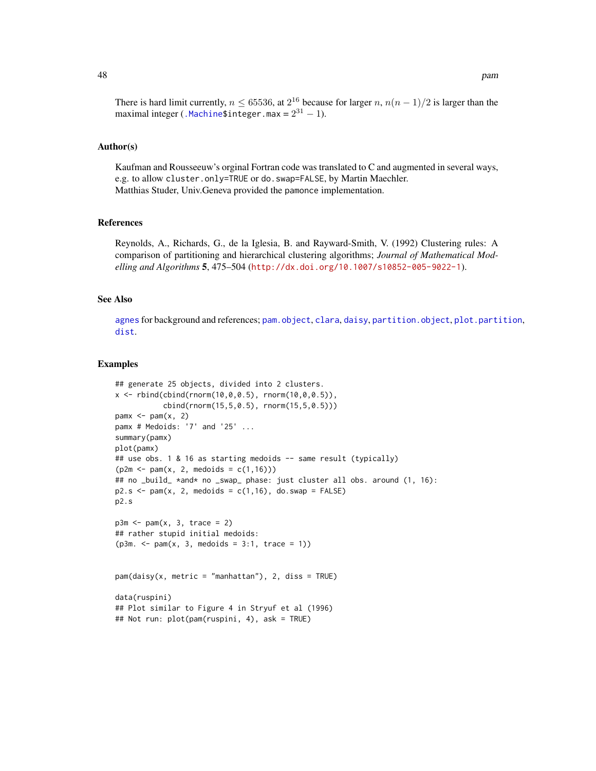There is hard limit currently, $n \leq 65536$, at $2^{16}$ because for larger $n$, $n(n-1)/2$ is larger than the maximal integer (`.Machine$integer.max` = $2^{31} - 1$).

## Author(s)

Kaufman and Rousseeuw's orginal Fortran code was translated to C and augmented in several ways, e.g. to allow `cluster.only=TRUE` or `do.swap=FALSE`, by Martin Maechler.
Matthias Studer, Univ.Geneva provided the `pamonce` implementation.

## References

Reynolds, A., Richards, G., de la Iglesia, B. and Rayward-Smith, V. (1992) Clustering rules: A comparison of partitioning and hierarchical clustering algorithms; *Journal of Mathematical Modelling and Algorithms* **5**, 475–504 (http://dx.doi.org/10.1007/s10852-005-9022-1).

## See Also

`agnes` for background and references; `pam.object`, `clara`, `daisy`, `partition.object`, `plot.partition`, `dist`.

## Examples

```
## generate 25 objects, divided into 2 clusters.
x <- rbind(cbind(rnorm(10,0,0.5), rnorm(10,0,0.5)),
           cbind(rnorm(15,5,0.5), rnorm(15,5,0.5)))
pamx <- pam(x, 2)
pamx # Medoids: '7' and '25' ...
summary(pamx)
plot(pamx)
## use obs. 1 & 16 as starting medoids -- same result (typically)
(p2m <- pam(x, 2, medoids = c(1,16)))
## no _build_ *and* no _swap_ phase: just cluster all obs. around (1, 16):
p2.s <- pam(x, 2, medoids = c(1,16), do.swap = FALSE)
p2.s

p3m <- pam(x, 3, trace = 2)
## rather stupid initial medoids:
(p3m. <- pam(x, 3, medoids = 3:1, trace = 1))


pam(daisy(x, metric = "manhattan"), 2, diss = TRUE)

data(ruspini)
## Plot similar to Figure 4 in Stryuf et al (1996)
## Not run: plot(pam(ruspini, 4), ask = TRUE)
```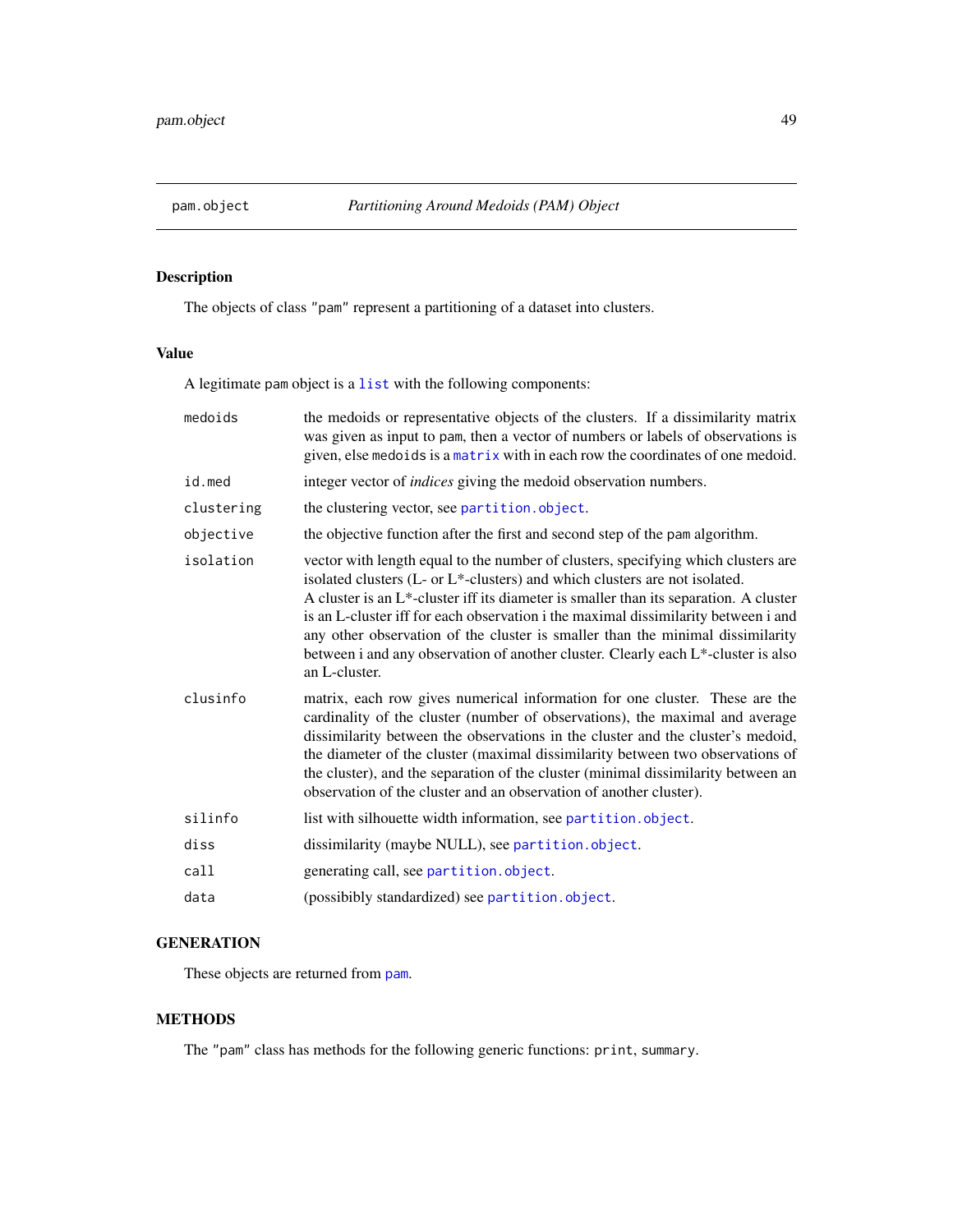## pam.object — *Partitioning Around Medoids (PAM) Object*

### Description

The objects of class `"pam"` represent a partitioning of a dataset into clusters.

### Value

A legitimate `pam` object is a `list` with the following components:

- `medoids` — the medoids or representative objects of the clusters. If a dissimilarity matrix was given as input to `pam`, then a vector of numbers or labels of observations is given, else `medoids` is a `matrix` with in each row the coordinates of one medoid.
- `id.med` — integer vector of *indices* giving the medoid observation numbers.
- `clustering` — the clustering vector, see `partition.object`.
- `objective` — the objective function after the first and second step of the `pam` algorithm.
- `isolation` — vector with length equal to the number of clusters, specifying which clusters are isolated clusters (L- or L*-clusters) and which clusters are not isolated.
  A cluster is an L*-cluster iff its diameter is smaller than its separation. A cluster is an L-cluster iff for each observation i the maximal dissimilarity between i and any other observation of the cluster is smaller than the minimal dissimilarity between i and any observation of another cluster. Clearly each L*-cluster is also an L-cluster.
- `clusinfo` — matrix, each row gives numerical information for one cluster. These are the cardinality of the cluster (number of observations), the maximal and average dissimilarity between the observations in the cluster and the cluster's medoid, the diameter of the cluster (maximal dissimilarity between two observations of the cluster), and the separation of the cluster (minimal dissimilarity between an observation of the cluster and an observation of another cluster).
- `silinfo` — list with silhouette width information, see `partition.object`.
- `diss` — dissimilarity (maybe NULL), see `partition.object`.
- `call` — generating call, see `partition.object`.
- `data` — (possibibly standardized) see `partition.object`.

### GENERATION

These objects are returned from `pam`.

### METHODS

The `"pam"` class has methods for the following generic functions: `print`, `summary`.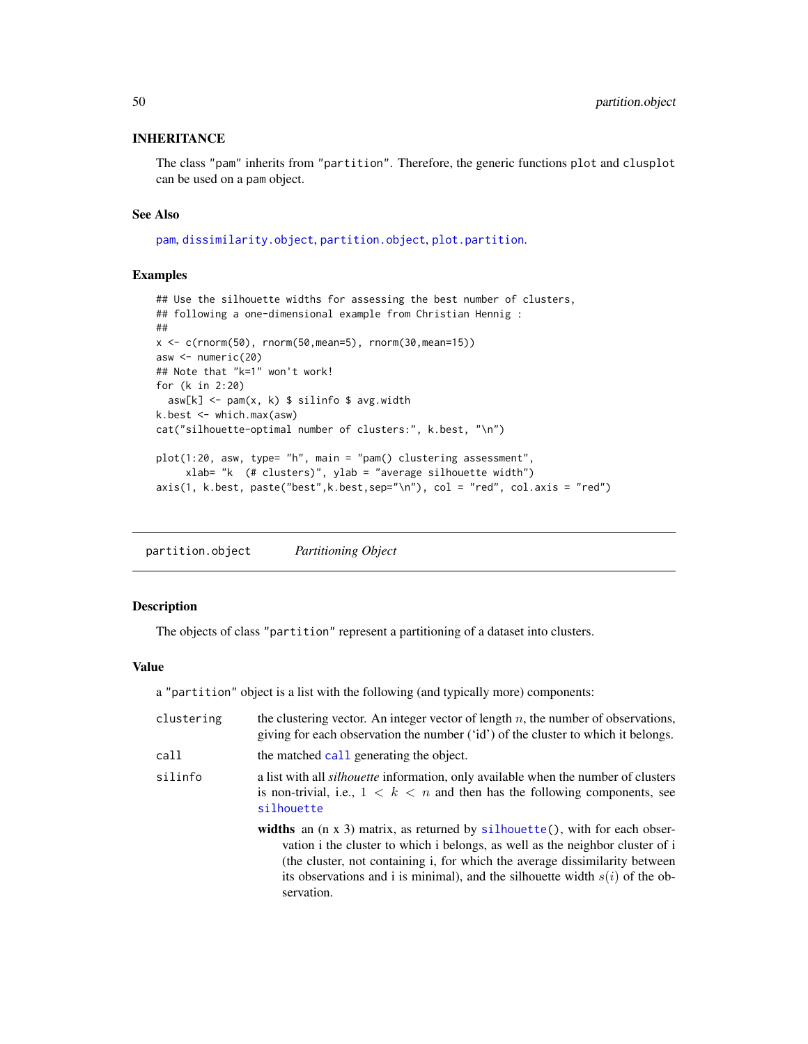### INHERITANCE

The class "pam" inherits from "partition". Therefore, the generic functions plot and clusplot can be used on a pam object.

### See Also

pam, dissimilarity.object, partition.object, plot.partition.

### Examples

```
## Use the silhouette widths for assessing the best number of clusters,
## following a one-dimensional example from Christian Hennig :
##
x <- c(rnorm(50), rnorm(50,mean=5), rnorm(30,mean=15))
asw <- numeric(20)
## Note that "k=1" won't work!
for (k in 2:20)
  asw[k] <- pam(x, k) $ silinfo $ avg.width
k.best <- which.max(asw)
cat("silhouette-optimal number of clusters:", k.best, "\n")

plot(1:20, asw, type= "h", main = "pam() clustering assessment",
     xlab= "k  (# clusters)", ylab = "average silhouette width")
axis(1, k.best, paste("best",k.best,sep="\n"), col = "red", col.axis = "red")
```

---

## partition.object &nbsp;&nbsp;&nbsp; *Partitioning Object*

### Description

The objects of class "partition" represent a partitioning of a dataset into clusters.

### Value

a "partition" object is a list with the following (and typically more) components:

`clustering` &nbsp; the clustering vector. An integer vector of length $n$, the number of observations, giving for each observation the number ('id') of the cluster to which it belongs.

`call` &nbsp; the matched call generating the object.

`silinfo` &nbsp; a list with all *silhouette* information, only available when the number of clusters is non-trivial, i.e., $1 < k < n$ and then has the following components, see silhouette

- **widths** an (n x 3) matrix, as returned by silhouette(), with for each observation i the cluster to which i belongs, as well as the neighbor cluster of i (the cluster, not containing i, for which the average dissimilarity between its observations and i is minimal), and the silhouette width $s(i)$ of the observation.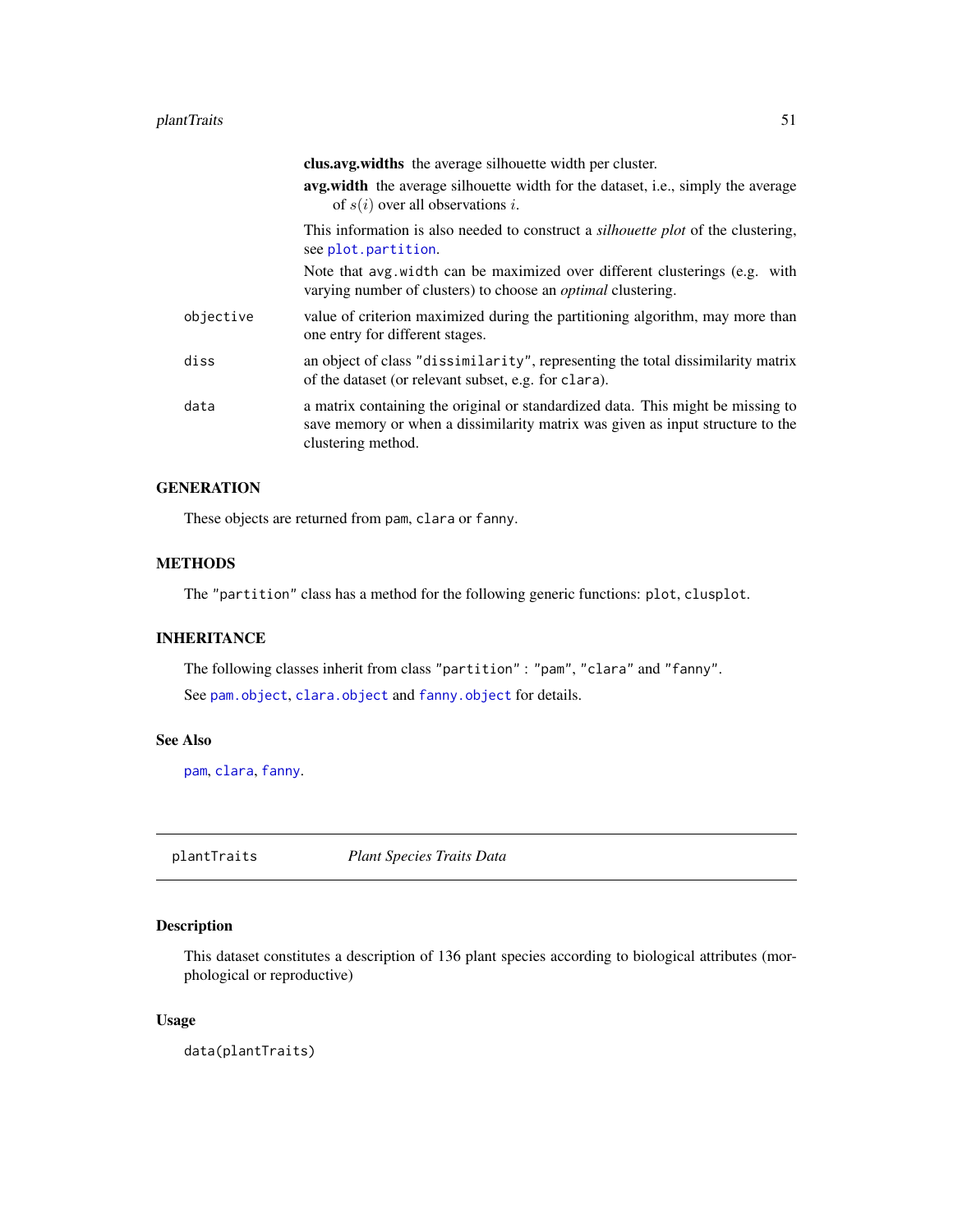**clus.avg.widths** the average silhouette width per cluster.

**avg.width** the average silhouette width for the dataset, i.e., simply the average of $s(i)$ over all observations $i$.

This information is also needed to construct a *silhouette plot* of the clustering, see `plot.partition`.

Note that `avg.width` can be maximized over different clusterings (e.g. with varying number of clusters) to choose an *optimal* clustering.

`objective` value of criterion maximized during the partitioning algorithm, may more than one entry for different stages.

`diss` an object of class `"dissimilarity"`, representing the total dissimilarity matrix of the dataset (or relevant subset, e.g. for `clara`).

`data` a matrix containing the original or standardized data. This might be missing to save memory or when a dissimilarity matrix was given as input structure to the clustering method.

## GENERATION

These objects are returned from `pam`, `clara` or `fanny`.

## METHODS

The `"partition"` class has a method for the following generic functions: `plot`, `clusplot`.

## INHERITANCE

The following classes inherit from class `"partition"` : `"pam"`, `"clara"` and `"fanny"`.

See `pam.object`, `clara.object` and `fanny.object` for details.

## See Also

`pam`, `clara`, `fanny`.

---

`plantTraits` *Plant Species Traits Data*

---

## Description

This dataset constitutes a description of 136 plant species according to biological attributes (morphological or reproductive)

## Usage

```
data(plantTraits)
```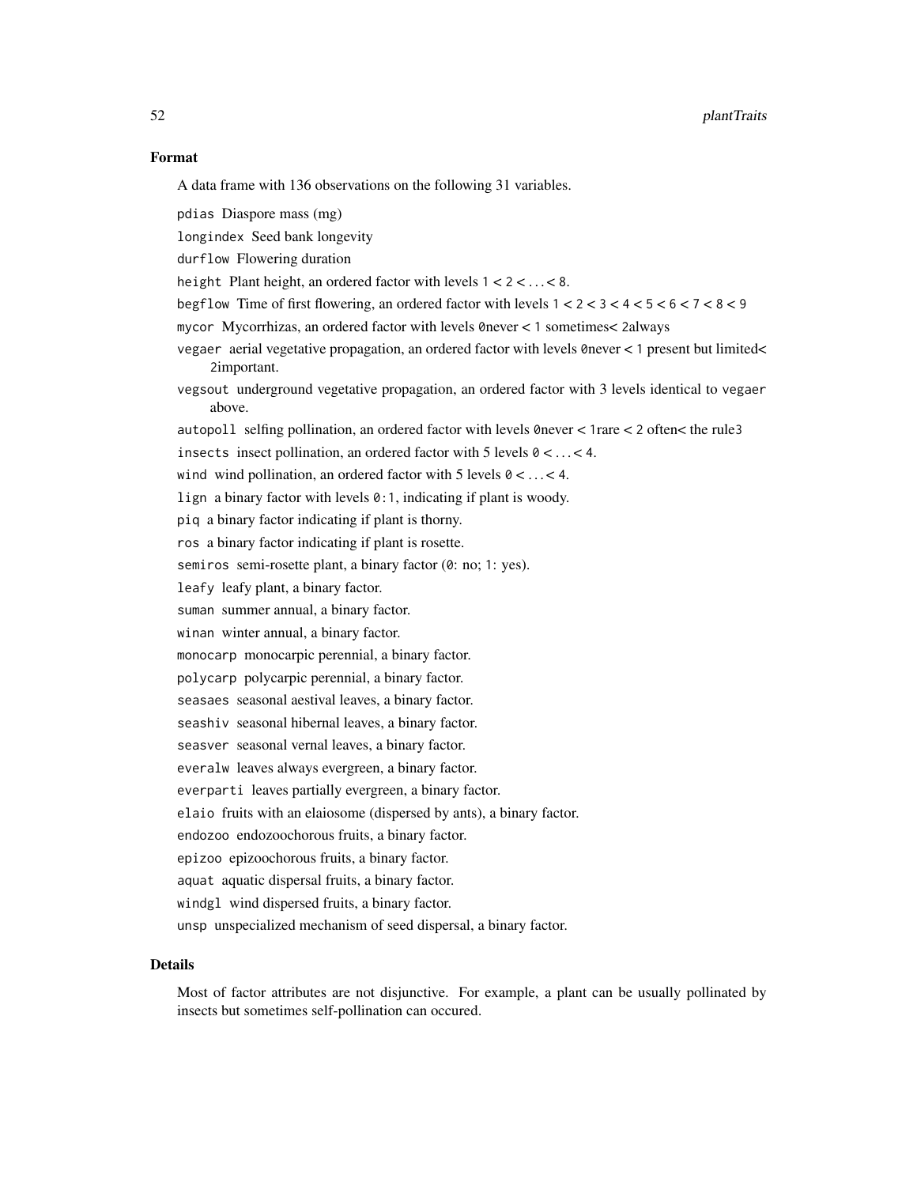### Format

A data frame with 136 observations on the following 31 variables.

`pdias` Diaspore mass (mg)

`longindex` Seed bank longevity

`durflow` Flowering duration

`height` Plant height, an ordered factor with levels `1` < `2` < ... < `8`.

`begflow` Time of first flowering, an ordered factor with levels `1` < `2` < `3` < `4` < `5` < `6` < `7` < `8` < `9`

`mycor` Mycorrhizas, an ordered factor with levels `0`never < `1` sometimes< `2`always

`vegaer` aerial vegetative propagation, an ordered factor with levels `0`never < `1` present but limited< `2`important.

`vegsout` underground vegetative propagation, an ordered factor with 3 levels identical to `vegaer` above.

`autopoll` selfing pollination, an ordered factor with levels `0`never < `1`rare < `2` often< the rule`3`

`insects` insect pollination, an ordered factor with 5 levels `0` < ... < `4`.

`wind` wind pollination, an ordered factor with 5 levels `0` < ... < `4`.

`lign` a binary factor with levels `0:1`, indicating if plant is woody.

`piq` a binary factor indicating if plant is thorny.

`ros` a binary factor indicating if plant is rosette.

`semiros` semi-rosette plant, a binary factor (`0`: no; `1`: yes).

`leafy` leafy plant, a binary factor.

`suman` summer annual, a binary factor.

`winan` winter annual, a binary factor.

`monocarp` monocarpic perennial, a binary factor.

`polycarp` polycarpic perennial, a binary factor.

`seasaes` seasonal aestival leaves, a binary factor.

`seashiv` seasonal hibernal leaves, a binary factor.

`seasver` seasonal vernal leaves, a binary factor.

`everalw` leaves always evergreen, a binary factor.

`everparti` leaves partially evergreen, a binary factor.

`elaio` fruits with an elaiosome (dispersed by ants), a binary factor.

`endozoo` endozoochorous fruits, a binary factor.

`epizoo` epizoochorous fruits, a binary factor.

`aquat` aquatic dispersal fruits, a binary factor.

`windgl` wind dispersed fruits, a binary factor.

`unsp` unspecialized mechanism of seed dispersal, a binary factor.

### Details

Most of factor attributes are not disjunctive. For example, a plant can be usually pollinated by insects but sometimes self-pollination can occured.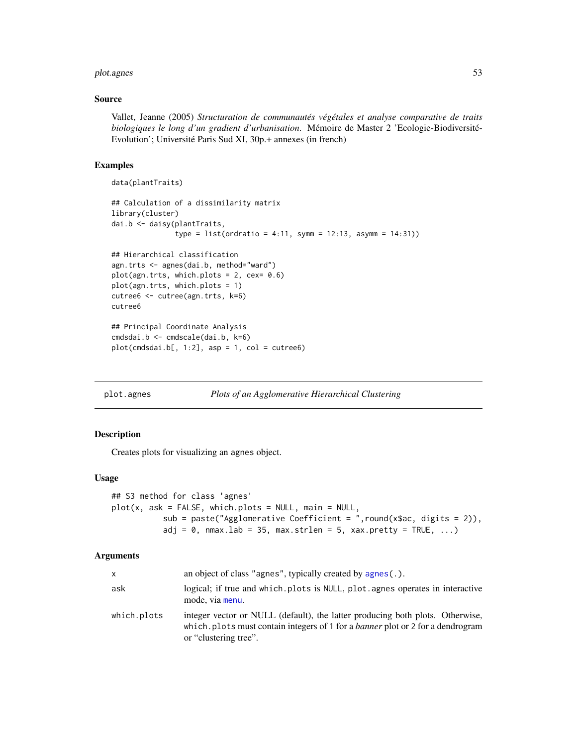## Source

Vallet, Jeanne (2005) *Structuration de communautés végétales et analyse comparative de traits biologiques le long d'un gradient d'urbanisation*. Mémoire de Master 2 'Ecologie-Biodiversité-Evolution'; Université Paris Sud XI, 30p.+ annexes (in french)

## Examples

```
data(plantTraits)

## Calculation of a dissimilarity matrix
library(cluster)
dai.b <- daisy(plantTraits,
               type = list(ordratio = 4:11, symm = 12:13, asymm = 14:31))

## Hierarchical classification
agn.trts <- agnes(dai.b, method="ward")
plot(agn.trts, which.plots = 2, cex= 0.6)
plot(agn.trts, which.plots = 1)
cutree6 <- cutree(agn.trts, k=6)
cutree6

## Principal Coordinate Analysis
cmdsdai.b <- cmdscale(dai.b, k=6)
plot(cmdsdai.b[, 1:2], asp = 1, col = cutree6)
```

---

# plot.agnes *Plots of an Agglomerative Hierarchical Clustering*

## Description

Creates plots for visualizing an agnes object.

## Usage

```
## S3 method for class 'agnes'
plot(x, ask = FALSE, which.plots = NULL, main = NULL,
          sub = paste("Agglomerative Coefficient = ",round(x$ac, digits = 2)),
          adj = 0, nmax.lab = 35, max.strlen = 5, xax.pretty = TRUE, ...)
```

## Arguments

| | |
|---|---|
| x | an object of class "agnes", typically created by agnes(.). |
| ask | logical; if true and which.plots is NULL, plot.agnes operates in interactive mode, via menu. |
| which.plots | integer vector or NULL (default), the latter producing both plots. Otherwise, which.plots must contain integers of 1 for a *banner* plot or 2 for a dendrogram or "clustering tree". |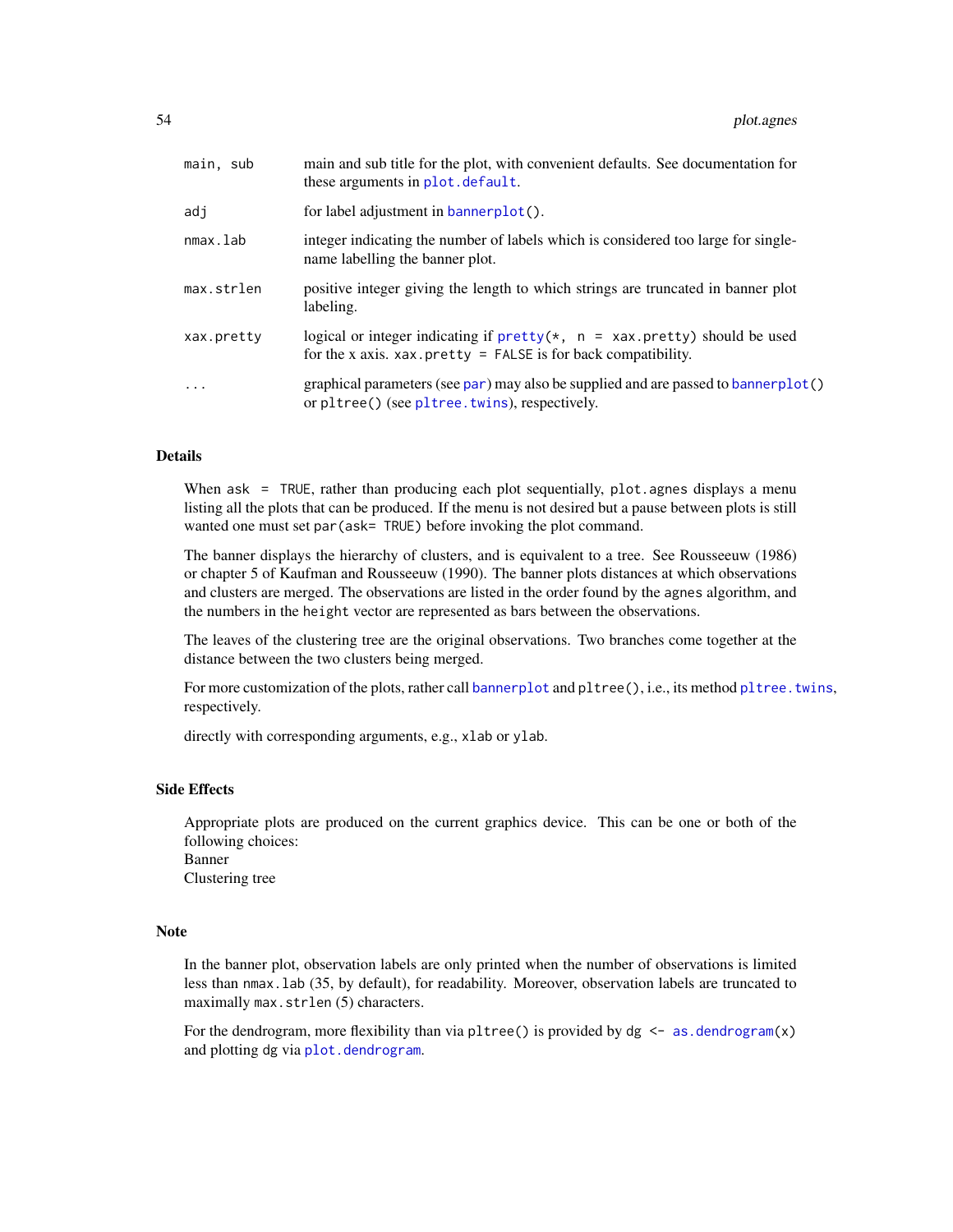| | |
|---|---|
| `main, sub` | main and sub title for the plot, with convenient defaults. See documentation for these arguments in `plot.default`. |
| `adj` | for label adjustment in `bannerplot()`. |
| `nmax.lab` | integer indicating the number of labels which is considered too large for single-name labelling the banner plot. |
| `max.strlen` | positive integer giving the length to which strings are truncated in banner plot labeling. |
| `xax.pretty` | logical or integer indicating if `pretty(*, n = xax.pretty)` should be used for the x axis. `xax.pretty = FALSE` is for back compatibility. |
| `...` | graphical parameters (see `par`) may also be supplied and are passed to `bannerplot()` or `pltree()` (see `pltree.twins`), respectively. |

## Details

When `ask = TRUE`, rather than producing each plot sequentially, `plot.agnes` displays a menu listing all the plots that can be produced. If the menu is not desired but a pause between plots is still wanted one must set `par(ask= TRUE)` before invoking the plot command.

The banner displays the hierarchy of clusters, and is equivalent to a tree. See Rousseeuw (1986) or chapter 5 of Kaufman and Rousseeuw (1990). The banner plots distances at which observations and clusters are merged. The observations are listed in the order found by the `agnes` algorithm, and the numbers in the `height` vector are represented as bars between the observations.

The leaves of the clustering tree are the original observations. Two branches come together at the distance between the two clusters being merged.

For more customization of the plots, rather call `bannerplot` and `pltree()`, i.e., its method `pltree.twins`, respectively.

directly with corresponding arguments, e.g., `xlab` or `ylab`.

## Side Effects

Appropriate plots are produced on the current graphics device. This can be one or both of the following choices:
Banner
Clustering tree

## Note

In the banner plot, observation labels are only printed when the number of observations is limited less than `nmax.lab` (35, by default), for readability. Moreover, observation labels are truncated to maximally `max.strlen` (5) characters.

For the dendrogram, more flexibility than via `pltree()` is provided by `dg <- as.dendrogram(x)` and plotting `dg` via `plot.dendrogram`.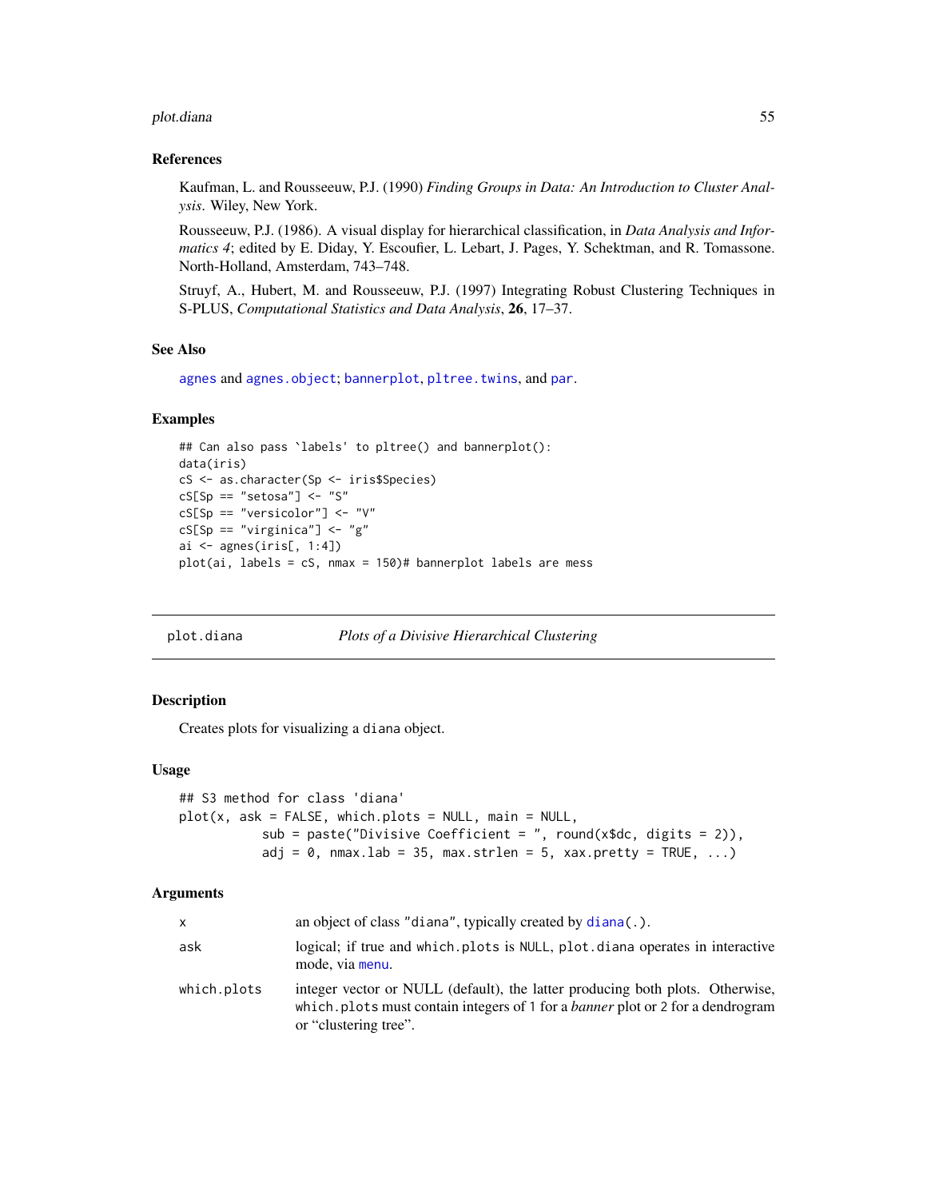## References

Kaufman, L. and Rousseeuw, P.J. (1990) *Finding Groups in Data: An Introduction to Cluster Analysis*. Wiley, New York.

Rousseeuw, P.J. (1986). A visual display for hierarchical classification, in *Data Analysis and Informatics 4*; edited by E. Diday, Y. Escoufier, L. Lebart, J. Pages, Y. Schektman, and R. Tomassone. North-Holland, Amsterdam, 743–748.

Struyf, A., Hubert, M. and Rousseeuw, P.J. (1997) Integrating Robust Clustering Techniques in S-PLUS, *Computational Statistics and Data Analysis*, **26**, 17–37.

## See Also

agnes and agnes.object; bannerplot, pltree.twins, and par.

## Examples

```
## Can also pass `labels' to pltree() and bannerplot():
data(iris)
cS <- as.character(Sp <- iris$Species)
cS[Sp == "setosa"] <- "S"
cS[Sp == "versicolor"] <- "V"
cS[Sp == "virginica"] <- "g"
ai <- agnes(iris[, 1:4])
plot(ai, labels = cS, nmax = 150)# bannerplot labels are mess
```

---

# plot.diana — *Plots of a Divisive Hierarchical Clustering*

## Description

Creates plots for visualizing a diana object.

## Usage

```
## S3 method for class 'diana'
plot(x, ask = FALSE, which.plots = NULL, main = NULL,
           sub = paste("Divisive Coefficient = ", round(x$dc, digits = 2)),
           adj = 0, nmax.lab = 35, max.strlen = 5, xax.pretty = TRUE, ...)
```

## Arguments

| | |
|---|---|
| x | an object of class "diana", typically created by diana(.). |
| ask | logical; if true and which.plots is NULL, plot.diana operates in interactive mode, via menu. |
| which.plots | integer vector or NULL (default), the latter producing both plots. Otherwise, which.plots must contain integers of 1 for a *banner* plot or 2 for a dendrogram or "clustering tree". |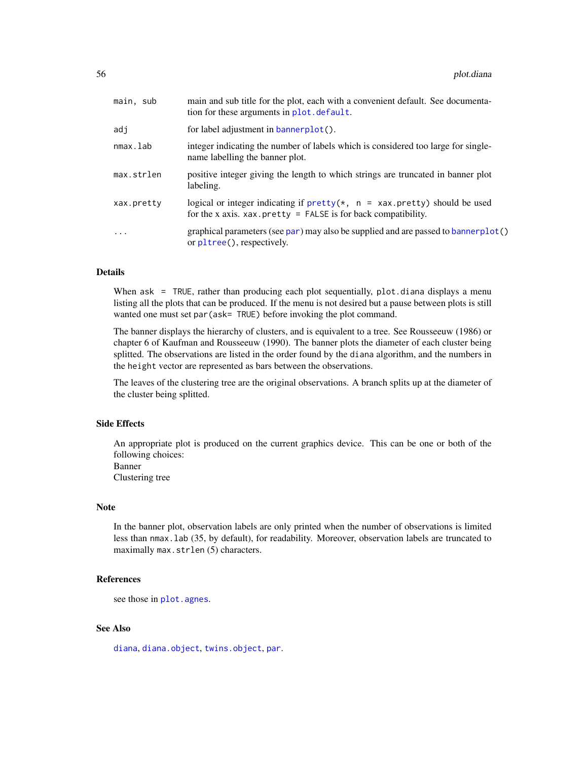| | |
|---|---|
| `main, sub` | main and sub title for the plot, each with a convenient default. See documentation for these arguments in `plot.default`. |
| `adj` | for label adjustment in `bannerplot()`. |
| `nmax.lab` | integer indicating the number of labels which is considered too large for single-name labelling the banner plot. |
| `max.strlen` | positive integer giving the length to which strings are truncated in banner plot labeling. |
| `xax.pretty` | logical or integer indicating if `pretty(*, n = xax.pretty)` should be used for the x axis. `xax.pretty = FALSE` is for back compatibility. |
| `...` | graphical parameters (see `par`) may also be supplied and are passed to `bannerplot()` or `pltree()`, respectively. |

## Details

When `ask = TRUE`, rather than producing each plot sequentially, `plot.diana` displays a menu listing all the plots that can be produced. If the menu is not desired but a pause between plots is still wanted one must set `par(ask= TRUE)` before invoking the plot command.

The banner displays the hierarchy of clusters, and is equivalent to a tree. See Rousseeuw (1986) or chapter 6 of Kaufman and Rousseeuw (1990). The banner plots the diameter of each cluster being splitted. The observations are listed in the order found by the `diana` algorithm, and the numbers in the `height` vector are represented as bars between the observations.

The leaves of the clustering tree are the original observations. A branch splits up at the diameter of the cluster being splitted.

## Side Effects

An appropriate plot is produced on the current graphics device. This can be one or both of the following choices:
Banner
Clustering tree

## Note

In the banner plot, observation labels are only printed when the number of observations is limited less than `nmax.lab` (35, by default), for readability. Moreover, observation labels are truncated to maximally `max.strlen` (5) characters.

## References

see those in `plot.agnes`.

## See Also

`diana`, `diana.object`, `twins.object`, `par`.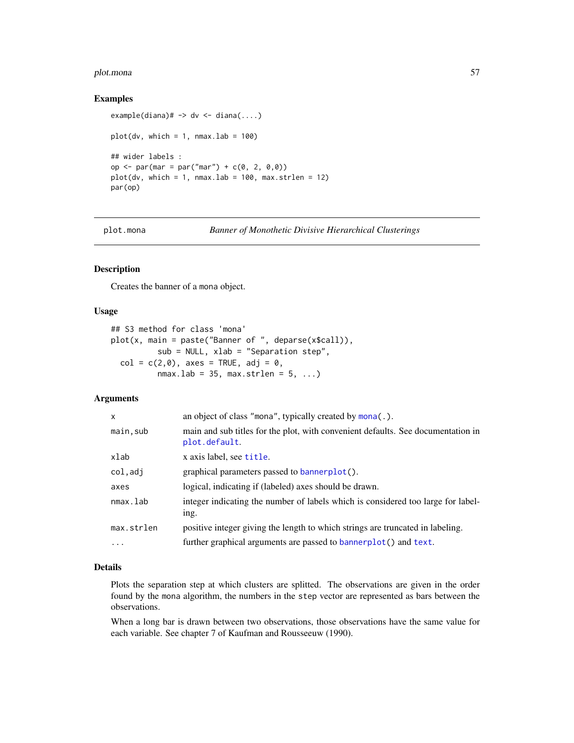### Examples

```
example(diana)# -> dv <- diana(....)

plot(dv, which = 1, nmax.lab = 100)

## wider labels :
op <- par(mar = par("mar") + c(0, 2, 0,0))
plot(dv, which = 1, nmax.lab = 100, max.strlen = 12)
par(op)
```

---

## plot.mona — *Banner of Monothetic Divisive Hierarchical Clusterings*

### Description

Creates the banner of a mona object.

### Usage

```
## S3 method for class 'mona'
plot(x, main = paste("Banner of ", deparse(x$call)),
          sub = NULL, xlab = "Separation step",
  col = c(2,0), axes = TRUE, adj = 0,
          nmax.lab = 35, max.strlen = 5, ...)
```

### Arguments

| | |
|---|---|
| x | an object of class "mona", typically created by mona(.). |
| main,sub | main and sub titles for the plot, with convenient defaults. See documentation in plot.default. |
| xlab | x axis label, see title. |
| col,adj | graphical parameters passed to bannerplot(). |
| axes | logical, indicating if (labeled) axes should be drawn. |
| nmax.lab | integer indicating the number of labels which is considered too large for labeling. |
| max.strlen | positive integer giving the length to which strings are truncated in labeling. |
| ... | further graphical arguments are passed to bannerplot() and text. |

### Details

Plots the separation step at which clusters are splitted. The observations are given in the order found by the mona algorithm, the numbers in the step vector are represented as bars between the observations.

When a long bar is drawn between two observations, those observations have the same value for each variable. See chapter 7 of Kaufman and Rousseeuw (1990).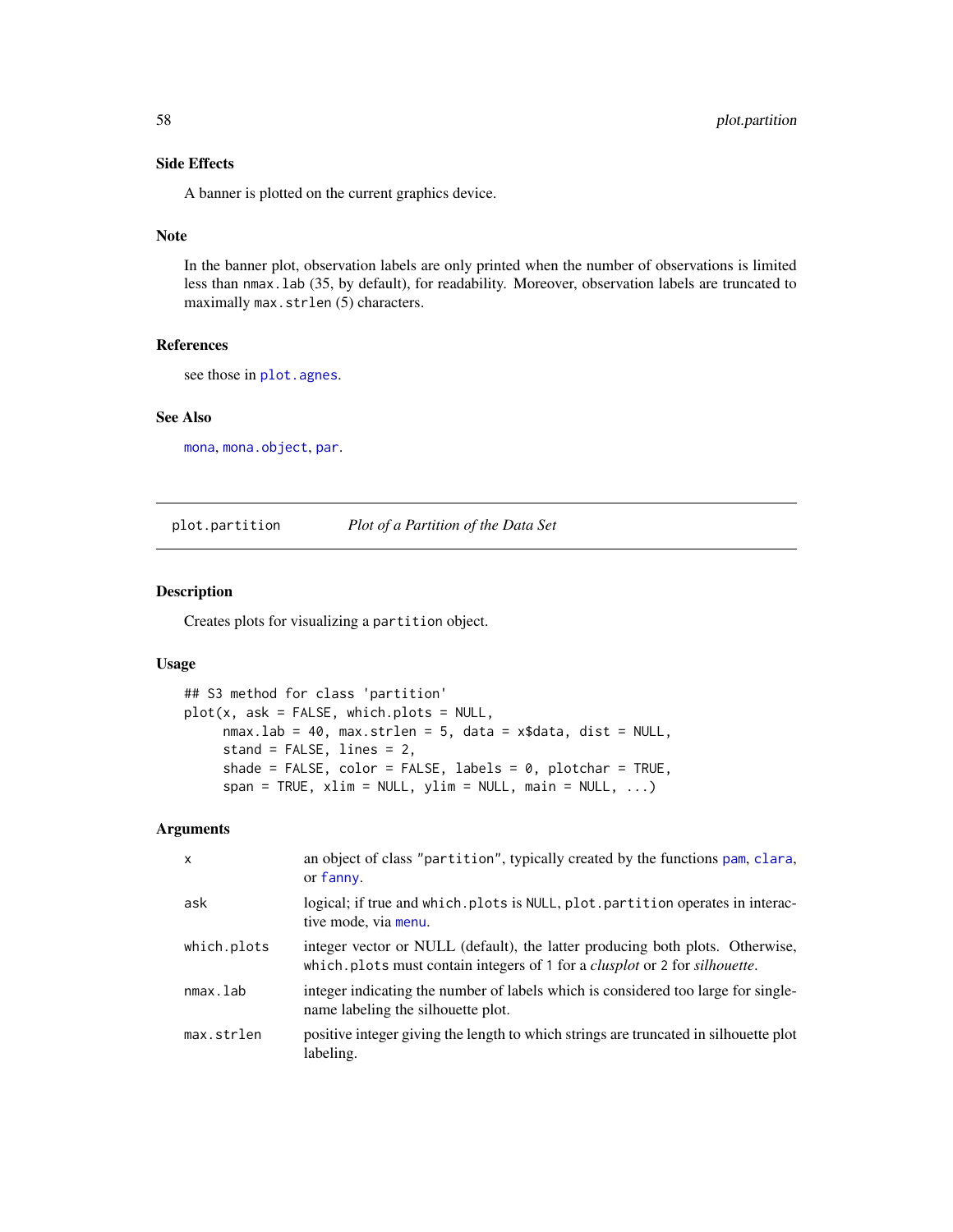### Side Effects

A banner is plotted on the current graphics device.

### Note

In the banner plot, observation labels are only printed when the number of observations is limited less than `nmax.lab` (35, by default), for readability. Moreover, observation labels are truncated to maximally `max.strlen` (5) characters.

### References

see those in `plot.agnes`.

### See Also

`mona`, `mona.object`, `par`.

---

## plot.partition — *Plot of a Partition of the Data Set*

### Description

Creates plots for visualizing a `partition` object.

### Usage

```
## S3 method for class 'partition'
plot(x, ask = FALSE, which.plots = NULL,
     nmax.lab = 40, max.strlen = 5, data = x$data, dist = NULL,
     stand = FALSE, lines = 2,
     shade = FALSE, color = FALSE, labels = 0, plotchar = TRUE,
     span = TRUE, xlim = NULL, ylim = NULL, main = NULL, ...)
```

### Arguments

| | |
|---|---|
| `x` | an object of class `"partition"`, typically created by the functions `pam`, `clara`, or `fanny`. |
| `ask` | logical; if true and `which.plots` is `NULL`, `plot.partition` operates in interactive mode, via `menu`. |
| `which.plots` | integer vector or NULL (default), the latter producing both plots. Otherwise, `which.plots` must contain integers of `1` for a *clusplot* or `2` for *silhouette*. |
| `nmax.lab` | integer indicating the number of labels which is considered too large for single-name labeling the silhouette plot. |
| `max.strlen` | positive integer giving the length to which strings are truncated in silhouette plot labeling. |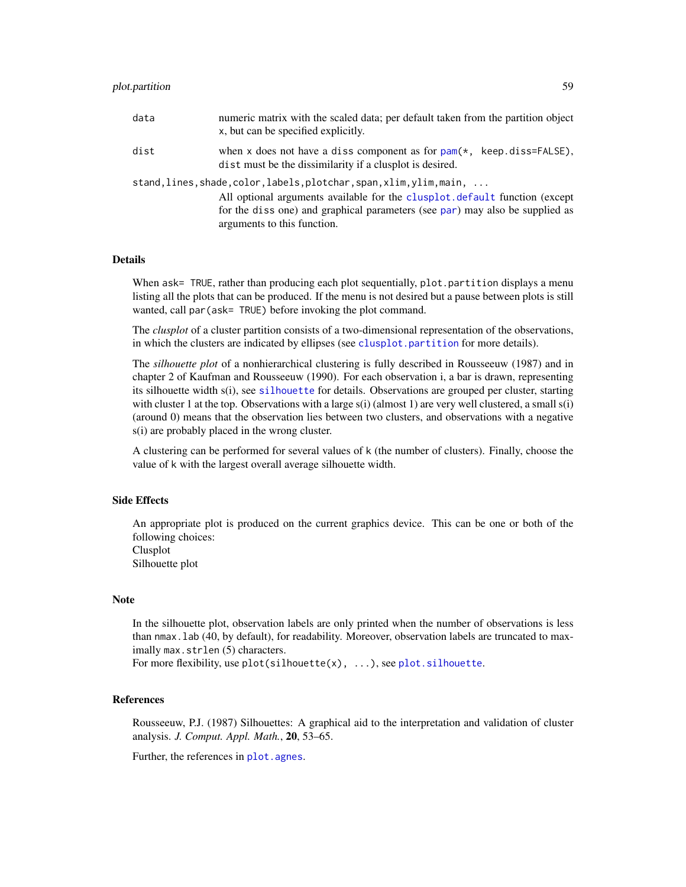| | |
|---|---|
| `data` | numeric matrix with the scaled data; per default taken from the partition object `x`, but can be specified explicitly. |
| `dist` | when `x` does not have a `diss` component as for `pam(*, keep.diss=FALSE)`, `dist` must be the dissimilarity if a clusplot is desired. |
| `stand,lines,shade,color,labels,plotchar,span,xlim,ylim,main, ...` | All optional arguments available for the `clusplot.default` function (except for the `diss` one) and graphical parameters (see `par`) may also be supplied as arguments to this function. |

## Details

When `ask= TRUE`, rather than producing each plot sequentially, `plot.partition` displays a menu listing all the plots that can be produced. If the menu is not desired but a pause between plots is still wanted, call `par(ask= TRUE)` before invoking the plot command.

The *clusplot* of a cluster partition consists of a two-dimensional representation of the observations, in which the clusters are indicated by ellipses (see `clusplot.partition` for more details).

The *silhouette plot* of a nonhierarchical clustering is fully described in Rousseeuw (1987) and in chapter 2 of Kaufman and Rousseeuw (1990). For each observation i, a bar is drawn, representing its silhouette width s(i), see `silhouette` for details. Observations are grouped per cluster, starting with cluster 1 at the top. Observations with a large s(i) (almost 1) are very well clustered, a small s(i) (around 0) means that the observation lies between two clusters, and observations with a negative s(i) are probably placed in the wrong cluster.

A clustering can be performed for several values of `k` (the number of clusters). Finally, choose the value of `k` with the largest overall average silhouette width.

## Side Effects

An appropriate plot is produced on the current graphics device. This can be one or both of the following choices:
Clusplot
Silhouette plot

## Note

In the silhouette plot, observation labels are only printed when the number of observations is less than `nmax.lab` (40, by default), for readability. Moreover, observation labels are truncated to maximally `max.strlen` (5) characters.
For more flexibility, use `plot(silhouette(x), ...)`, see `plot.silhouette`.

## References

Rousseeuw, P.J. (1987) Silhouettes: A graphical aid to the interpretation and validation of cluster analysis. *J. Comput. Appl. Math.*, **20**, 53–65.

Further, the references in `plot.agnes`.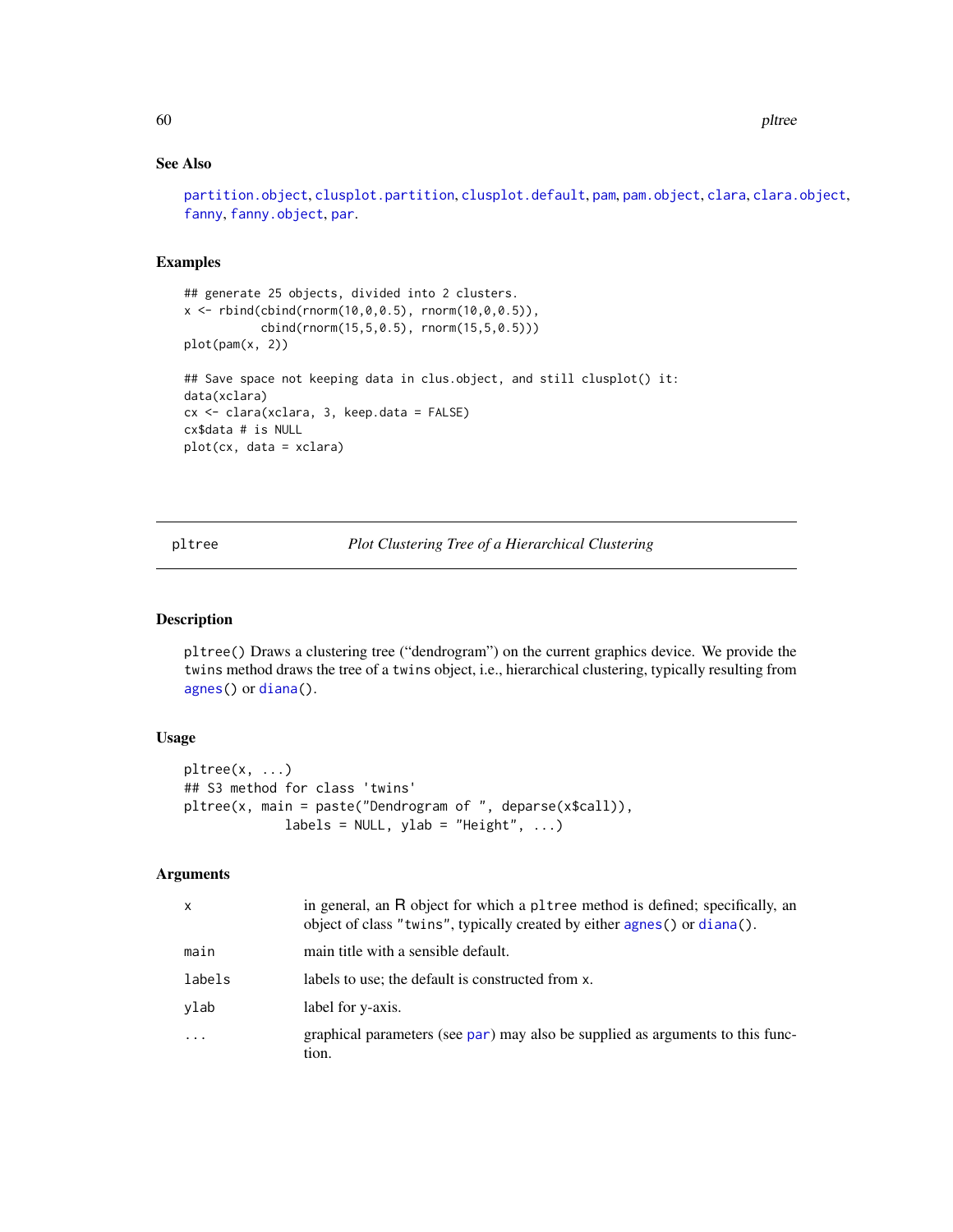### See Also

`partition.object`, `clusplot.partition`, `clusplot.default`, `pam`, `pam.object`, `clara`, `clara.object`, `fanny`, `fanny.object`, `par`.

### Examples

```
## generate 25 objects, divided into 2 clusters.
x <- rbind(cbind(rnorm(10,0,0.5), rnorm(10,0,0.5)),
           cbind(rnorm(15,5,0.5), rnorm(15,5,0.5)))
plot(pam(x, 2))

## Save space not keeping data in clus.object, and still clusplot() it:
data(xclara)
cx <- clara(xclara, 3, keep.data = FALSE)
cx$data # is NULL
plot(cx, data = xclara)
```

---

## pltree — *Plot Clustering Tree of a Hierarchical Clustering*

---

### Description

`pltree()` Draws a clustering tree ("dendrogram") on the current graphics device. We provide the `twins` method draws the tree of a `twins` object, i.e., hierarchical clustering, typically resulting from `agnes()` or `diana()`.

### Usage

```
pltree(x, ...)
## S3 method for class 'twins'
pltree(x, main = paste("Dendrogram of ", deparse(x$call)),
            labels = NULL, ylab = "Height", ...)
```

### Arguments

| | |
|---|---|
| `x` | in general, an R object for which a `pltree` method is defined; specifically, an object of class `"twins"`, typically created by either `agnes()` or `diana()`. |
| `main` | main title with a sensible default. |
| `labels` | labels to use; the default is constructed from `x`. |
| `ylab` | label for y-axis. |
| `...` | graphical parameters (see `par`) may also be supplied as arguments to this function. |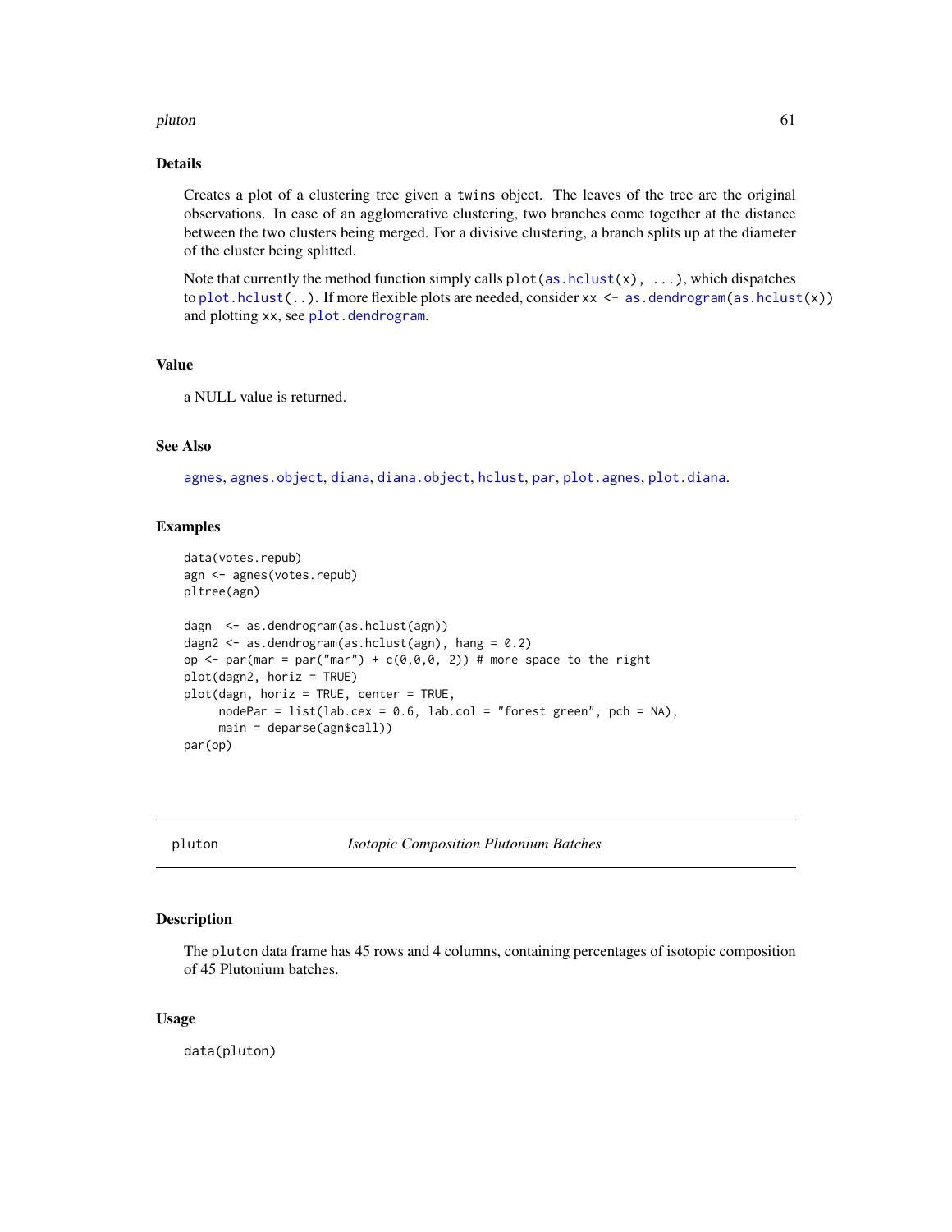### Details

Creates a plot of a clustering tree given a `twins` object. The leaves of the tree are the original observations. In case of an agglomerative clustering, two branches come together at the distance between the two clusters being merged. For a divisive clustering, a branch splits up at the diameter of the cluster being splitted.

Note that currently the method function simply calls `plot(as.hclust(x), ...)`, which dispatches to `plot.hclust(..)`. If more flexible plots are needed, consider `xx <- as.dendrogram(as.hclust(x))` and plotting `xx`, see `plot.dendrogram`.

### Value

a NULL value is returned.

### See Also

`agnes`, `agnes.object`, `diana`, `diana.object`, `hclust`, `par`, `plot.agnes`, `plot.diana`.

### Examples

```
data(votes.repub)
agn <- agnes(votes.repub)
pltree(agn)

dagn  <- as.dendrogram(as.hclust(agn))
dagn2 <- as.dendrogram(as.hclust(agn), hang = 0.2)
op <- par(mar = par("mar") + c(0,0,0, 2)) # more space to the right
plot(dagn2, horiz = TRUE)
plot(dagn, horiz = TRUE, center = TRUE,
     nodePar = list(lab.cex = 0.6, lab.col = "forest green", pch = NA),
     main = deparse(agn$call))
par(op)
```

---

## pluton — *Isotopic Composition Plutonium Batches*

### Description

The `pluton` data frame has 45 rows and 4 columns, containing percentages of isotopic composition of 45 Plutonium batches.

### Usage

```
data(pluton)
```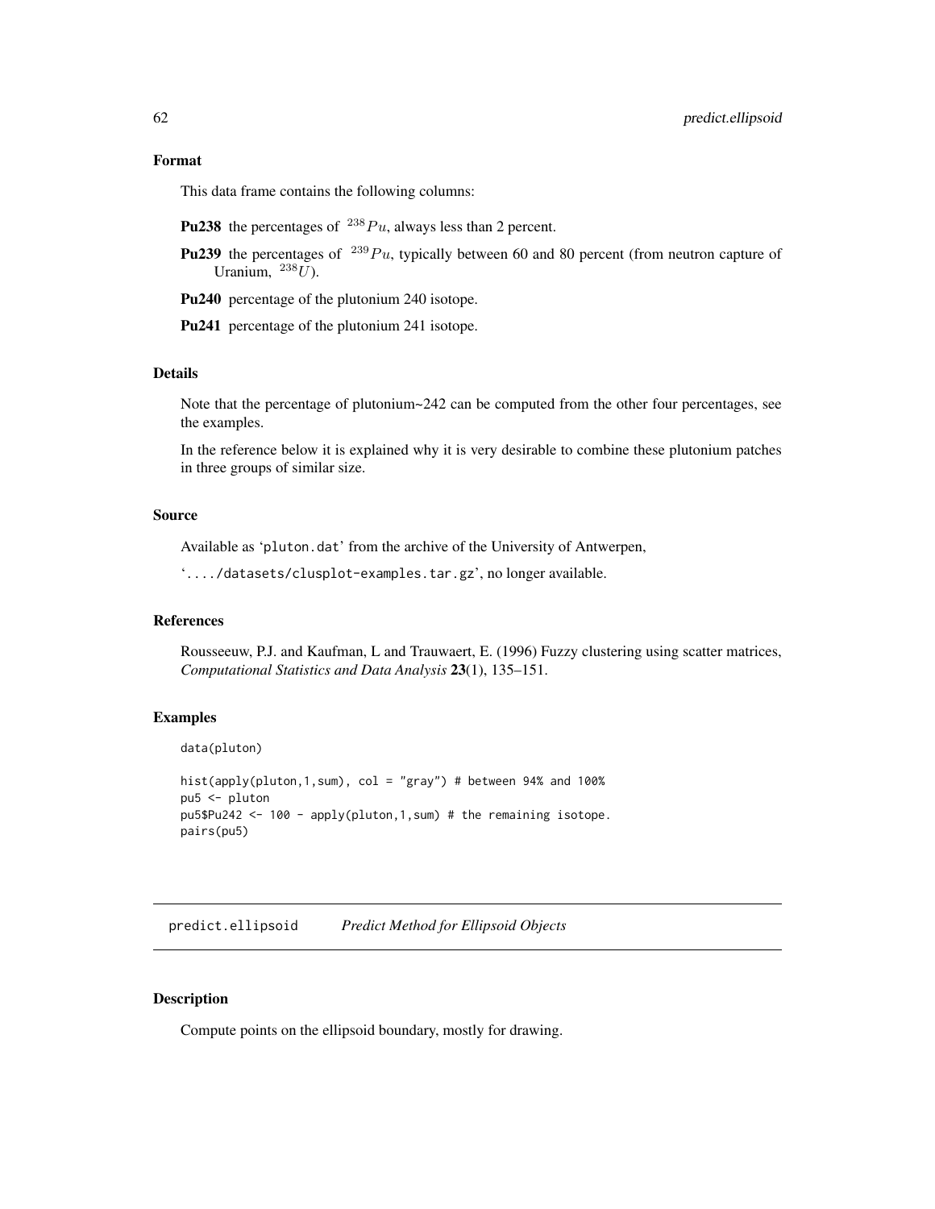### Format

This data frame contains the following columns:

**Pu238** the percentages of $^{238}Pu$, always less than 2 percent.

**Pu239** the percentages of $^{239}Pu$, typically between 60 and 80 percent (from neutron capture of Uranium, $^{238}U$).

**Pu240** percentage of the plutonium 240 isotope.

**Pu241** percentage of the plutonium 241 isotope.

### Details

Note that the percentage of plutonium~242 can be computed from the other four percentages, see the examples.

In the reference below it is explained why it is very desirable to combine these plutonium patches in three groups of similar size.

### Source

Available as 'pluton.dat' from the archive of the University of Antwerpen,

'..../datasets/clusplot-examples.tar.gz', no longer available.

### References

Rousseeuw, P.J. and Kaufman, L and Trauwaert, E. (1996) Fuzzy clustering using scatter matrices, *Computational Statistics and Data Analysis* **23**(1), 135–151.

### Examples

```
data(pluton)

hist(apply(pluton,1,sum), col = "gray") # between 94% and 100%
pu5 <- pluton
pu5$Pu242 <- 100 - apply(pluton,1,sum) # the remaining isotope.
pairs(pu5)
```

---

## predict.ellipsoid *Predict Method for Ellipsoid Objects*

---

### Description

Compute points on the ellipsoid boundary, mostly for drawing.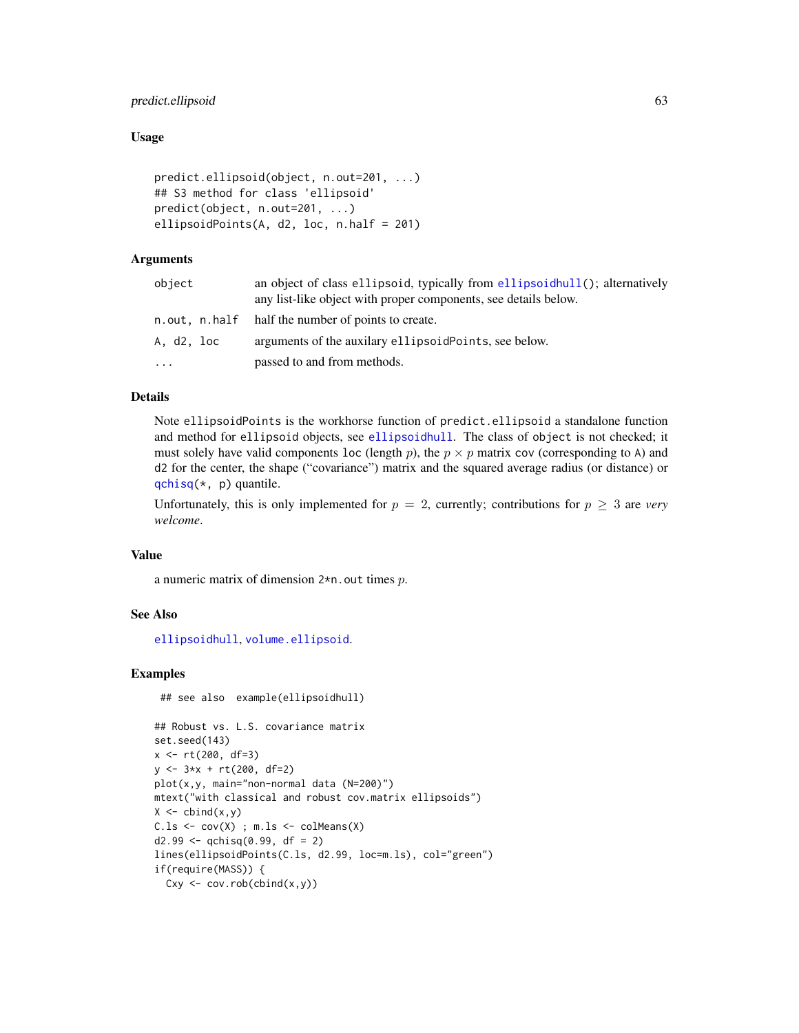### Usage

```
predict.ellipsoid(object, n.out=201, ...)
## S3 method for class 'ellipsoid'
predict(object, n.out=201, ...)
ellipsoidPoints(A, d2, loc, n.half = 201)
```

### Arguments

| | |
|---|---|
| object | an object of class ellipsoid, typically from ellipsoidhull(); alternatively any list-like object with proper components, see details below. |
| n.out, n.half | half the number of points to create. |
| A, d2, loc | arguments of the auxilary ellipsoidPoints, see below. |
| ... | passed to and from methods. |

### Details

Note ellipsoidPoints is the workhorse function of predict.ellipsoid a standalone function and method for ellipsoid objects, see ellipsoidhull. The class of object is not checked; it must solely have valid components loc (length $p$), the $p \times p$ matrix cov (corresponding to A) and d2 for the center, the shape ("covariance") matrix and the squared average radius (or distance) or qchisq(*, p) quantile.

Unfortunately, this is only implemented for $p = 2$, currently; contributions for $p \geq 3$ are *very welcome*.

### Value

a numeric matrix of dimension 2*n.out times $p$.

### See Also

ellipsoidhull, volume.ellipsoid.

### Examples

```
 ## see also  example(ellipsoidhull)

## Robust vs. L.S. covariance matrix
set.seed(143)
x <- rt(200, df=3)
y <- 3*x + rt(200, df=2)
plot(x,y, main="non-normal data (N=200)")
mtext("with classical and robust cov.matrix ellipsoids")
X <- cbind(x,y)
C.ls <- cov(X) ; m.ls <- colMeans(X)
d2.99 <- qchisq(0.99, df = 2)
lines(ellipsoidPoints(C.ls, d2.99, loc=m.ls), col="green")
if(require(MASS)) {
  Cxy <- cov.rob(cbind(x,y))
```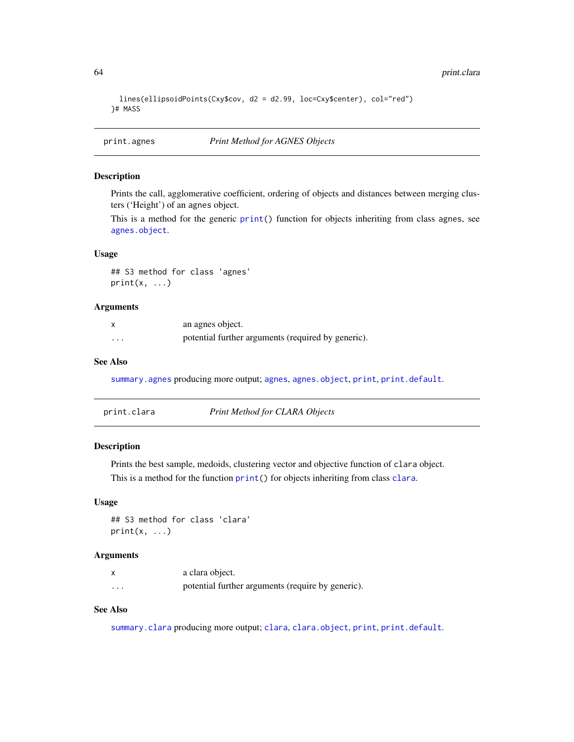```
  lines(ellipsoidPoints(Cxy$cov, d2 = d2.99, loc=Cxy$center), col="red")
}# MASS
```

## print.agnes *Print Method for AGNES Objects*

### Description

Prints the call, agglomerative coefficient, ordering of objects and distances between merging clusters ('Height') of an agnes object.

This is a method for the generic `print()` function for objects inheriting from class agnes, see `agnes.object`.

### Usage

```
## S3 method for class 'agnes'
print(x, ...)
```

### Arguments

| | |
|---|---|
| x | an agnes object. |
| ... | potential further arguments (required by generic). |

### See Also

`summary.agnes` producing more output; `agnes`, `agnes.object`, `print`, `print.default`.

## print.clara *Print Method for CLARA Objects*

### Description

Prints the best sample, medoids, clustering vector and objective function of `clara` object.

This is a method for the function `print()` for objects inheriting from class `clara`.

### Usage

```
## S3 method for class 'clara'
print(x, ...)
```

### Arguments

| | |
|---|---|
| x | a clara object. |
| ... | potential further arguments (require by generic). |

### See Also

`summary.clara` producing more output; `clara`, `clara.object`, `print`, `print.default`.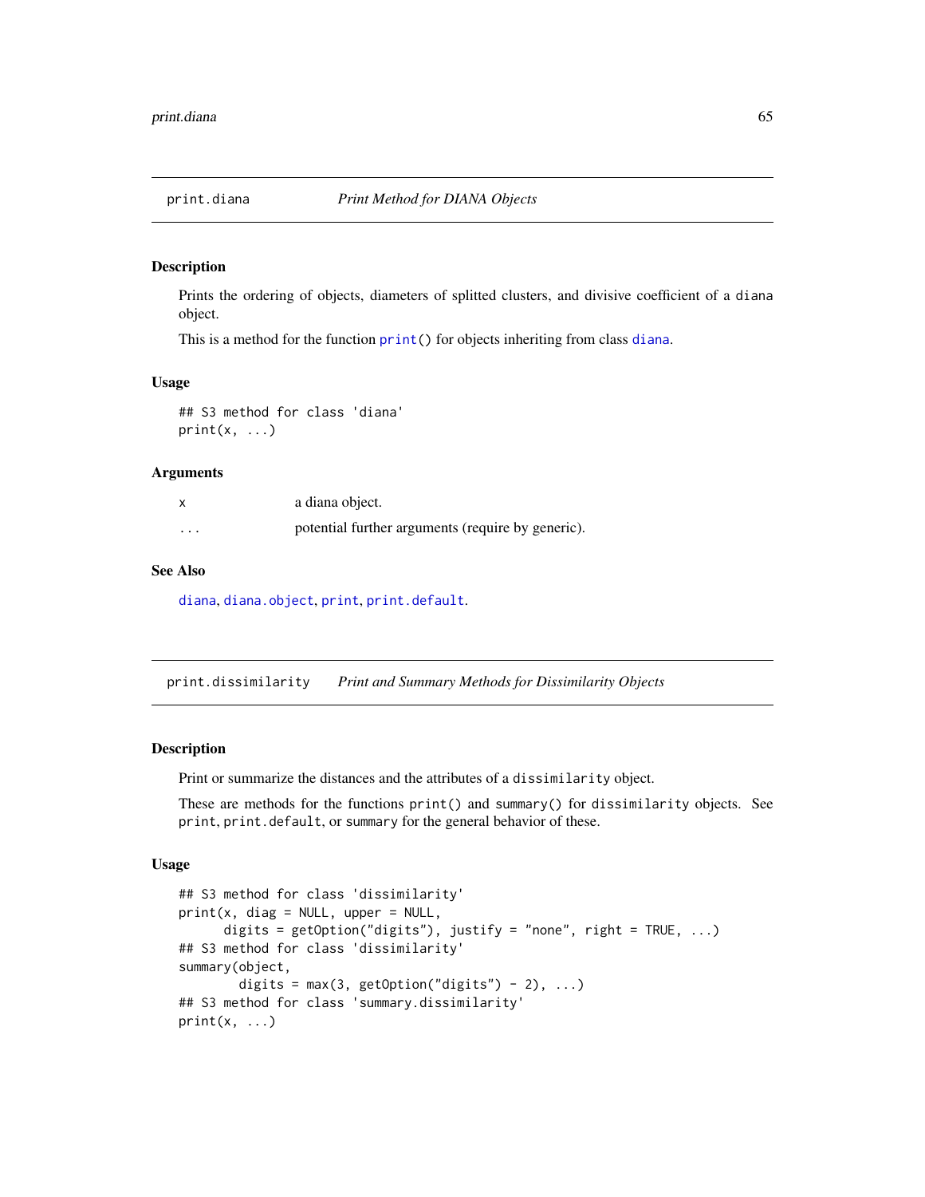## print.diana — *Print Method for DIANA Objects*

### Description

Prints the ordering of objects, diameters of splitted clusters, and divisive coefficient of a `diana` object.

This is a method for the function `print()` for objects inheriting from class `diana`.

### Usage

```
## S3 method for class 'diana'
print(x, ...)
```

### Arguments

| | |
|---|---|
| `x` | a diana object. |
| `...` | potential further arguments (require by generic). |

### See Also

`diana`, `diana.object`, `print`, `print.default`.

## print.dissimilarity — *Print and Summary Methods for Dissimilarity Objects*

### Description

Print or summarize the distances and the attributes of a `dissimilarity` object.

These are methods for the functions `print()` and `summary()` for `dissimilarity` objects. See `print`, `print.default`, or `summary` for the general behavior of these.

### Usage

```
## S3 method for class 'dissimilarity'
print(x, diag = NULL, upper = NULL,
      digits = getOption("digits"), justify = "none", right = TRUE, ...)
## S3 method for class 'dissimilarity'
summary(object,
        digits = max(3, getOption("digits") - 2), ...)
## S3 method for class 'summary.dissimilarity'
print(x, ...)
```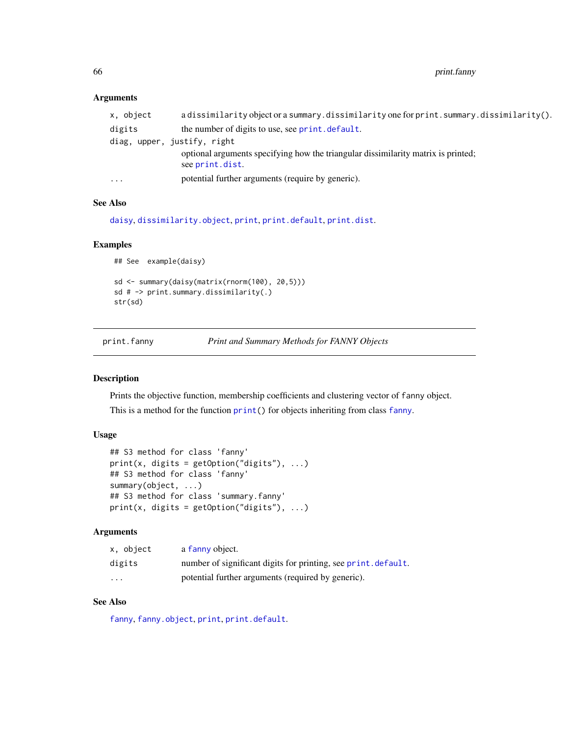### Arguments

| | |
|---|---|
| `x, object` | a `dissimilarity` object or a `summary.dissimilarity` one for `print.summary.dissimilarity()`. |
| `digits` | the number of digits to use, see `print.default`. |
| `diag, upper, justify, right` | optional arguments specifying how the triangular dissimilarity matrix is printed; see `print.dist`. |
| `...` | potential further arguments (require by generic). |

### See Also

`daisy`, `dissimilarity.object`, `print`, `print.default`, `print.dist`.

### Examples

```
## See  example(daisy)

sd <- summary(daisy(matrix(rnorm(100), 20,5)))
sd # -> print.summary.dissimilarity(.)
str(sd)
```

---

## print.fanny — *Print and Summary Methods for FANNY Objects*

### Description

Prints the objective function, membership coefficients and clustering vector of `fanny` object.

This is a method for the function `print()` for objects inheriting from class `fanny`.

### Usage

```
## S3 method for class 'fanny'
print(x, digits = getOption("digits"), ...)
## S3 method for class 'fanny'
summary(object, ...)
## S3 method for class 'summary.fanny'
print(x, digits = getOption("digits"), ...)
```

### Arguments

| | |
|---|---|
| `x, object` | a `fanny` object. |
| `digits` | number of significant digits for printing, see `print.default`. |
| `...` | potential further arguments (required by generic). |

### See Also

`fanny`, `fanny.object`, `print`, `print.default`.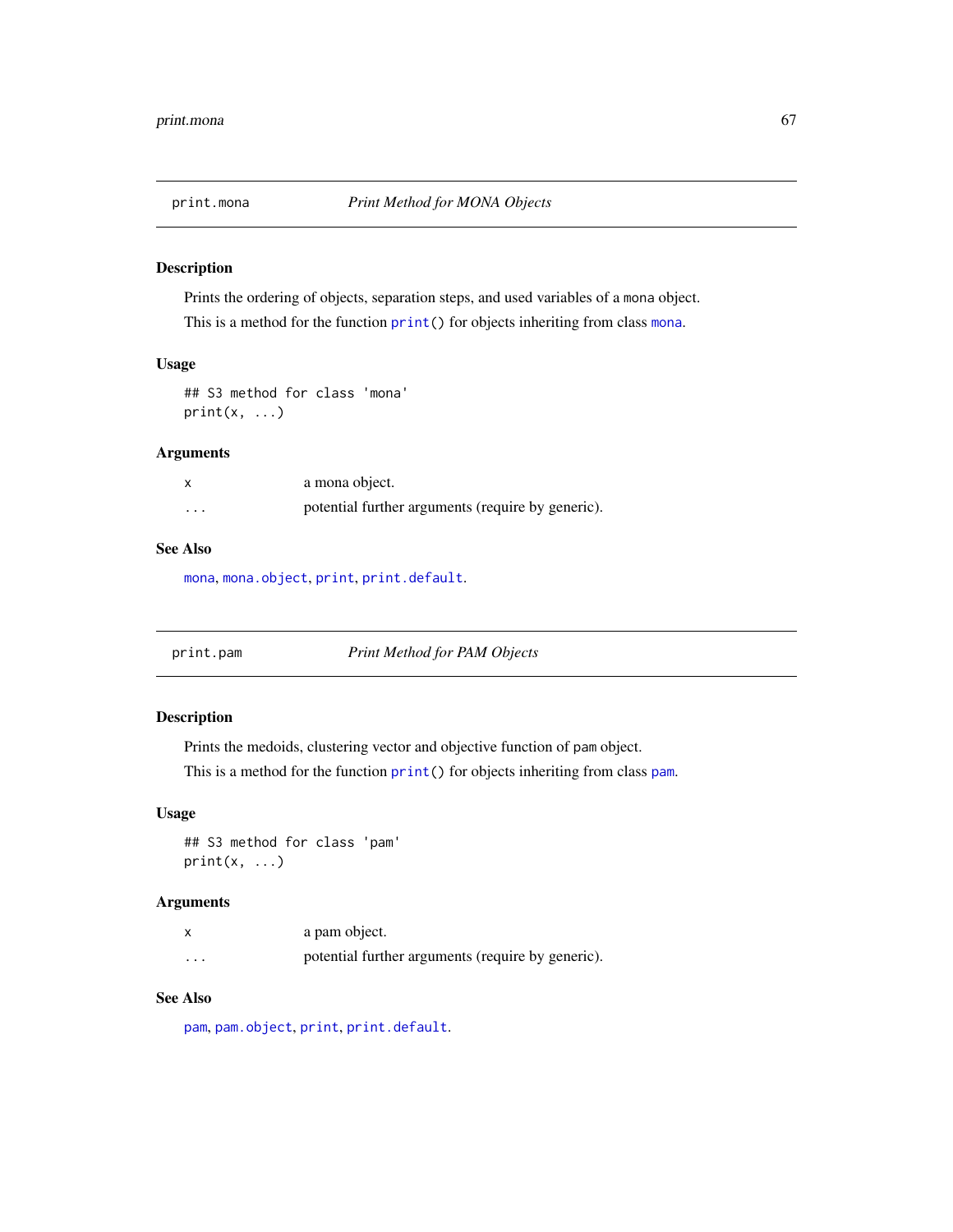## print.mona — *Print Method for MONA Objects*

### Description

Prints the ordering of objects, separation steps, and used variables of a `mona` object.

This is a method for the function `print()` for objects inheriting from class `mona`.

### Usage

```
## S3 method for class 'mona'
print(x, ...)
```

### Arguments

| | |
|---|---|
| `x` | a mona object. |
| `...` | potential further arguments (require by generic). |

### See Also

`mona`, `mona.object`, `print`, `print.default`.

## print.pam — *Print Method for PAM Objects*

### Description

Prints the medoids, clustering vector and objective function of `pam` object.

This is a method for the function `print()` for objects inheriting from class `pam`.

### Usage

```
## S3 method for class 'pam'
print(x, ...)
```

### Arguments

| | |
|---|---|
| `x` | a pam object. |
| `...` | potential further arguments (require by generic). |

### See Also

`pam`, `pam.object`, `print`, `print.default`.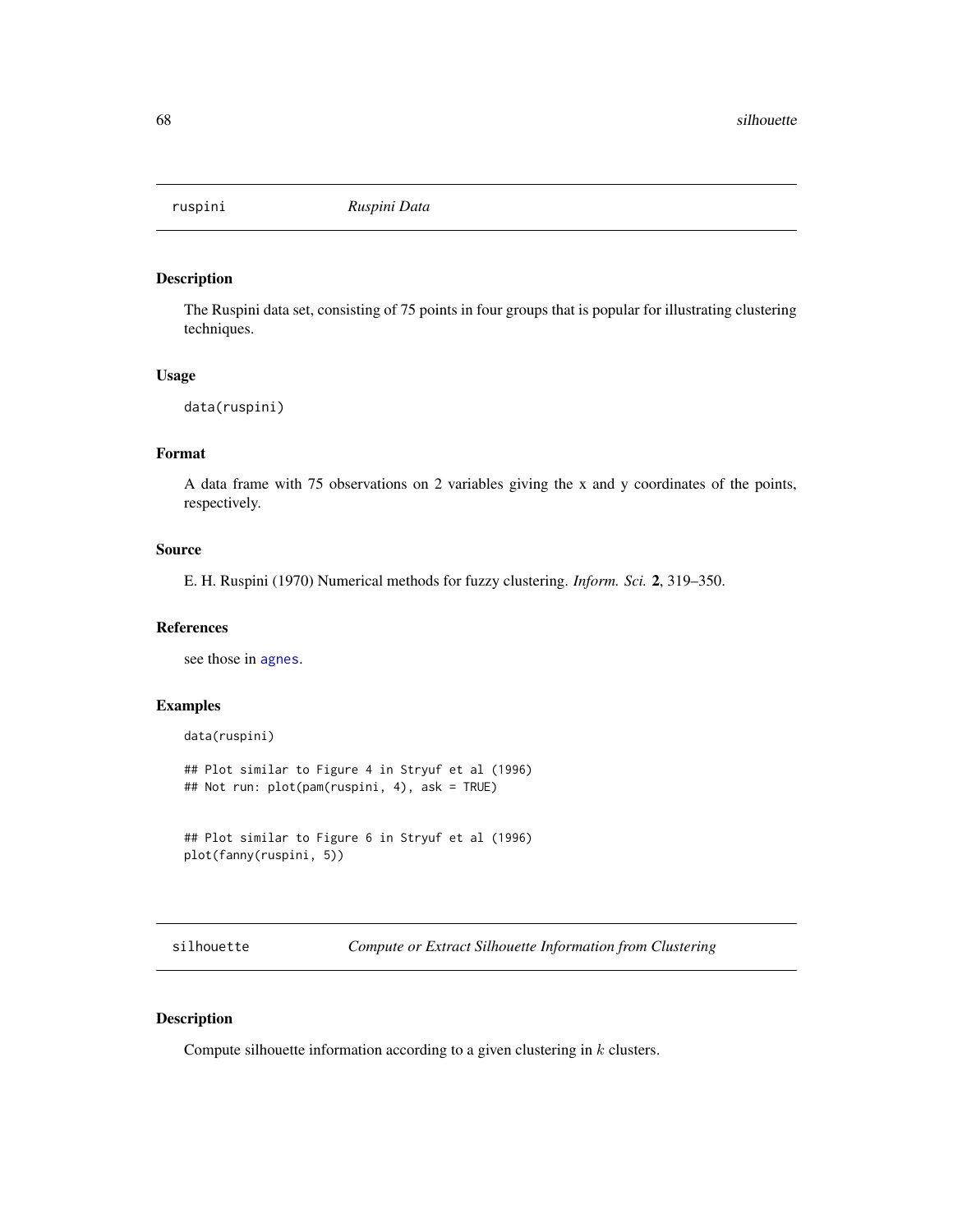## ruspini *Ruspini Data*

### Description

The Ruspini data set, consisting of 75 points in four groups that is popular for illustrating clustering techniques.

### Usage

```
data(ruspini)
```

### Format

A data frame with 75 observations on 2 variables giving the x and y coordinates of the points, respectively.

### Source

E. H. Ruspini (1970) Numerical methods for fuzzy clustering. *Inform. Sci.* **2**, 319–350.

### References

see those in agnes.

### Examples

```
data(ruspini)

## Plot similar to Figure 4 in Stryuf et al (1996)
## Not run: plot(pam(ruspini, 4), ask = TRUE)


## Plot similar to Figure 6 in Stryuf et al (1996)
plot(fanny(ruspini, 5))
```

## silhouette *Compute or Extract Silhouette Information from Clustering*

### Description

Compute silhouette information according to a given clustering in $k$ clusters.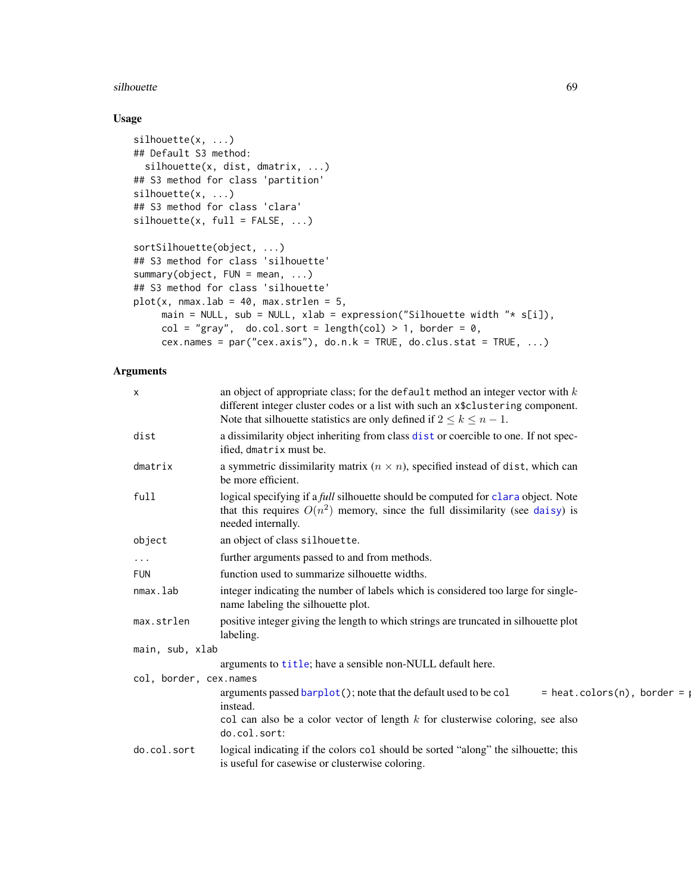## Usage

```
silhouette(x, ...)
## Default S3 method:
  silhouette(x, dist, dmatrix, ...)
## S3 method for class 'partition'
silhouette(x, ...)
## S3 method for class 'clara'
silhouette(x, full = FALSE, ...)

sortSilhouette(object, ...)
## S3 method for class 'silhouette'
summary(object, FUN = mean, ...)
## S3 method for class 'silhouette'
plot(x, nmax.lab = 40, max.strlen = 5,
     main = NULL, sub = NULL, xlab = expression("Silhouette width "* s[i]),
     col = "gray",  do.col.sort = length(col) > 1, border = 0,
     cex.names = par("cex.axis"), do.n.k = TRUE, do.clus.stat = TRUE, ...)
```

## Arguments

**x** — an object of appropriate class; for the `default` method an integer vector with $k$ different integer cluster codes or a list with such an `x$clustering` component. Note that silhouette statistics are only defined if $2 \leq k \leq n-1$.

**dist** — a dissimilarity object inheriting from class `dist` or coercible to one. If not specified, `dmatrix` must be.

**dmatrix** — a symmetric dissimilarity matrix ($n \times n$), specified instead of `dist`, which can be more efficient.

**full** — logical specifying if a *full* silhouette should be computed for `clara` object. Note that this requires $O(n^2)$ memory, since the full dissimilarity (see `daisy`) is needed internally.

**object** — an object of class `silhouette`.

**...** — further arguments passed to and from methods.

**FUN** — function used to summarize silhouette widths.

**nmax.lab** — integer indicating the number of labels which is considered too large for single-name labeling the silhouette plot.

**max.strlen** — positive integer giving the length to which strings are truncated in silhouette plot labeling.

**main, sub, xlab** — arguments to `title`; have a sensible non-NULL default here.

**col, border, cex.names** — arguments passed `barplot()`; note that the default used to be `col = heat.colors(n), border = p` instead.
`col` can also be a color vector of length $k$ for clusterwise coloring, see also `do.col.sort`:

**do.col.sort** — logical indicating if the colors `col` should be sorted "along" the silhouette; this is useful for casewise or clusterwise coloring.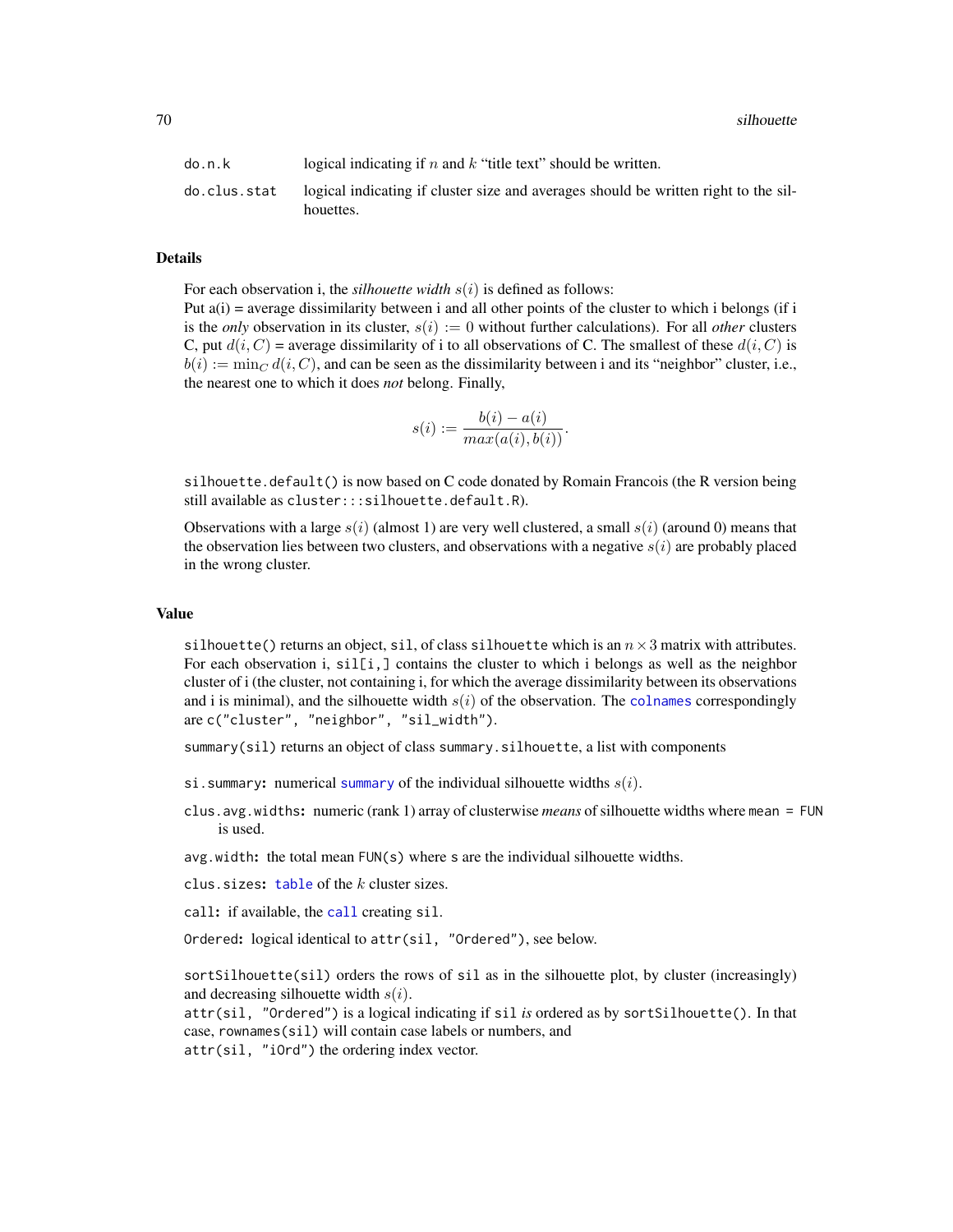do.n.k
: logical indicating if $n$ and $k$ “title text” should be written.

do.clus.stat
: logical indicating if cluster size and averages should be written right to the silhouettes.

## Details

For each observation i, the *silhouette width* $s(i)$ is defined as follows:
Put a(i) = average dissimilarity between i and all other points of the cluster to which i belongs (if i is the *only* observation in its cluster, $s(i) := 0$ without further calculations). For all *other* clusters C, put $d(i, C)$ = average dissimilarity of i to all observations of C. The smallest of these $d(i, C)$ is $b(i) := \min_C d(i, C)$, and can be seen as the dissimilarity between i and its “neighbor” cluster, i.e., the nearest one to which it does *not* belong. Finally,

$$s(i) := \frac{b(i) - a(i)}{max(a(i), b(i))}.$$

`silhouette.default()` is now based on C code donated by Romain Francois (the R version being still available as `cluster:::silhouette.default.R`).

Observations with a large $s(i)$ (almost 1) are very well clustered, a small $s(i)$ (around 0) means that the observation lies between two clusters, and observations with a negative $s(i)$ are probably placed in the wrong cluster.

## Value

`silhouette()` returns an object, `sil`, of class `silhouette` which is an $n \times 3$ matrix with attributes. For each observation i, `sil[i,]` contains the cluster to which i belongs as well as the neighbor cluster of i (the cluster, not containing i, for which the average dissimilarity between its observations and i is minimal), and the silhouette width $s(i)$ of the observation. The `colnames` correspondingly are `c("cluster", "neighbor", "sil_width")`.

`summary(sil)` returns an object of class `summary.silhouette`, a list with components

**`si.summary`:** numerical `summary` of the individual silhouette widths $s(i)$.

**`clus.avg.widths`:** numeric (rank 1) array of clusterwise *means* of silhouette widths where `mean = FUN` is used.

**`avg.width`:** the total mean `FUN(s)` where `s` are the individual silhouette widths.

**`clus.sizes`:** `table` of the $k$ cluster sizes.

**`call`:** if available, the `call` creating `sil`.

**`Ordered`:** logical identical to `attr(sil, "Ordered")`, see below.

`sortSilhouette(sil)` orders the rows of `sil` as in the silhouette plot, by cluster (increasingly) and decreasing silhouette width $s(i)$.
`attr(sil, "Ordered")` is a logical indicating if `sil` *is* ordered as by `sortSilhouette()`. In that case, `rownames(sil)` will contain case labels or numbers, and
`attr(sil, "iOrd")` the ordering index vector.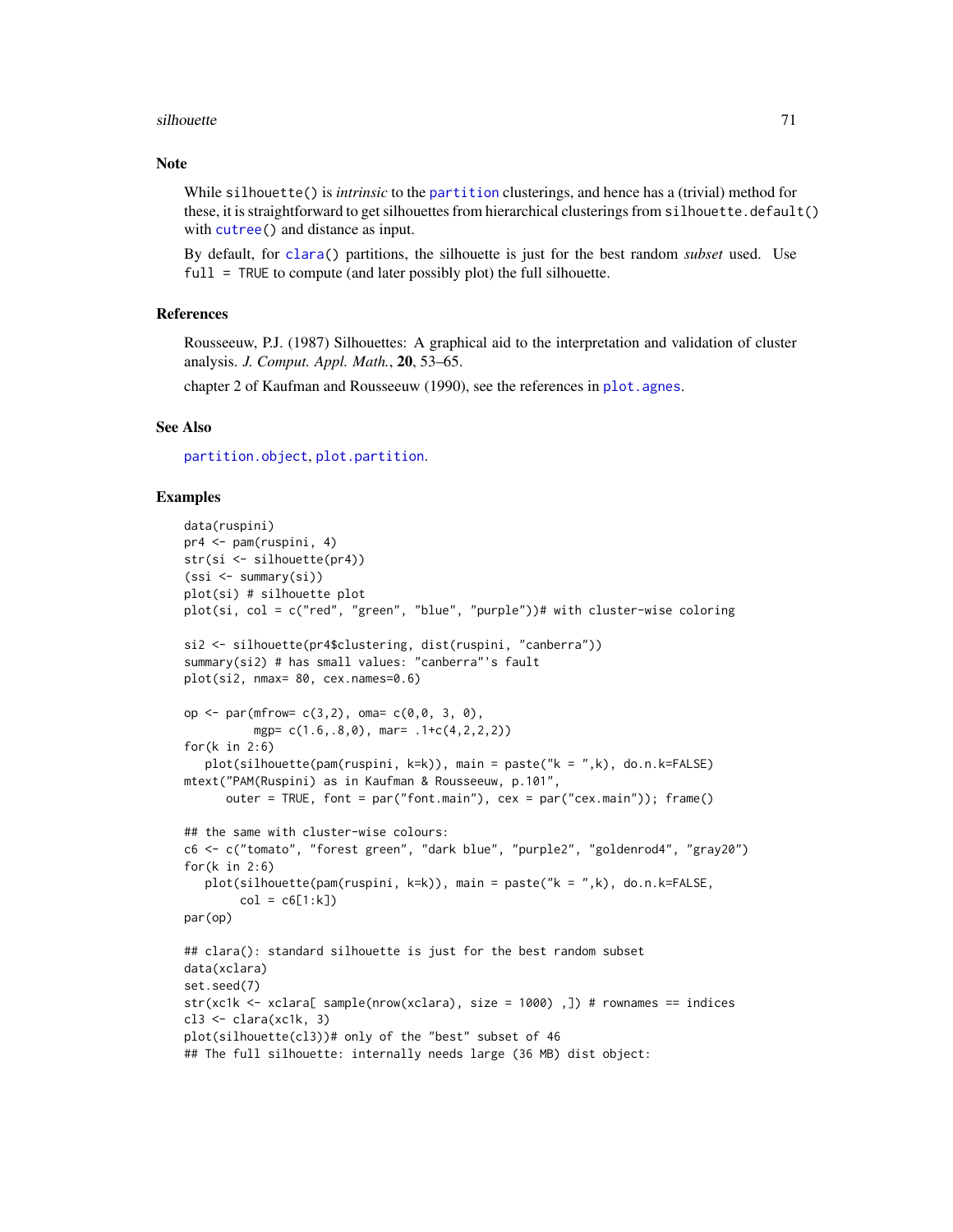## Note

While `silhouette()` is *intrinsic* to the `partition` clusterings, and hence has a (trivial) method for these, it is straightforward to get silhouettes from hierarchical clusterings from `silhouette.default()` with `cutree()` and distance as input.

By default, for `clara()` partitions, the silhouette is just for the best random *subset* used. Use `full = TRUE` to compute (and later possibly plot) the full silhouette.

## References

Rousseeuw, P.J. (1987) Silhouettes: A graphical aid to the interpretation and validation of cluster analysis. *J. Comput. Appl. Math.*, **20**, 53–65.

chapter 2 of Kaufman and Rousseeuw (1990), see the references in `plot.agnes`.

## See Also

`partition.object`, `plot.partition`.

## Examples

```
data(ruspini)
pr4 <- pam(ruspini, 4)
str(si <- silhouette(pr4))
(ssi <- summary(si))
plot(si) # silhouette plot
plot(si, col = c("red", "green", "blue", "purple"))# with cluster-wise coloring

si2 <- silhouette(pr4$clustering, dist(ruspini, "canberra"))
summary(si2) # has small values: "canberra"'s fault
plot(si2, nmax= 80, cex.names=0.6)

op <- par(mfrow= c(3,2), oma= c(0,0, 3, 0),
          mgp= c(1.6,.8,0), mar= .1+c(4,2,2,2))
for(k in 2:6)
   plot(silhouette(pam(ruspini, k=k)), main = paste("k = ",k), do.n.k=FALSE)
mtext("PAM(Ruspini) as in Kaufman & Rousseeuw, p.101",
      outer = TRUE, font = par("font.main"), cex = par("cex.main")); frame()

## the same with cluster-wise colours:
c6 <- c("tomato", "forest green", "dark blue", "purple2", "goldenrod4", "gray20")
for(k in 2:6)
   plot(silhouette(pam(ruspini, k=k)), main = paste("k = ",k), do.n.k=FALSE,
        col = c6[1:k])
par(op)

## clara(): standard silhouette is just for the best random subset
data(xclara)
set.seed(7)
str(xc1k <- xclara[ sample(nrow(xclara), size = 1000) ,]) # rownames == indices
cl3 <- clara(xc1k, 3)
plot(silhouette(cl3))# only of the "best" subset of 46
## The full silhouette: internally needs large (36 MB) dist object:
```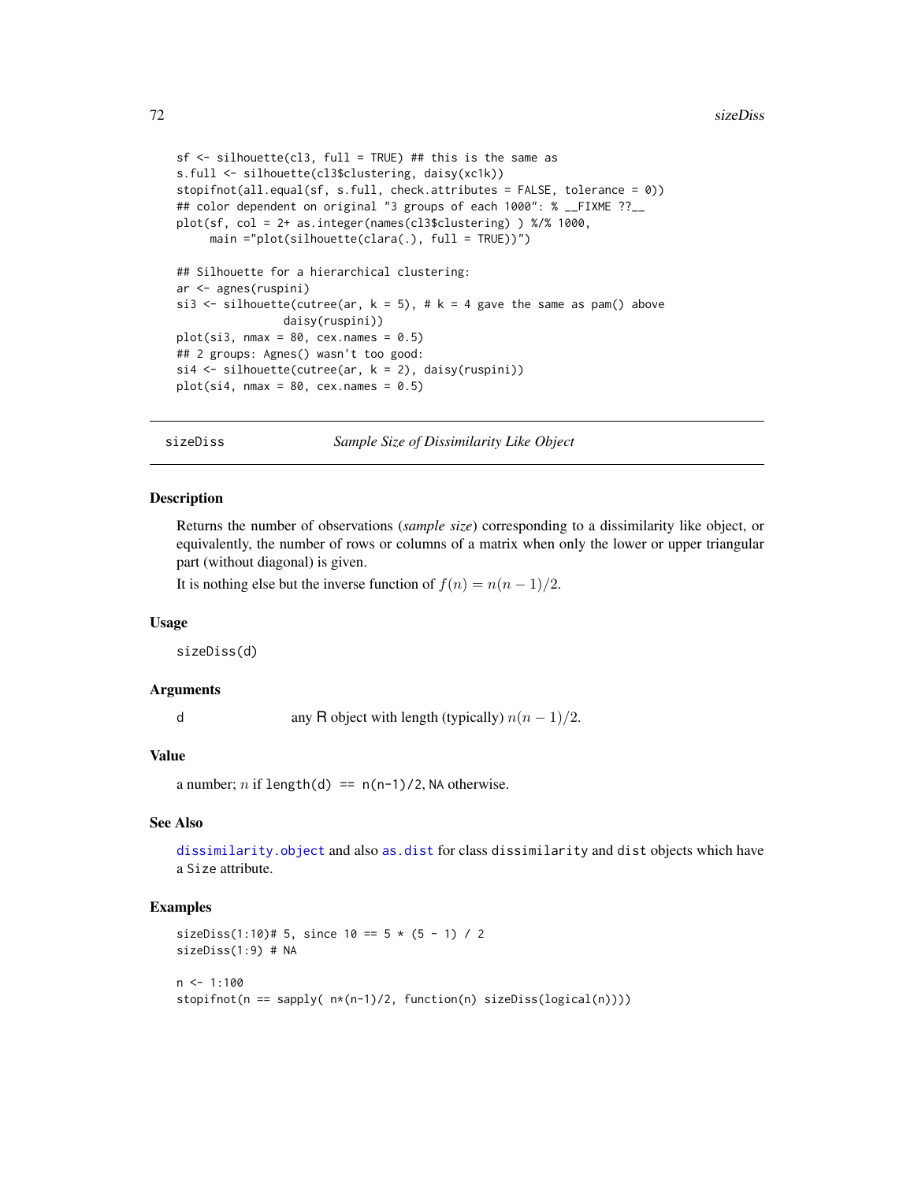```
sf <- silhouette(cl3, full = TRUE) ## this is the same as
s.full <- silhouette(cl3$clustering, daisy(xc1k))
stopifnot(all.equal(sf, s.full, check.attributes = FALSE, tolerance = 0))
## color dependent on original "3 groups of each 1000": % __FIXME ??__
plot(sf, col = 2+ as.integer(names(cl3$clustering) ) %/% 1000,
     main ="plot(silhouette(clara(.), full = TRUE))")

## Silhouette for a hierarchical clustering:
ar <- agnes(ruspini)
si3 <- silhouette(cutree(ar, k = 5), # k = 4 gave the same as pam() above
                  daisy(ruspini))
plot(si3, nmax = 80, cex.names = 0.5)
## 2 groups: Agnes() wasn't too good:
si4 <- silhouette(cutree(ar, k = 2), daisy(ruspini))
plot(si4, nmax = 80, cex.names = 0.5)
```

---

## sizeDiss — *Sample Size of Dissimilarity Like Object*

### Description

Returns the number of observations (*sample size*) corresponding to a dissimilarity like object, or equivalently, the number of rows or columns of a matrix when only the lower or upper triangular part (without diagonal) is given.

It is nothing else but the inverse function of $f(n) = n(n-1)/2$.

### Usage

```
sizeDiss(d)
```

### Arguments

d — any R object with length (typically) $n(n-1)/2$.

### Value

a number; $n$ if `length(d) == n(n-1)/2`, `NA` otherwise.

### See Also

`dissimilarity.object` and also `as.dist` for class `dissimilarity` and `dist` objects which have a `Size` attribute.

### Examples

```
sizeDiss(1:10)# 5, since 10 == 5 * (5 - 1) / 2
sizeDiss(1:9) # NA

n <- 1:100
stopifnot(n == sapply( n*(n-1)/2, function(n) sizeDiss(logical(n))))
```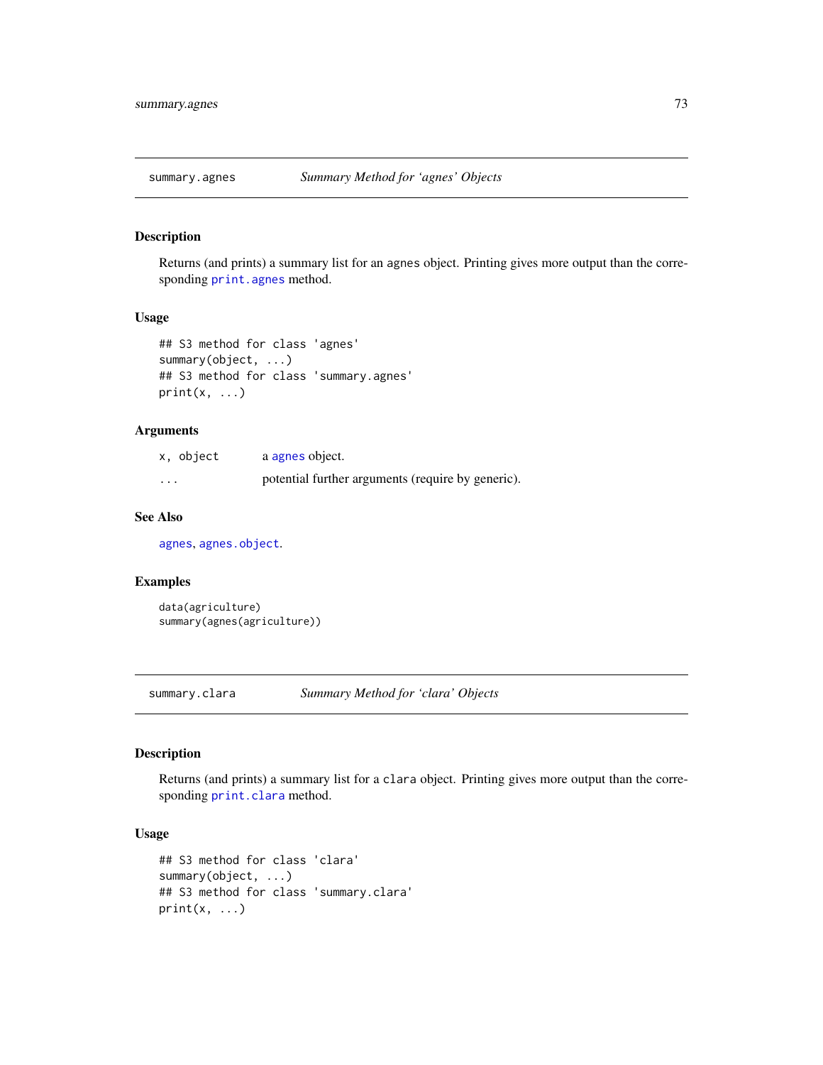## summary.agnes *Summary Method for 'agnes' Objects*

### Description

Returns (and prints) a summary list for an agnes object. Printing gives more output than the corresponding print.agnes method.

### Usage

```
## S3 method for class 'agnes'
summary(object, ...)
## S3 method for class 'summary.agnes'
print(x, ...)
```

### Arguments

| | |
|---|---|
| x, object | a agnes object. |
| ... | potential further arguments (require by generic). |

### See Also

agnes, agnes.object.

### Examples

```
data(agriculture)
summary(agnes(agriculture))
```

## summary.clara *Summary Method for 'clara' Objects*

### Description

Returns (and prints) a summary list for a clara object. Printing gives more output than the corresponding print.clara method.

### Usage

```
## S3 method for class 'clara'
summary(object, ...)
## S3 method for class 'summary.clara'
print(x, ...)
```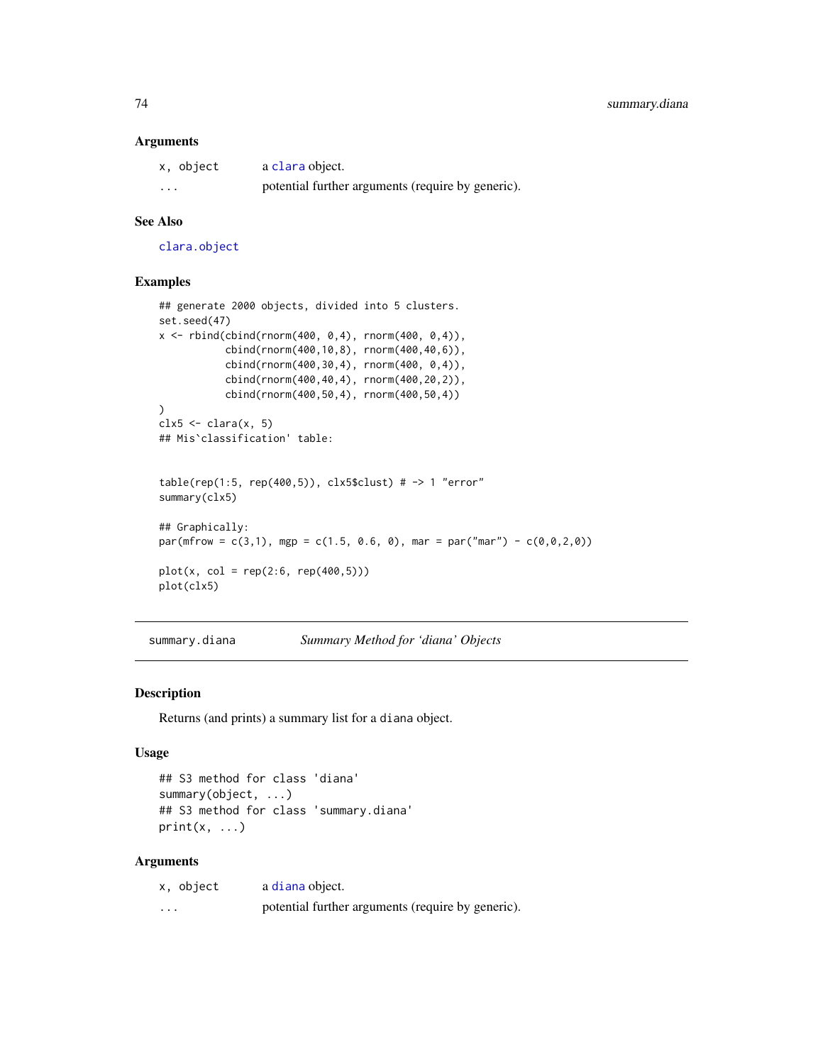### Arguments

| | |
|---|---|
| x, object | a clara object. |
| ... | potential further arguments (require by generic). |

### See Also

clara.object

### Examples

```
## generate 2000 objects, divided into 5 clusters.
set.seed(47)
x <- rbind(cbind(rnorm(400, 0,4), rnorm(400, 0,4)),
           cbind(rnorm(400,10,8), rnorm(400,40,6)),
           cbind(rnorm(400,30,4), rnorm(400, 0,4)),
           cbind(rnorm(400,40,4), rnorm(400,20,2)),
           cbind(rnorm(400,50,4), rnorm(400,50,4))
)
clx5 <- clara(x, 5)
## Mis`classification' table:


table(rep(1:5, rep(400,5)), clx5$clust) # -> 1 "error"
summary(clx5)

## Graphically:
par(mfrow = c(3,1), mgp = c(1.5, 0.6, 0), mar = par("mar") - c(0,0,2,0))

plot(x, col = rep(2:6, rep(400,5)))
plot(clx5)
```

---

## summary.diana — *Summary Method for 'diana' Objects*

### Description

Returns (and prints) a summary list for a diana object.

### Usage

```
## S3 method for class 'diana'
summary(object, ...)
## S3 method for class 'summary.diana'
print(x, ...)
```

### Arguments

| | |
|---|---|
| x, object | a diana object. |
| ... | potential further arguments (require by generic). |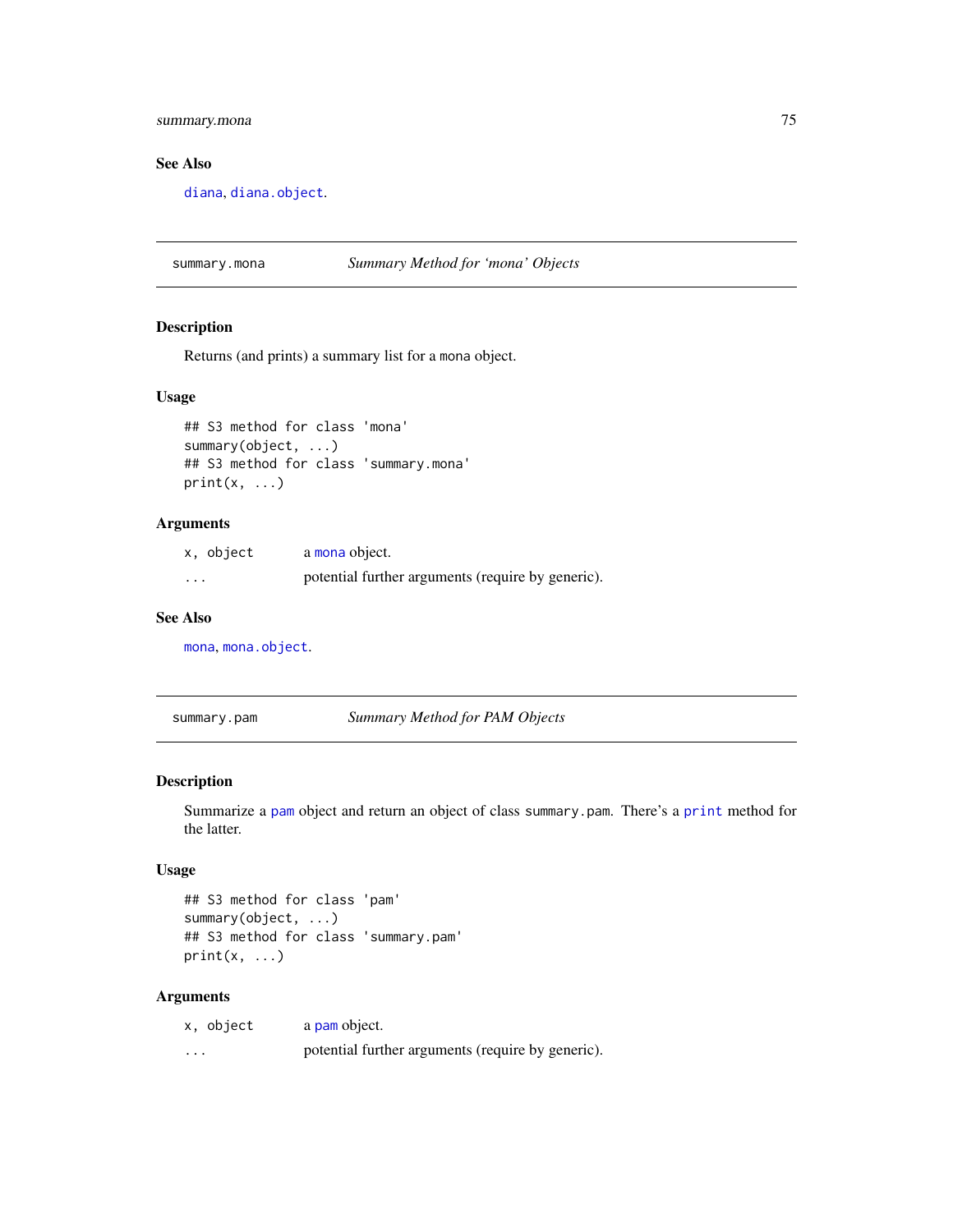## See Also

diana, diana.object.

---

## summary.mona — *Summary Method for 'mona' Objects*

### Description

Returns (and prints) a summary list for a mona object.

### Usage

```
## S3 method for class 'mona'
summary(object, ...)
## S3 method for class 'summary.mona'
print(x, ...)
```

### Arguments

| | |
|---|---|
| x, object | a mona object. |
| ... | potential further arguments (require by generic). |

### See Also

mona, mona.object.

---

## summary.pam — *Summary Method for PAM Objects*

### Description

Summarize a pam object and return an object of class summary.pam. There's a print method for the latter.

### Usage

```
## S3 method for class 'pam'
summary(object, ...)
## S3 method for class 'summary.pam'
print(x, ...)
```

### Arguments

| | |
|---|---|
| x, object | a pam object. |
| ... | potential further arguments (require by generic). |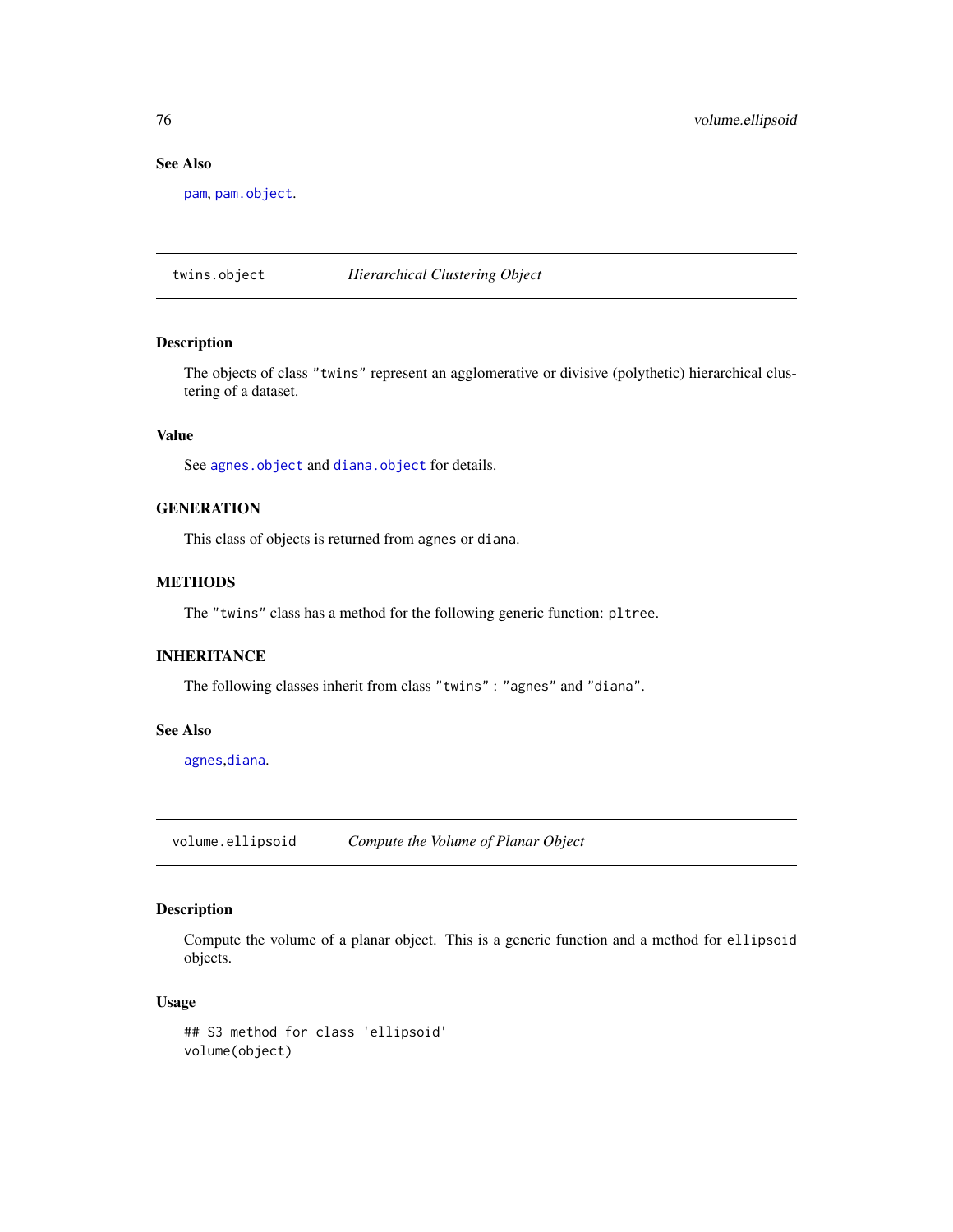### See Also

pam, pam.object.

## twins.object — *Hierarchical Clustering Object*

### Description

The objects of class "twins" represent an agglomerative or divisive (polythetic) hierarchical clustering of a dataset.

### Value

See agnes.object and diana.object for details.

### GENERATION

This class of objects is returned from agnes or diana.

### METHODS

The "twins" class has a method for the following generic function: pltree.

### INHERITANCE

The following classes inherit from class "twins" : "agnes" and "diana".

### See Also

agnes, diana.

## volume.ellipsoid — *Compute the Volume of Planar Object*

### Description

Compute the volume of a planar object. This is a generic function and a method for ellipsoid objects.

### Usage

```
## S3 method for class 'ellipsoid'
volume(object)
```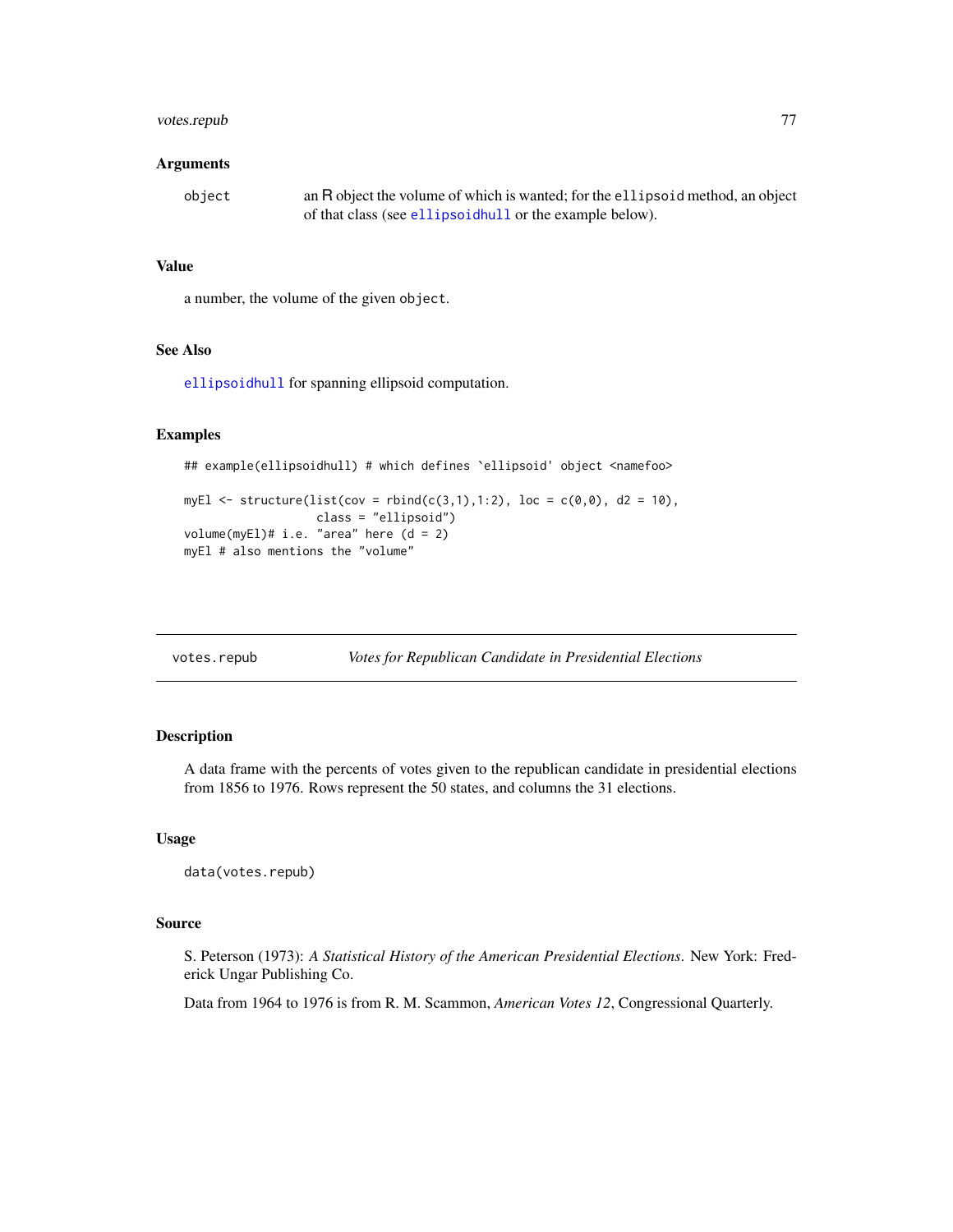### Arguments

`object` an R object the volume of which is wanted; for the `ellipsoid` method, an object of that class (see `ellipsoidhull` or the example below).

### Value

a number, the volume of the given `object`.

### See Also

`ellipsoidhull` for spanning ellipsoid computation.

### Examples

```
## example(ellipsoidhull) # which defines `ellipsoid' object <namefoo>

myEl <- structure(list(cov = rbind(c(3,1),1:2), loc = c(0,0), d2 = 10),
                  class = "ellipsoid")
volume(myEl)# i.e. "area" here (d = 2)
myEl # also mentions the "volume"
```

---

## votes.repub — *Votes for Republican Candidate in Presidential Elections*

---

### Description

A data frame with the percents of votes given to the republican candidate in presidential elections from 1856 to 1976. Rows represent the 50 states, and columns the 31 elections.

### Usage

```
data(votes.repub)
```

### Source

S. Peterson (1973): *A Statistical History of the American Presidential Elections*. New York: Frederick Ungar Publishing Co.

Data from 1964 to 1976 is from R. M. Scammon, *American Votes 12*, Congressional Quarterly.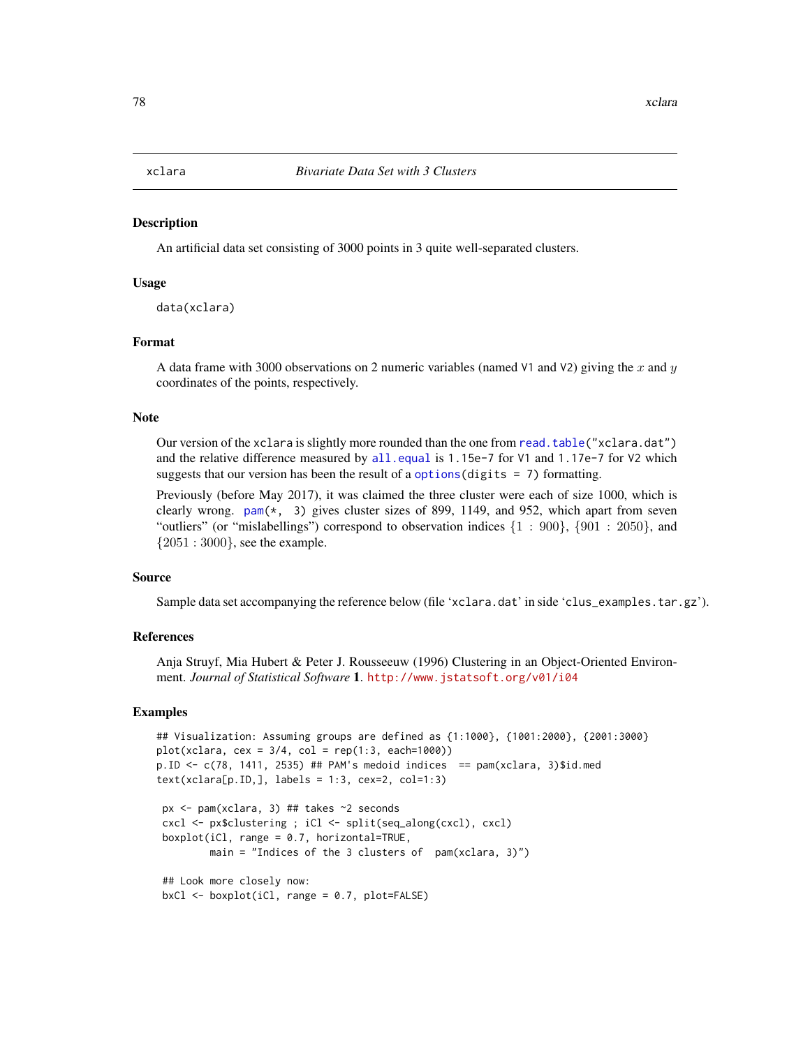# xclara — *Bivariate Data Set with 3 Clusters*

## Description

An artificial data set consisting of 3000 points in 3 quite well-separated clusters.

## Usage

```
data(xclara)
```

## Format

A data frame with 3000 observations on 2 numeric variables (named V1 and V2) giving the $x$ and $y$ coordinates of the points, respectively.

## Note

Our version of the xclara is slightly more rounded than the one from read.table("xclara.dat") and the relative difference measured by all.equal is 1.15e-7 for V1 and 1.17e-7 for V2 which suggests that our version has been the result of a options(digits = 7) formatting.

Previously (before May 2017), it was claimed the three cluster were each of size 1000, which is clearly wrong. pam(*, 3) gives cluster sizes of 899, 1149, and 952, which apart from seven "outliers" (or "mislabellings") correspond to observation indices $\{1 : 900\}$, $\{901 : 2050\}$, and $\{2051 : 3000\}$, see the example.

## Source

Sample data set accompanying the reference below (file 'xclara.dat' in side 'clus_examples.tar.gz').

## References

Anja Struyf, Mia Hubert & Peter J. Rousseeuw (1996) Clustering in an Object-Oriented Environment. *Journal of Statistical Software* **1**. http://www.jstatsoft.org/v01/i04

## Examples

```
## Visualization: Assuming groups are defined as {1:1000}, {1001:2000}, {2001:3000}
plot(xclara, cex = 3/4, col = rep(1:3, each=1000))
p.ID <- c(78, 1411, 2535) ## PAM's medoid indices  == pam(xclara, 3)$id.med
text(xclara[p.ID,], labels = 1:3, cex=2, col=1:3)

 px <- pam(xclara, 3) ## takes ~2 seconds
 cxcl <- px$clustering ; iCl <- split(seq_along(cxcl), cxcl)
 boxplot(iCl, range = 0.7, horizontal=TRUE,
         main = "Indices of the 3 clusters of  pam(xclara, 3)")

 ## Look more closely now:
 bxCl <- boxplot(iCl, range = 0.7, plot=FALSE)
```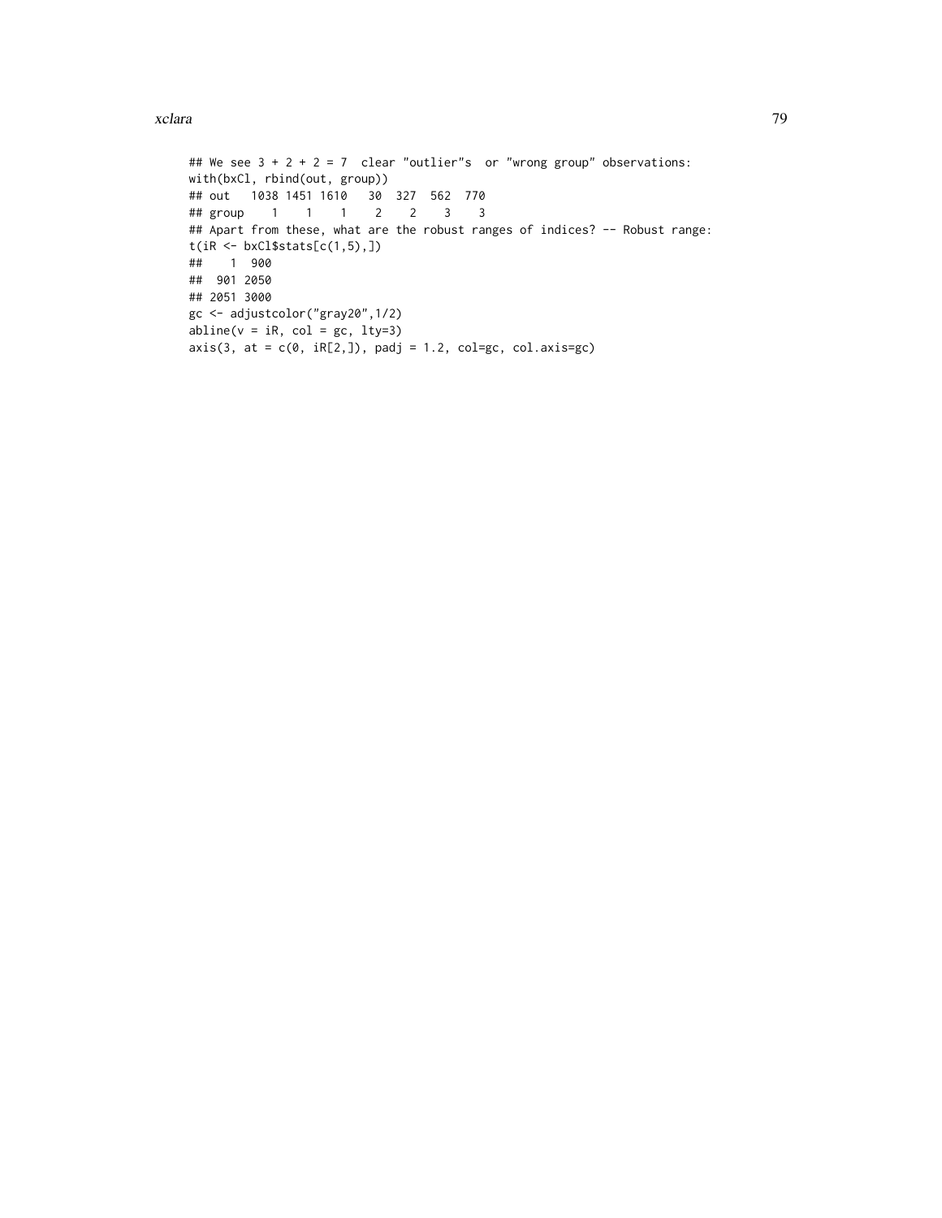```
## We see 3 + 2 + 2 = 7  clear "outlier"s  or "wrong group" observations:
with(bxCl, rbind(out, group))
## out   1038 1451 1610   30  327  562  770
## group    1    1    1    2    2    3    3
## Apart from these, what are the robust ranges of indices? -- Robust range:
t(iR <- bxCl$stats[c(1,5),])
##    1  900
##  901 2050
## 2051 3000
gc <- adjustcolor("gray20",1/2)
abline(v = iR, col = gc, lty=3)
axis(3, at = c(0, iR[2,]), padj = 1.2, col=gc, col.axis=gc)
```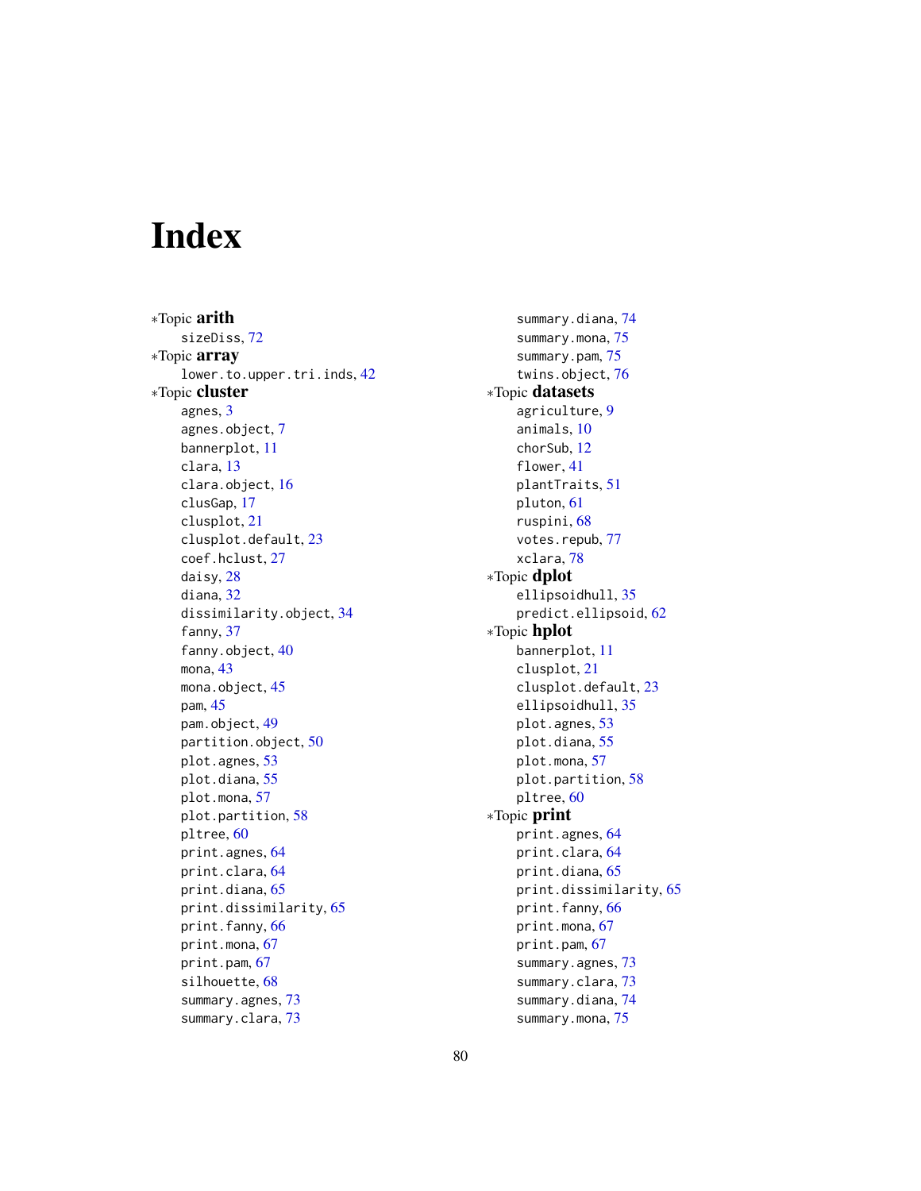# Index

*Topic **arith**
    sizeDiss, 72
*Topic **array**
    lower.to.upper.tri.inds, 42
*Topic **cluster**
    agnes, 3
    agnes.object, 7
    bannerplot, 11
    clara, 13
    clara.object, 16
    clusGap, 17
    clusplot, 21
    clusplot.default, 23
    coef.hclust, 27
    daisy, 28
    diana, 32
    dissimilarity.object, 34
    fanny, 37
    fanny.object, 40
    mona, 43
    mona.object, 45
    pam, 45
    pam.object, 49
    partition.object, 50
    plot.agnes, 53
    plot.diana, 55
    plot.mona, 57
    plot.partition, 58
    pltree, 60
    print.agnes, 64
    print.clara, 64
    print.diana, 65
    print.dissimilarity, 65
    print.fanny, 66
    print.mona, 67
    print.pam, 67
    silhouette, 68
    summary.agnes, 73
    summary.clara, 73
    summary.diana, 74
    summary.mona, 75
    summary.pam, 75
    twins.object, 76
*Topic **datasets**
    agriculture, 9
    animals, 10
    chorSub, 12
    flower, 41
    plantTraits, 51
    pluton, 61
    ruspini, 68
    votes.repub, 77
    xclara, 78
*Topic **dplot**
    ellipsoidhull, 35
    predict.ellipsoid, 62
*Topic **hplot**
    bannerplot, 11
    clusplot, 21
    clusplot.default, 23
    ellipsoidhull, 35
    plot.agnes, 53
    plot.diana, 55
    plot.mona, 57
    plot.partition, 58
    pltree, 60
*Topic **print**
    print.agnes, 64
    print.clara, 64
    print.diana, 65
    print.dissimilarity, 65
    print.fanny, 66
    print.mona, 67
    print.pam, 67
    summary.agnes, 73
    summary.clara, 73
    summary.diana, 74
    summary.mona, 75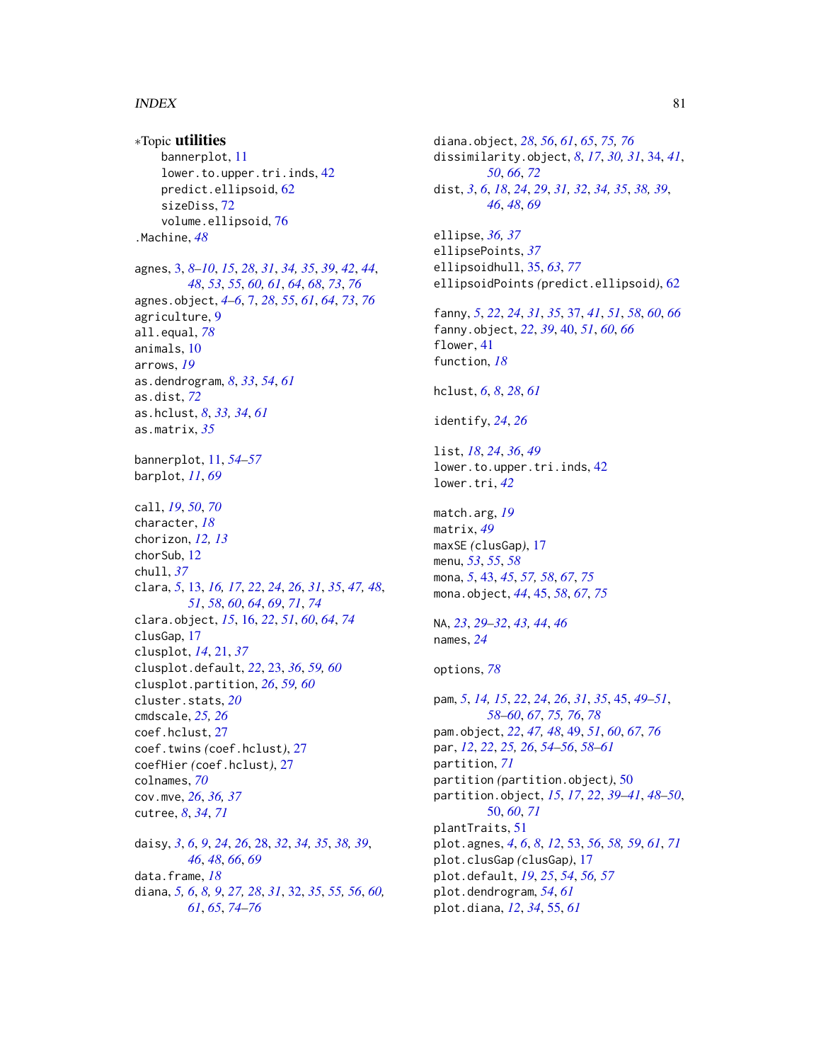*Topic **utilities**

bannerplot, 11
lower.to.upper.tri.inds, 42
predict.ellipsoid, 62
sizeDiss, 72
volume.ellipsoid, 76

.Machine, *48*

agnes, 3, *8–10*, *15*, *28*, *31*, *34, 35*, *39*, *42*, *44*, *48*, *53*, *55*, *60, 61*, *64*, *68*, *73*, *76*
agnes.object, *4–6*, *7*, *28*, *55*, *61*, *64*, *73*, *76*
agriculture, 9
all.equal, *78*
animals, 10
arrows, *19*
as.dendrogram, *8*, *33*, *54*, *61*
as.dist, *72*
as.hclust, *8*, *33, 34*, *61*
as.matrix, *35*

bannerplot, 11, *54–57*
barplot, *11*, *69*

call, *19*, *50*, *70*
character, *18*
chorizon, *12, 13*
chorSub, 12
chull, *37*
clara, *5*, 13, *16, 17*, *22*, *24*, *26*, *31*, *35*, *47, 48*, *51*, *58*, *60*, *64*, *69*, *71*, *74*
clara.object, *15*, 16, *22*, *51*, *60*, *64*, *74*
clusGap, 17
clusplot, *14*, 21, *37*
clusplot.default, *22*, 23, *36*, *59, 60*
clusplot.partition, *26*, *59, 60*
cluster.stats, *20*
cmdscale, *25, 26*
coef.hclust, 27
coef.twins *(*coef.hclust*)*, 27
coefHier *(*coef.hclust*)*, 27
colnames, *70*
cov.mve, *26*, *36, 37*
cutree, *8*, *34*, *71*

daisy, *3*, *6*, *9*, *24*, *26*, 28, *32*, *34, 35*, *38, 39*, *46*, *48*, *66*, *69*
data.frame, *18*
diana, *5, 6*, *8, 9*, *27, 28*, *31*, 32, *35*, *55, 56*, *60, 61*, *65*, *74–76*
diana.object, *28*, *56*, *61*, *65*, *75, 76*
dissimilarity.object, *8*, *17*, *30, 31*, 34, *41*, *50*, *66*, *72*
dist, *3*, *6*, *18*, *24*, *29*, *31, 32*, *34, 35*, *38, 39*, *46*, *48*, *69*

ellipse, *36, 37*
ellipsePoints, *37*
ellipsoidhull, 35, *63*, *77*
ellipsoidPoints *(*predict.ellipsoid*)*, 62

fanny, *5*, *22*, *24*, *31*, *35*, 37, *41*, *51*, *58*, *60*, *66*
fanny.object, *22*, *39*, 40, *51*, *60*, *66*
flower, 41
function, *18*

hclust, *6*, *8*, *28*, *61*

identify, *24*, *26*

list, *18*, *24*, *36*, *49*
lower.to.upper.tri.inds, 42
lower.tri, *42*

match.arg, *19*
matrix, *49*
maxSE *(*clusGap*)*, 17
menu, *53*, *55*, *58*
mona, *5*, 43, *45*, *57, 58*, *67*, *75*
mona.object, *44*, 45, *58*, *67*, *75*

NA, *23*, *29–32*, *43, 44*, *46*
names, *24*

options, *78*

pam, *5*, *14, 15*, *22*, *24*, *26*, *31*, *35*, 45, *49–51*, *58–60*, *67*, *75, 76*, *78*
pam.object, *22*, *47, 48*, 49, *51*, *60*, *67*, *76*
par, *12*, *22*, *25, 26*, *54–56*, *58–61*
partition, *71*
partition *(*partition.object*)*, 50
partition.object, *15*, *17*, *22*, *39–41*, *48–50*, 50, *60*, *71*
plantTraits, 51
plot.agnes, *4*, *6*, *8*, *12*, 53, *56*, *58, 59*, *61*, *71*
plot.clusGap *(*clusGap*)*, 17
plot.default, *19*, *25*, *54*, *56, 57*
plot.dendrogram, *54*, *61*
plot.diana, *12*, *34*, 55, *61*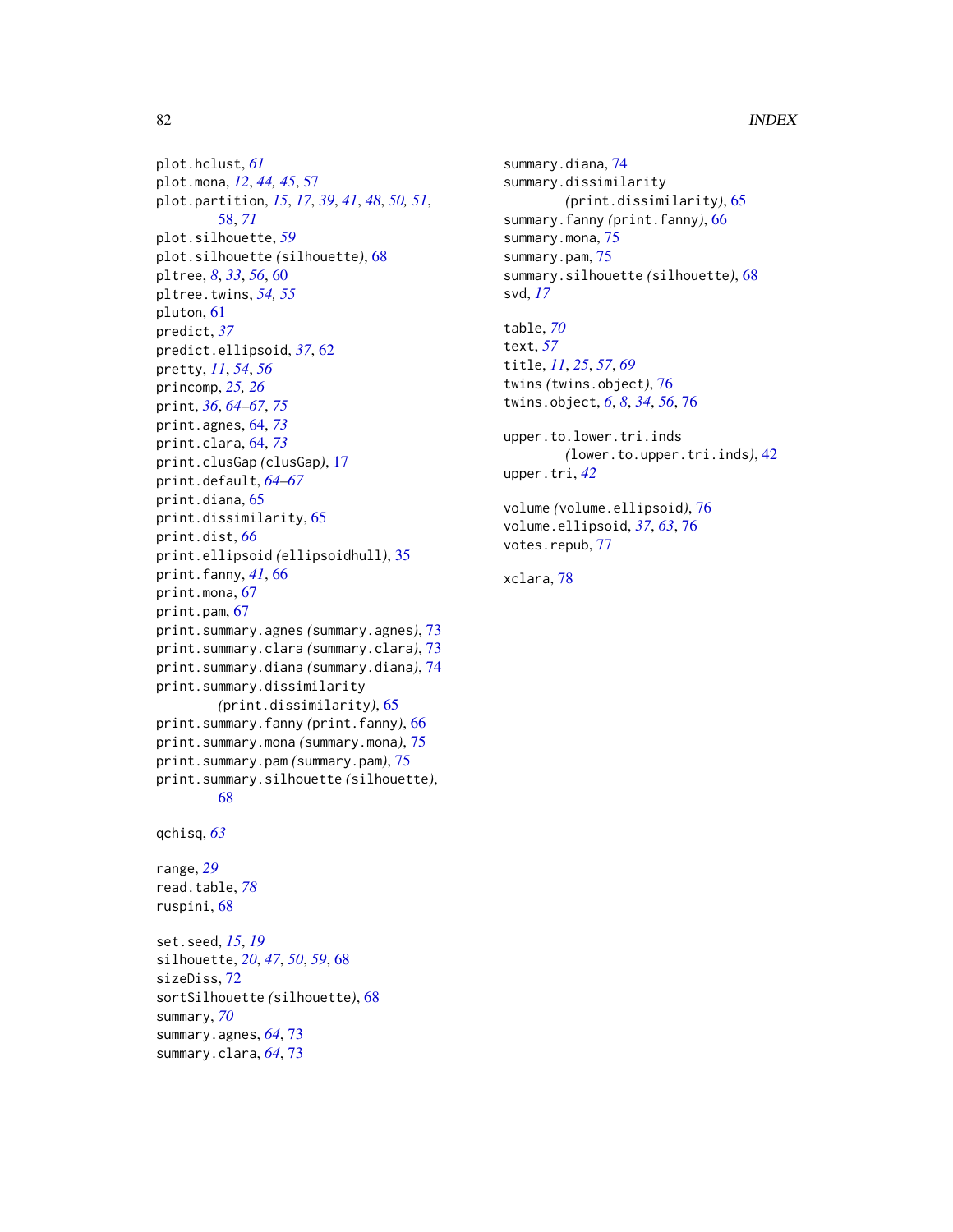plot.hclust, *61*
plot.mona, *12*, *44, 45*, 57
plot.partition, *15*, *17*, *39*, *41*, *48*, *50, 51*, 58, *71*
plot.silhouette, *59*
plot.silhouette *(*silhouette*)*, 68
pltree, *8*, *33*, *56*, 60
pltree.twins, *54, 55*
pluton, 61
predict, *37*
predict.ellipsoid, *37*, 62
pretty, *11*, *54*, *56*
princomp, *25, 26*
print, *36*, *64–67*, *75*
print.agnes, 64, *73*
print.clara, 64, *73*
print.clusGap *(*clusGap*)*, 17
print.default, *64–67*
print.diana, 65
print.dissimilarity, 65
print.dist, *66*
print.ellipsoid *(*ellipsoidhull*)*, 35
print.fanny, *41*, 66
print.mona, 67
print.pam, 67
print.summary.agnes *(*summary.agnes*)*, 73
print.summary.clara *(*summary.clara*)*, 73
print.summary.diana *(*summary.diana*)*, 74
print.summary.dissimilarity *(*print.dissimilarity*)*, 65
print.summary.fanny *(*print.fanny*)*, 66
print.summary.mona *(*summary.mona*)*, 75
print.summary.pam *(*summary.pam*)*, 75
print.summary.silhouette *(*silhouette*)*, 68

qchisq, *63*

range, *29*
read.table, *78*
ruspini, 68

set.seed, *15*, *19*
silhouette, *20*, *47*, *50*, *59*, 68
sizeDiss, 72
sortSilhouette *(*silhouette*)*, 68
summary, *70*
summary.agnes, *64*, 73
summary.clara, *64*, 73
summary.diana, 74
summary.dissimilarity *(*print.dissimilarity*)*, 65
summary.fanny *(*print.fanny*)*, 66
summary.mona, 75
summary.pam, 75
summary.silhouette *(*silhouette*)*, 68
svd, *17*

table, *70*
text, *57*
title, *11*, *25*, *57*, *69*
twins *(*twins.object*)*, 76
twins.object, *6*, *8*, *34*, *56*, 76

upper.to.lower.tri.inds *(*lower.to.upper.tri.inds*)*, 42
upper.tri, *42*

volume *(*volume.ellipsoid*)*, 76
volume.ellipsoid, *37*, *63*, 76
votes.repub, 77

xclara, 78